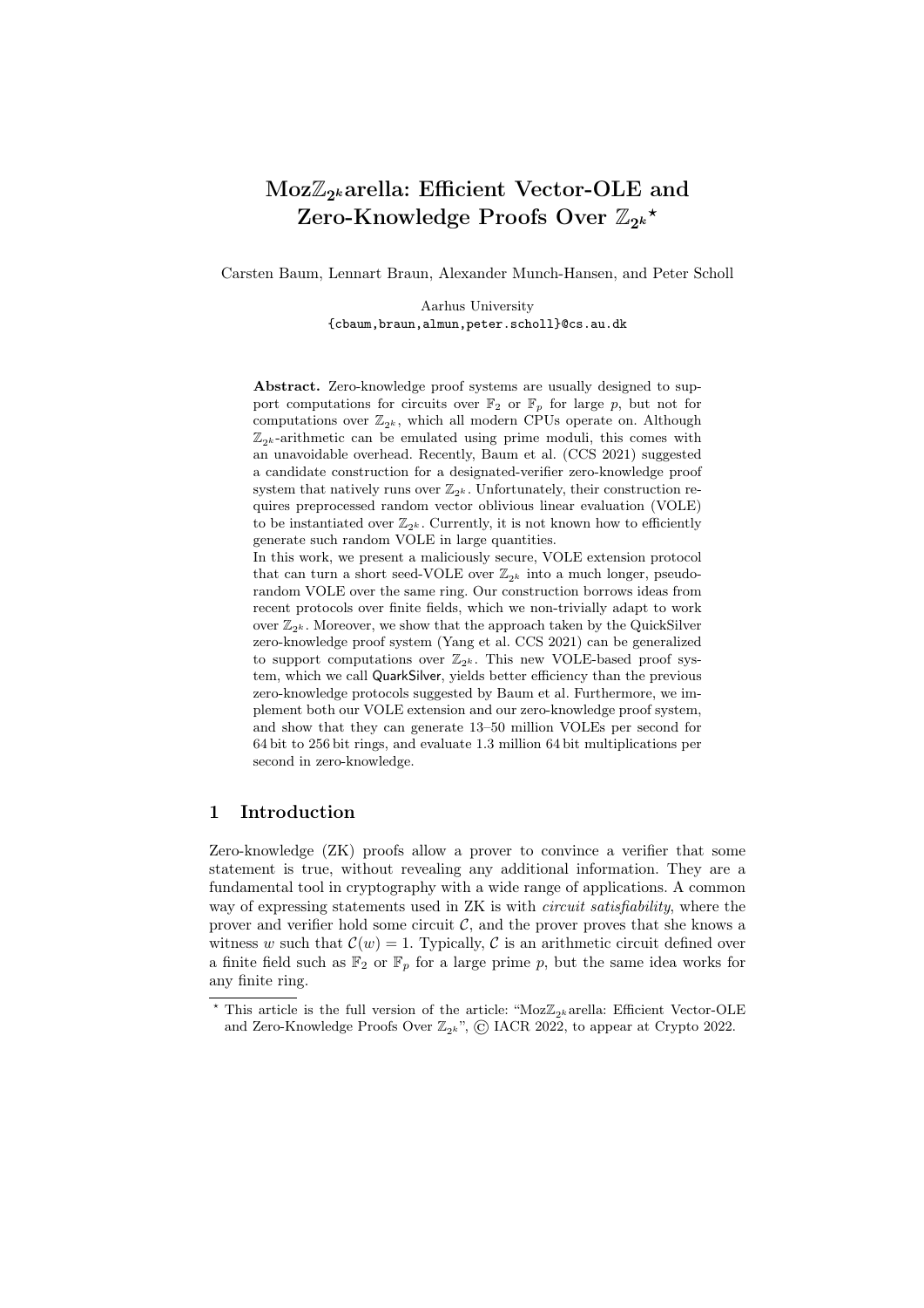# Moz$\mathbb{Z}_{2^k}$arella: Efficient Vector-OLE and Zero-Knowledge Proofs Over $\mathbb{Z}_{2^k}$ ⋆

Carsten Baum, Lennart Braun, Alexander Munch-Hansen, and Peter Scholl

Aarhus University
{cbaum,braun,almun,peter.scholl}@cs.au.dk

**Abstract.** Zero-knowledge proof systems are usually designed to support computations for circuits over $\mathbb{F}_2$ or $\mathbb{F}_p$ for large $p$, but not for computations over $\mathbb{Z}_{2^k}$, which all modern CPUs operate on. Although $\mathbb{Z}_{2^k}$-arithmetic can be emulated using prime moduli, this comes with an unavoidable overhead. Recently, Baum et al. (CCS 2021) suggested a candidate construction for a designated-verifier zero-knowledge proof system that natively runs over $\mathbb{Z}_{2^k}$. Unfortunately, their construction requires preprocessed random vector oblivious linear evaluation (VOLE) to be instantiated over $\mathbb{Z}_{2^k}$. Currently, it is not known how to efficiently generate such random VOLE in large quantities.

In this work, we present a maliciously secure, VOLE extension protocol that can turn a short seed-VOLE over $\mathbb{Z}_{2^k}$ into a much longer, pseudorandom VOLE over the same ring. Our construction borrows ideas from recent protocols over finite fields, which we non-trivially adapt to work over $\mathbb{Z}_{2^k}$. Moreover, we show that the approach taken by the QuickSilver zero-knowledge proof system (Yang et al. CCS 2021) can be generalized to support computations over $\mathbb{Z}_{2^k}$. This new VOLE-based proof system, which we call QuarkSilver, yields better efficiency than the previous zero-knowledge protocols suggested by Baum et al. Furthermore, we implement both our VOLE extension and our zero-knowledge proof system, and show that they can generate 13–50 million VOLEs per second for 64 bit to 256 bit rings, and evaluate 1.3 million 64 bit multiplications per second in zero-knowledge.

## 1 Introduction

Zero-knowledge (ZK) proofs allow a prover to convince a verifier that some statement is true, without revealing any additional information. They are a fundamental tool in cryptography with a wide range of applications. A common way of expressing statements used in ZK is with *circuit satisfiability*, where the prover and verifier hold some circuit $\mathcal{C}$, and the prover proves that she knows a witness $w$ such that $\mathcal{C}(w) = 1$. Typically, $\mathcal{C}$ is an arithmetic circuit defined over a finite field such as $\mathbb{F}_2$ or $\mathbb{F}_p$ for a large prime $p$, but the same idea works for any finite ring.

⋆ This article is the full version of the article: "Moz$\mathbb{Z}_{2^k}$arella: Efficient Vector-OLE and Zero-Knowledge Proofs Over $\mathbb{Z}_{2^k}$", © IACR 2022, to appear at Crypto 2022.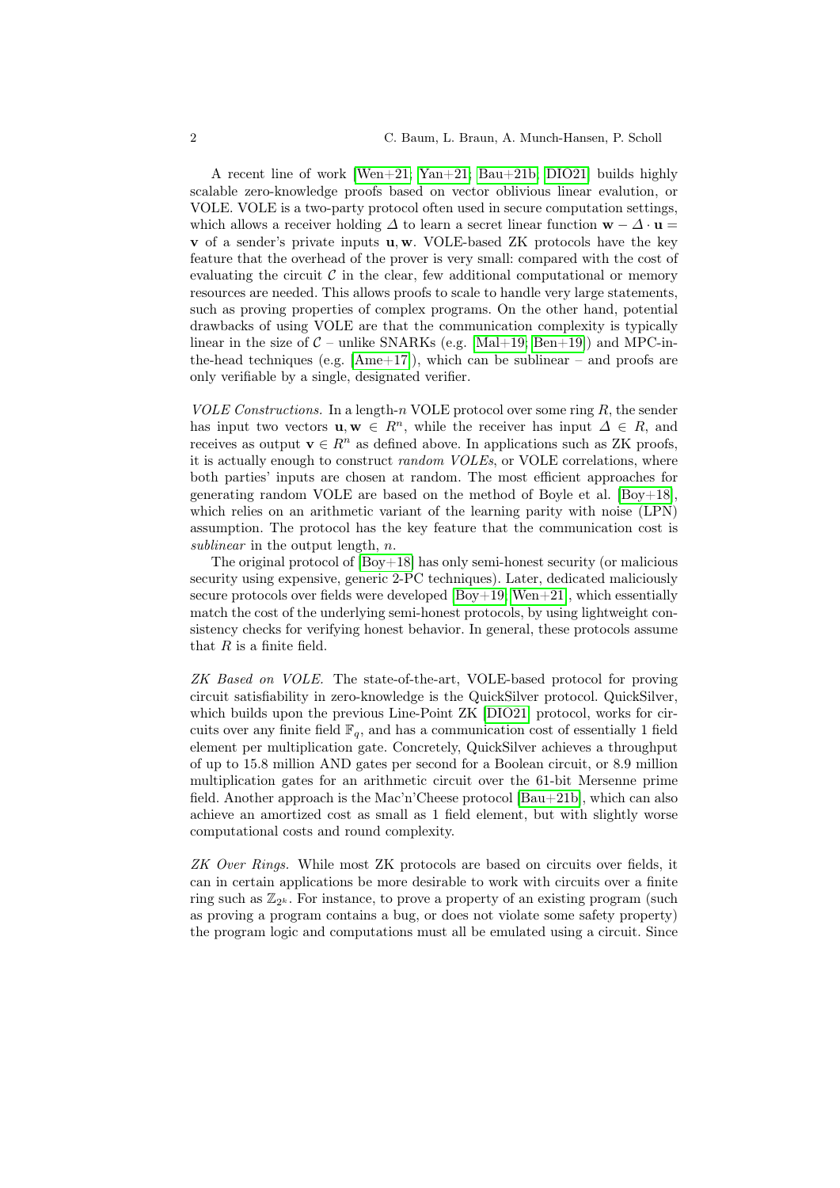A recent line of work [Wen+21; Yan+21; Bau+21b; DIO21] builds highly scalable zero-knowledge proofs based on vector oblivious linear evalution, or VOLE. VOLE is a two-party protocol often used in secure computation settings, which allows a receiver holding $\Delta$ to learn a secret linear function $\mathbf{w} - \Delta \cdot \mathbf{u} = \mathbf{v}$ of a sender's private inputs $\mathbf{u}, \mathbf{w}$. VOLE-based ZK protocols have the key feature that the overhead of the prover is very small: compared with the cost of evaluating the circuit $\mathcal{C}$ in the clear, few additional computational or memory resources are needed. This allows proofs to scale to handle very large statements, such as proving properties of complex programs. On the other hand, potential drawbacks of using VOLE are that the communication complexity is typically linear in the size of $\mathcal{C}$ – unlike SNARKs (e.g. [Mal+19; Ben+19]) and MPC-in-the-head techniques (e.g. [Ame+17]), which can be sublinear – and proofs are only verifiable by a single, designated verifier.

*VOLE Constructions.* In a length-$n$ VOLE protocol over some ring $R$, the sender has input two vectors $\mathbf{u}, \mathbf{w} \in R^n$, while the receiver has input $\Delta \in R$, and receives as output $\mathbf{v} \in R^n$ as defined above. In applications such as ZK proofs, it is actually enough to construct *random VOLEs*, or VOLE correlations, where both parties' inputs are chosen at random. The most efficient approaches for generating random VOLE are based on the method of Boyle et al. [Boy+18], which relies on an arithmetic variant of the learning parity with noise (LPN) assumption. The protocol has the key feature that the communication cost is *sublinear* in the output length, $n$.

The original protocol of [Boy+18] has only semi-honest security (or malicious security using expensive, generic 2-PC techniques). Later, dedicated maliciously secure protocols over fields were developed [Boy+19; Wen+21], which essentially match the cost of the underlying semi-honest protocols, by using lightweight consistency checks for verifying honest behavior. In general, these protocols assume that $R$ is a finite field.

*ZK Based on VOLE.* The state-of-the-art, VOLE-based protocol for proving circuit satisfiability in zero-knowledge is the QuickSilver protocol. QuickSilver, which builds upon the previous Line-Point ZK [DIO21] protocol, works for circuits over any finite field $\mathbb{F}_q$, and has a communication cost of essentially 1 field element per multiplication gate. Concretely, QuickSilver achieves a throughput of up to 15.8 million AND gates per second for a Boolean circuit, or 8.9 million multiplication gates for an arithmetic circuit over the 61-bit Mersenne prime field. Another approach is the Mac'n'Cheese protocol [Bau+21b], which can also achieve an amortized cost as small as 1 field element, but with slightly worse computational costs and round complexity.

*ZK Over Rings.* While most ZK protocols are based on circuits over fields, it can in certain applications be more desirable to work with circuits over a finite ring such as $\mathbb{Z}_{2^k}$. For instance, to prove a property of an existing program (such as proving a program contains a bug, or does not violate some safety property) the program logic and computations must all be emulated using a circuit. Since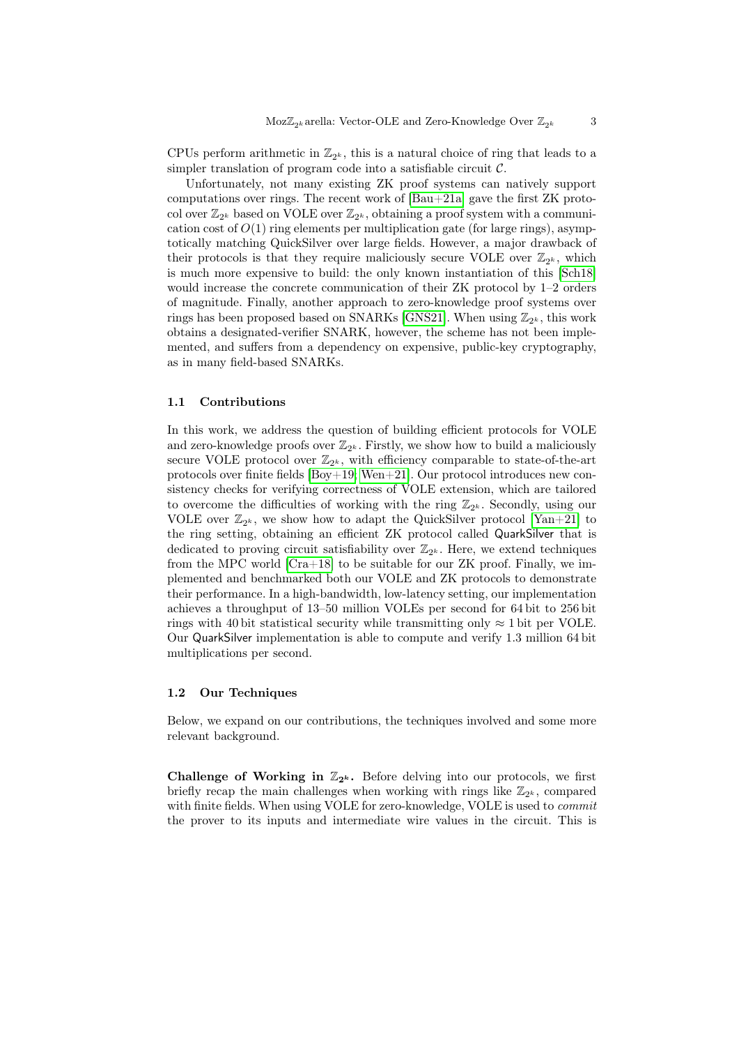CPUs perform arithmetic in $\mathbb{Z}_{2^k}$, this is a natural choice of ring that leads to a simpler translation of program code into a satisfiable circuit $\mathcal{C}$.

Unfortunately, not many existing ZK proof systems can natively support computations over rings. The recent work of [Bau+21a] gave the first ZK protocol over $\mathbb{Z}_{2^k}$ based on VOLE over $\mathbb{Z}_{2^k}$, obtaining a proof system with a communication cost of $O(1)$ ring elements per multiplication gate (for large rings), asymptotically matching QuickSilver over large fields. However, a major drawback of their protocols is that they require maliciously secure VOLE over $\mathbb{Z}_{2^k}$, which is much more expensive to build: the only known instantiation of this [Sch18] would increase the concrete communication of their ZK protocol by 1–2 orders of magnitude. Finally, another approach to zero-knowledge proof systems over rings has been proposed based on SNARKs [GNS21]. When using $\mathbb{Z}_{2^k}$, this work obtains a designated-verifier SNARK, however, the scheme has not been implemented, and suffers from a dependency on expensive, public-key cryptography, as in many field-based SNARKs.

### 1.1 Contributions

In this work, we address the question of building efficient protocols for VOLE and zero-knowledge proofs over $\mathbb{Z}_{2^k}$. Firstly, we show how to build a maliciously secure VOLE protocol over $\mathbb{Z}_{2^k}$, with efficiency comparable to state-of-the-art protocols over finite fields [Boy+19; Wen+21]. Our protocol introduces new consistency checks for verifying correctness of VOLE extension, which are tailored to overcome the difficulties of working with the ring $\mathbb{Z}_{2^k}$. Secondly, using our VOLE over $\mathbb{Z}_{2^k}$, we show how to adapt the QuickSilver protocol [Yan+21] to the ring setting, obtaining an efficient ZK protocol called QuarkSilver that is dedicated to proving circuit satisfiability over $\mathbb{Z}_{2^k}$. Here, we extend techniques from the MPC world [Cra+18] to be suitable for our ZK proof. Finally, we implemented and benchmarked both our VOLE and ZK protocols to demonstrate their performance. In a high-bandwidth, low-latency setting, our implementation achieves a throughput of 13–50 million VOLEs per second for 64 bit to 256 bit rings with 40 bit statistical security while transmitting only $\approx 1$ bit per VOLE. Our QuarkSilver implementation is able to compute and verify 1.3 million 64 bit multiplications per second.

### 1.2 Our Techniques

Below, we expand on our contributions, the techniques involved and some more relevant background.

**Challenge of Working in $\mathbb{Z}_{2^k}$.** Before delving into our protocols, we first briefly recap the main challenges when working with rings like $\mathbb{Z}_{2^k}$, compared with finite fields. When using VOLE for zero-knowledge, VOLE is used to *commit* the prover to its inputs and intermediate wire values in the circuit. This is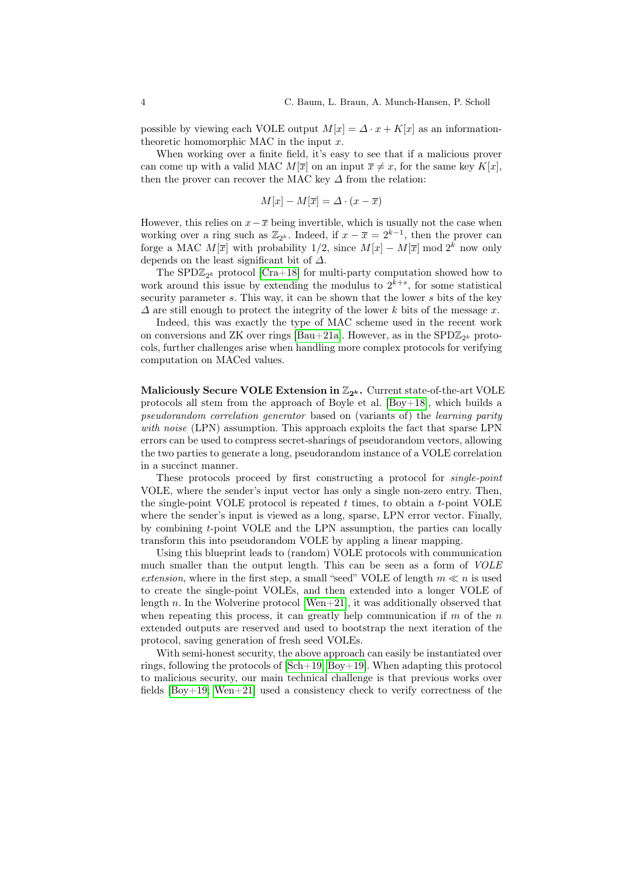possible by viewing each VOLE output $M[x] = \Delta \cdot x + K[x]$ as an information-theoretic homomorphic MAC in the input $x$.

When working over a finite field, it's easy to see that if a malicious prover can come up with a valid MAC $M[\overline{x}]$ on an input $\overline{x} \neq x$, for the same key $K[x]$, then the prover can recover the MAC key $\Delta$ from the relation:

$$M[x] - M[\overline{x}] = \Delta \cdot (x - \overline{x})$$

However, this relies on $x - \overline{x}$ being invertible, which is usually not the case when working over a ring such as $\mathbb{Z}_{2^k}$. Indeed, if $x - \overline{x} = 2^{k-1}$, then the prover can forge a MAC $M[\overline{x}]$ with probability 1/2, since $M[x] - M[\overline{x}] \bmod 2^k$ now only depends on the least significant bit of $\Delta$.

The SPD$\mathbb{Z}_{2^k}$ protocol [Cra+18] for multi-party computation showed how to work around this issue by extending the modulus to $2^{k+s}$, for some statistical security parameter $s$. This way, it can be shown that the lower $s$ bits of the key $\Delta$ are still enough to protect the integrity of the lower $k$ bits of the message $x$.

Indeed, this was exactly the type of MAC scheme used in the recent work on conversions and ZK over rings [Bau+21a]. However, as in the SPD$\mathbb{Z}_{2^k}$ protocols, further challenges arise when handling more complex protocols for verifying computation on MACed values.

**Maliciously Secure VOLE Extension in $\mathbb{Z}_{2^k}$.** Current state-of-the-art VOLE protocols all stem from the approach of Boyle et al. [Boy+18], which builds a *pseudorandom correlation generator* based on (variants of) the *learning parity with noise* (LPN) assumption. This approach exploits the fact that sparse LPN errors can be used to compress secret-sharings of pseudorandom vectors, allowing the two parties to generate a long, pseudorandom instance of a VOLE correlation in a succinct manner.

These protocols proceed by first constructing a protocol for *single-point* VOLE, where the sender's input vector has only a single non-zero entry. Then, the single-point VOLE protocol is repeated $t$ times, to obtain a $t$-point VOLE where the sender's input is viewed as a long, sparse, LPN error vector. Finally, by combining $t$-point VOLE and the LPN assumption, the parties can locally transform this into pseudorandom VOLE by appling a linear mapping.

Using this blueprint leads to (random) VOLE protocols with communication much smaller than the output length. This can be seen as a form of *VOLE extension*, where in the first step, a small "seed" VOLE of length $m \ll n$ is used to create the single-point VOLEs, and then extended into a longer VOLE of length $n$. In the Wolverine protocol [Wen+21], it was additionally observed that when repeating this process, it can greatly help communication if $m$ of the $n$ extended outputs are reserved and used to bootstrap the next iteration of the protocol, saving generation of fresh seed VOLEs.

With semi-honest security, the above approach can easily be instantiated over rings, following the protocols of [Sch+19; Boy+19]. When adapting this protocol to malicious security, our main technical challenge is that previous works over fields [Boy+19; Wen+21] used a consistency check to verify correctness of the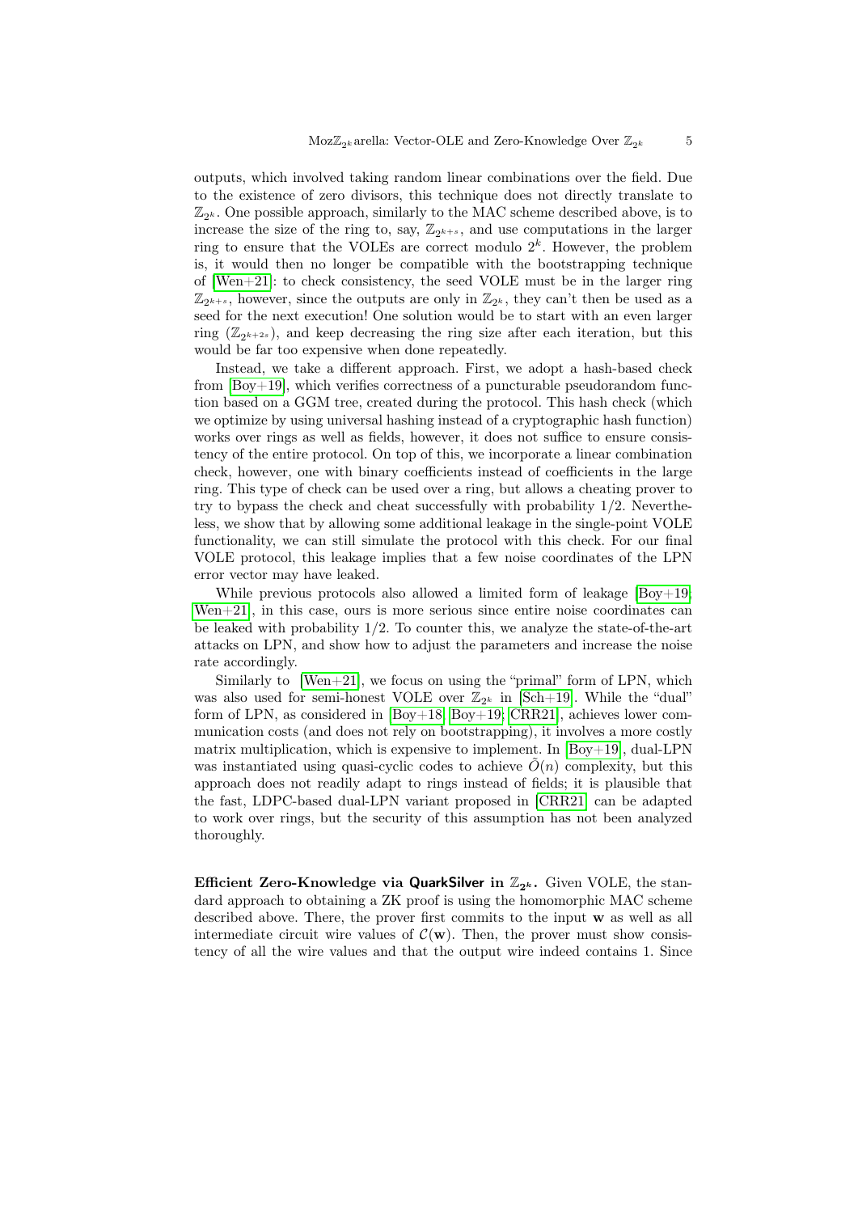outputs, which involved taking random linear combinations over the field. Due to the existence of zero divisors, this technique does not directly translate to $\mathbb{Z}_{2^k}$. One possible approach, similarly to the MAC scheme described above, is to increase the size of the ring to, say, $\mathbb{Z}_{2^{k+s}}$, and use computations in the larger ring to ensure that the VOLEs are correct modulo $2^k$. However, the problem is, it would then no longer be compatible with the bootstrapping technique of [Wen+21]: to check consistency, the seed VOLE must be in the larger ring $\mathbb{Z}_{2^{k+s}}$, however, since the outputs are only in $\mathbb{Z}_{2^k}$, they can't then be used as a seed for the next execution! One solution would be to start with an even larger ring ($\mathbb{Z}_{2^{k+2s}}$), and keep decreasing the ring size after each iteration, but this would be far too expensive when done repeatedly.

Instead, we take a different approach. First, we adopt a hash-based check from [Boy+19], which verifies correctness of a puncturable pseudorandom function based on a GGM tree, created during the protocol. This hash check (which we optimize by using universal hashing instead of a cryptographic hash function) works over rings as well as fields, however, it does not suffice to ensure consistency of the entire protocol. On top of this, we incorporate a linear combination check, however, one with binary coefficients instead of coefficients in the large ring. This type of check can be used over a ring, but allows a cheating prover to try to bypass the check and cheat successfully with probability 1/2. Nevertheless, we show that by allowing some additional leakage in the single-point VOLE functionality, we can still simulate the protocol with this check. For our final VOLE protocol, this leakage implies that a few noise coordinates of the LPN error vector may have leaked.

While previous protocols also allowed a limited form of leakage [Boy+19; Wen+21], in this case, ours is more serious since entire noise coordinates can be leaked with probability 1/2. To counter this, we analyze the state-of-the-art attacks on LPN, and show how to adjust the parameters and increase the noise rate accordingly.

Similarly to [Wen+21], we focus on using the "primal" form of LPN, which was also used for semi-honest VOLE over $\mathbb{Z}_{2^k}$ in [Sch+19]. While the "dual" form of LPN, as considered in [Boy+18; Boy+19; CRR21], achieves lower communication costs (and does not rely on bootstrapping), it involves a more costly matrix multiplication, which is expensive to implement. In [Boy+19], dual-LPN was instantiated using quasi-cyclic codes to achieve $\tilde{O}(n)$ complexity, but this approach does not readily adapt to rings instead of fields; it is plausible that the fast, LDPC-based dual-LPN variant proposed in [CRR21] can be adapted to work over rings, but the security of this assumption has not been analyzed thoroughly.

**Efficient Zero-Knowledge via QuarkSilver in $\mathbb{Z}_{2^k}$.** Given VOLE, the standard approach to obtaining a ZK proof is using the homomorphic MAC scheme described above. There, the prover first commits to the input $\mathbf{w}$ as well as all intermediate circuit wire values of $\mathcal{C}(\mathbf{w})$. Then, the prover must show consistency of all the wire values and that the output wire indeed contains 1. Since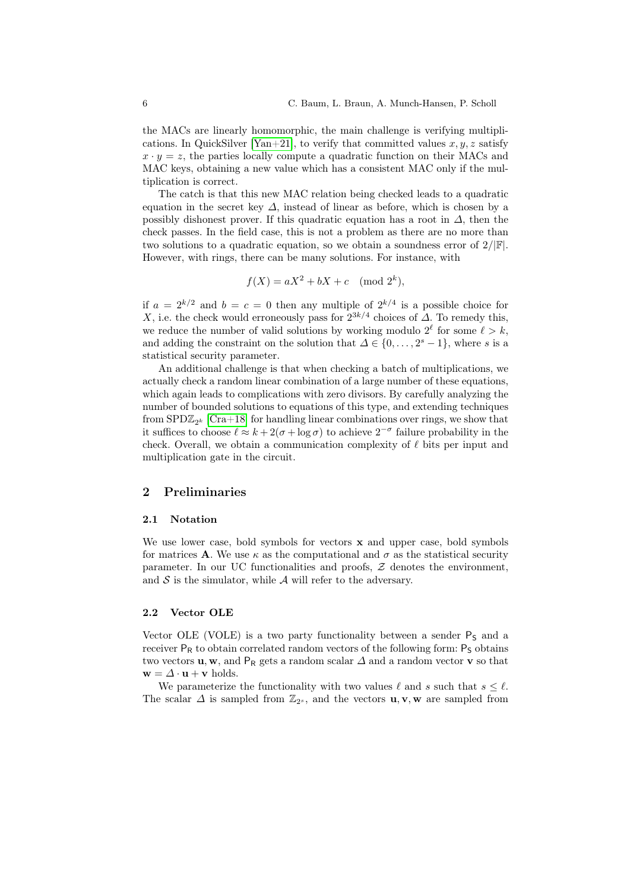the MACs are linearly homomorphic, the main challenge is verifying multiplications. In QuickSilver [Yan+21], to verify that committed values $x, y, z$ satisfy $x \cdot y = z$, the parties locally compute a quadratic function on their MACs and MAC keys, obtaining a new value which has a consistent MAC only if the multiplication is correct.

The catch is that this new MAC relation being checked leads to a quadratic equation in the secret key $\Delta$, instead of linear as before, which is chosen by a possibly dishonest prover. If this quadratic equation has a root in $\Delta$, then the check passes. In the field case, this is not a problem as there are no more than two solutions to a quadratic equation, so we obtain a soundness error of $2/|\mathbb{F}|$. However, with rings, there can be many solutions. For instance, with

$$f(X) = aX^2 + bX + c \pmod{2^k},$$

if $a = 2^{k/2}$ and $b = c = 0$ then any multiple of $2^{k/4}$ is a possible choice for $X$, i.e. the check would erroneously pass for $2^{3k/4}$ choices of $\Delta$. To remedy this, we reduce the number of valid solutions by working modulo $2^\ell$ for some $\ell > k$, and adding the constraint on the solution that $\Delta \in \{0, \dots, 2^s - 1\}$, where $s$ is a statistical security parameter.

An additional challenge is that when checking a batch of multiplications, we actually check a random linear combination of a large number of these equations, which again leads to complications with zero divisors. By carefully analyzing the number of bounded solutions to equations of this type, and extending techniques from SPD$\mathbb{Z}_{2^k}$ [Cra+18] for handling linear combinations over rings, we show that it suffices to choose $\ell \approx k + 2(\sigma + \log \sigma)$ to achieve $2^{-\sigma}$ failure probability in the check. Overall, we obtain a communication complexity of $\ell$ bits per input and multiplication gate in the circuit.

## 2 Preliminaries

### 2.1 Notation

We use lower case, bold symbols for vectors $\mathbf{x}$ and upper case, bold symbols for matrices $\mathbf{A}$. We use $\kappa$ as the computational and $\sigma$ as the statistical security parameter. In our UC functionalities and proofs, $\mathcal{Z}$ denotes the environment, and $\mathcal{S}$ is the simulator, while $\mathcal{A}$ will refer to the adversary.

### 2.2 Vector OLE

Vector OLE (VOLE) is a two party functionality between a sender $\mathsf{P_S}$ and a receiver $\mathsf{P_R}$ to obtain correlated random vectors of the following form: $\mathsf{P_S}$ obtains two vectors $\mathbf{u}, \mathbf{w}$, and $\mathsf{P_R}$ gets a random scalar $\Delta$ and a random vector $\mathbf{v}$ so that $\mathbf{w} = \Delta \cdot \mathbf{u} + \mathbf{v}$ holds.

We parameterize the functionality with two values $\ell$ and $s$ such that $s \leq \ell$. The scalar $\Delta$ is sampled from $\mathbb{Z}_{2^s}$, and the vectors $\mathbf{u}, \mathbf{v}, \mathbf{w}$ are sampled from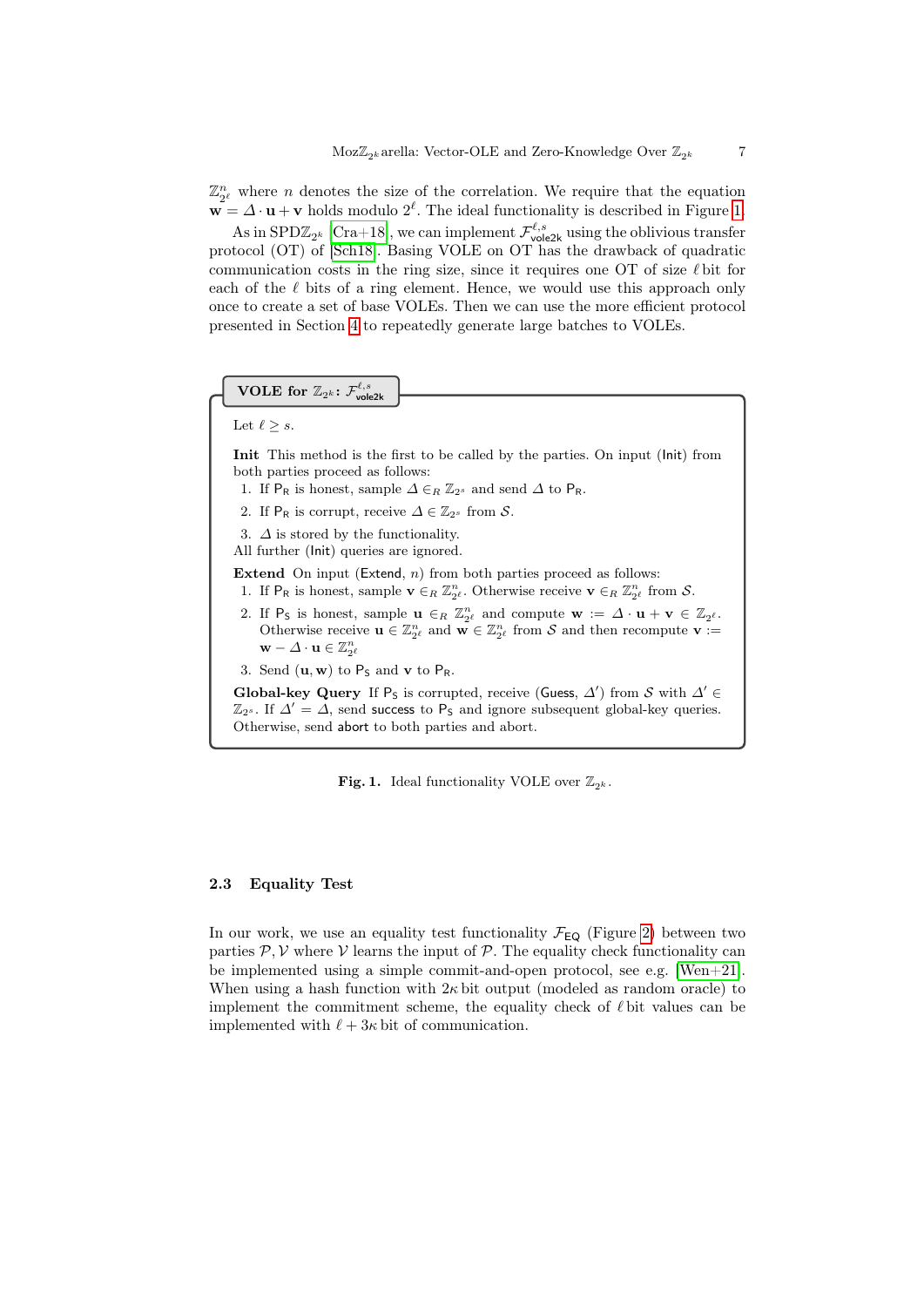$\mathbb{Z}_{2^\ell}^n$ where $n$ denotes the size of the correlation. We require that the equation $\mathbf{w} = \Delta \cdot \mathbf{u} + \mathbf{v}$ holds modulo $2^\ell$. The ideal functionality is described in Figure 1.

As in SPD$\mathbb{Z}_{2^k}$ [Cra+18], we can implement $\mathcal{F}_{\mathsf{vole2k}}^{\ell,s}$ using the oblivious transfer protocol (OT) of [Sch18]. Basing VOLE on OT has the drawback of quadratic communication costs in the ring size, since it requires one OT of size $\ell$ bit for each of the $\ell$ bits of a ring element. Hence, we would use this approach only once to create a set of base VOLEs. Then we can use the more efficient protocol presented in Section 4 to repeatedly generate large batches to VOLEs.

> **VOLE for $\mathbb{Z}_{2^k}$: $\mathcal{F}_{\mathsf{vole2k}}^{\ell,s}$**
>
> Let $\ell \geq s$.
>
> **Init** This method is the first to be called by the parties. On input (Init) from both parties proceed as follows:
>
> 1. If $\mathsf{P_R}$ is honest, sample $\Delta \in_R \mathbb{Z}_{2^s}$ and send $\Delta$ to $\mathsf{P_R}$.
> 2. If $\mathsf{P_R}$ is corrupt, receive $\Delta \in \mathbb{Z}_{2^s}$ from $\mathcal{S}$.
> 3. $\Delta$ is stored by the functionality.
>
> All further (Init) queries are ignored.
>
> **Extend** On input (Extend, $n$) from both parties proceed as follows:
>
> 1. If $\mathsf{P_R}$ is honest, sample $\mathbf{v} \in_R \mathbb{Z}_{2^\ell}^n$. Otherwise receive $\mathbf{v} \in_R \mathbb{Z}_{2^\ell}^n$ from $\mathcal{S}$.
> 2. If $\mathsf{P_S}$ is honest, sample $\mathbf{u} \in_R \mathbb{Z}_{2^\ell}^n$ and compute $\mathbf{w} := \Delta \cdot \mathbf{u} + \mathbf{v} \in \mathbb{Z}_{2^\ell}$. Otherwise receive $\mathbf{u} \in \mathbb{Z}_{2^\ell}^n$ and $\mathbf{w} \in \mathbb{Z}_{2^\ell}^n$ from $\mathcal{S}$ and then recompute $\mathbf{v} := \mathbf{w} - \Delta \cdot \mathbf{u} \in \mathbb{Z}_{2^\ell}^n$
> 3. Send $(\mathbf{u}, \mathbf{w})$ to $\mathsf{P_S}$ and $\mathbf{v}$ to $\mathsf{P_R}$.
>
> **Global-key Query** If $\mathsf{P_S}$ is corrupted, receive (Guess, $\Delta'$) from $\mathcal{S}$ with $\Delta' \in \mathbb{Z}_{2^s}$. If $\Delta' = \Delta$, send success to $\mathsf{P_S}$ and ignore subsequent global-key queries. Otherwise, send abort to both parties and abort.

**Fig. 1.** Ideal functionality VOLE over $\mathbb{Z}_{2^k}$.

### 2.3 Equality Test

In our work, we use an equality test functionality $\mathcal{F}_{\mathsf{EQ}}$ (Figure 2) between two parties $\mathcal{P}, \mathcal{V}$ where $\mathcal{V}$ learns the input of $\mathcal{P}$. The equality check functionality can be implemented using a simple commit-and-open protocol, see e.g. [Wen+21]. When using a hash function with $2\kappa$ bit output (modeled as random oracle) to implement the commitment scheme, the equality check of $\ell$ bit values can be implemented with $\ell + 3\kappa$ bit of communication.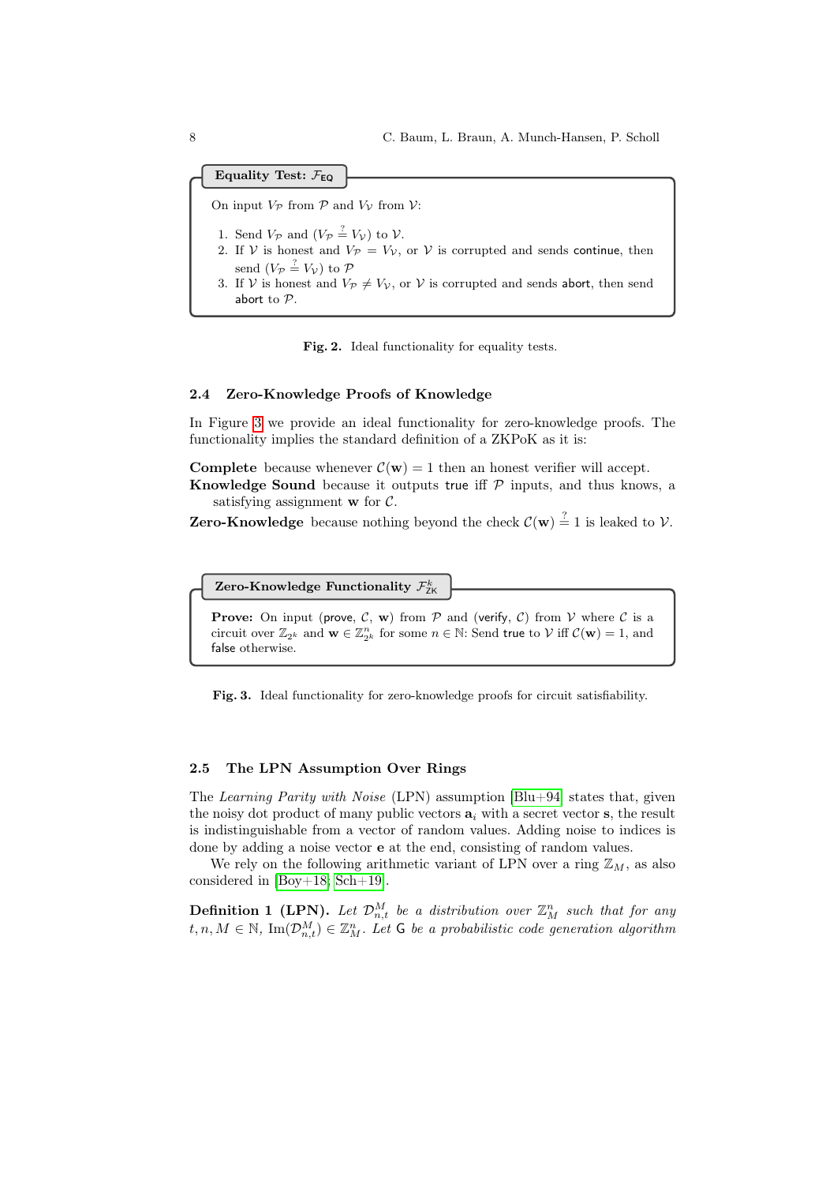**Equality Test: $\mathcal{F}_{\mathsf{EQ}}$**

On input $V_{\mathcal{P}}$ from $\mathcal{P}$ and $V_{\mathcal{V}}$ from $\mathcal{V}$:

1. Send $V_{\mathcal{P}}$ and $(V_{\mathcal{P}} \stackrel{?}{=} V_{\mathcal{V}})$ to $\mathcal{V}$.
2. If $\mathcal{V}$ is honest and $V_{\mathcal{P}} = V_{\mathcal{V}}$, or $\mathcal{V}$ is corrupted and sends continue, then send $(V_{\mathcal{P}} \stackrel{?}{=} V_{\mathcal{V}})$ to $\mathcal{P}$
3. If $\mathcal{V}$ is honest and $V_{\mathcal{P}} \neq V_{\mathcal{V}}$, or $\mathcal{V}$ is corrupted and sends abort, then send abort to $\mathcal{P}$.

**Fig. 2.** Ideal functionality for equality tests.

### 2.4 Zero-Knowledge Proofs of Knowledge

In Figure 3 we provide an ideal functionality for zero-knowledge proofs. The functionality implies the standard definition of a ZKPoK as it is:

**Complete** because whenever $\mathcal{C}(\mathbf{w}) = 1$ then an honest verifier will accept.

**Knowledge Sound** because it outputs true iff $\mathcal{P}$ inputs, and thus knows, a satisfying assignment $\mathbf{w}$ for $\mathcal{C}$.

**Zero-Knowledge** because nothing beyond the check $\mathcal{C}(\mathbf{w}) \stackrel{?}{=} 1$ is leaked to $\mathcal{V}$.

**Zero-Knowledge Functionality $\mathcal{F}^{k}_{\mathsf{ZK}}$**

**Prove:** On input (prove, $\mathcal{C}$, $\mathbf{w}$) from $\mathcal{P}$ and (verify, $\mathcal{C}$) from $\mathcal{V}$ where $\mathcal{C}$ is a circuit over $\mathbb{Z}_{2^k}$ and $\mathbf{w} \in \mathbb{Z}^n_{2^k}$ for some $n \in \mathbb{N}$: Send true to $\mathcal{V}$ iff $\mathcal{C}(\mathbf{w}) = 1$, and false otherwise.

**Fig. 3.** Ideal functionality for zero-knowledge proofs for circuit satisfiability.

### 2.5 The LPN Assumption Over Rings

The *Learning Parity with Noise* (LPN) assumption [Blu+94] states that, given the noisy dot product of many public vectors $\mathbf{a}_i$ with a secret vector $\mathbf{s}$, the result is indistinguishable from a vector of random values. Adding noise to indices is done by adding a noise vector $\mathbf{e}$ at the end, consisting of random values.

We rely on the following arithmetic variant of LPN over a ring $\mathbb{Z}_M$, as also considered in [Boy+18; Sch+19].

**Definition 1 (LPN).** *Let $\mathcal{D}^M_{n,t}$ be a distribution over $\mathbb{Z}^n_M$ such that for any $t, n, M \in \mathbb{N}$, $\mathrm{Im}(\mathcal{D}^M_{n,t}) \in \mathbb{Z}^n_M$. Let $\mathsf{G}$ be a probabilistic code generation algorithm*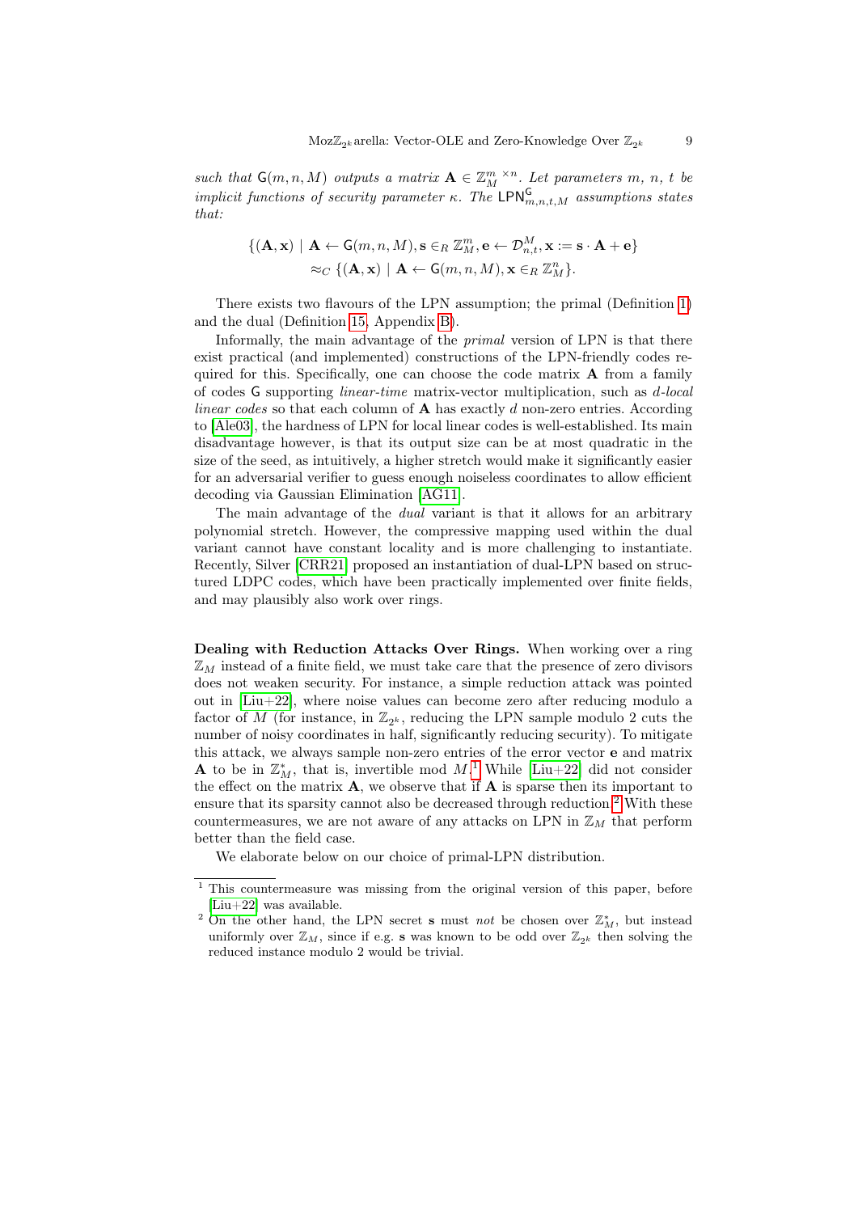*such that* $\mathsf{G}(m, n, M)$ *outputs a matrix* $\mathbf{A} \in \mathbb{Z}_M^{m \times n}$. *Let parameters* $m$, $n$, $t$ *be implicit functions of security parameter* $\kappa$. *The* $\mathsf{LPN}^{\mathsf{G}}_{m,n,t,M}$ *assumptions states that:*

$$\{(\mathbf{A}, \mathbf{x}) \mid \mathbf{A} \leftarrow \mathsf{G}(m, n, M), \mathbf{s} \in_R \mathbb{Z}_M^m, \mathbf{e} \leftarrow \mathcal{D}_{n,t}^M, \mathbf{x} := \mathbf{s} \cdot \mathbf{A} + \mathbf{e}\}$$
$$\approx_C \{(\mathbf{A}, \mathbf{x}) \mid \mathbf{A} \leftarrow \mathsf{G}(m, n, M), \mathbf{x} \in_R \mathbb{Z}_M^n\}.$$

There exists two flavours of the LPN assumption; the primal (Definition 1) and the dual (Definition 15, Appendix B).

Informally, the main advantage of the *primal* version of LPN is that there exist practical (and implemented) constructions of the LPN-friendly codes required for this. Specifically, one can choose the code matrix $\mathbf{A}$ from a family of codes $\mathsf{G}$ supporting *linear-time* matrix-vector multiplication, such as *d-local linear codes* so that each column of $\mathbf{A}$ has exactly $d$ non-zero entries. According to [Ale03], the hardness of LPN for local linear codes is well-established. Its main disadvantage however, is that its output size can be at most quadratic in the size of the seed, as intuitively, a higher stretch would make it significantly easier for an adversarial verifier to guess enough noiseless coordinates to allow efficient decoding via Gaussian Elimination [AG11].

The main advantage of the *dual* variant is that it allows for an arbitrary polynomial stretch. However, the compressive mapping used within the dual variant cannot have constant locality and is more challenging to instantiate. Recently, Silver [CRR21] proposed an instantiation of dual-LPN based on structured LDPC codes, which have been practically implemented over finite fields, and may plausibly also work over rings.

**Dealing with Reduction Attacks Over Rings.** When working over a ring $\mathbb{Z}_M$ instead of a finite field, we must take care that the presence of zero divisors does not weaken security. For instance, a simple reduction attack was pointed out in [Liu+22], where noise values can become zero after reducing modulo a factor of $M$ (for instance, in $\mathbb{Z}_{2^k}$, reducing the LPN sample modulo 2 cuts the number of noisy coordinates in half, significantly reducing security). To mitigate this attack, we always sample non-zero entries of the error vector $\mathbf{e}$ and matrix $\mathbf{A}$ to be in $\mathbb{Z}_M^*$, that is, invertible mod $M$.[1] While [Liu+22] did not consider the effect on the matrix $\mathbf{A}$, we observe that if $\mathbf{A}$ is sparse then its important to ensure that its sparsity cannot also be decreased through reduction.[2] With these countermeasures, we are not aware of any attacks on LPN in $\mathbb{Z}_M$ that perform better than the field case.

We elaborate below on our choice of primal-LPN distribution.

---

[1] This countermeasure was missing from the original version of this paper, before [Liu+22] was available.

[2] On the other hand, the LPN secret $\mathbf{s}$ must *not* be chosen over $\mathbb{Z}_M^*$, but instead uniformly over $\mathbb{Z}_M$, since if e.g. $\mathbf{s}$ was known to be odd over $\mathbb{Z}_{2^k}$ then solving the reduced instance modulo 2 would be trivial.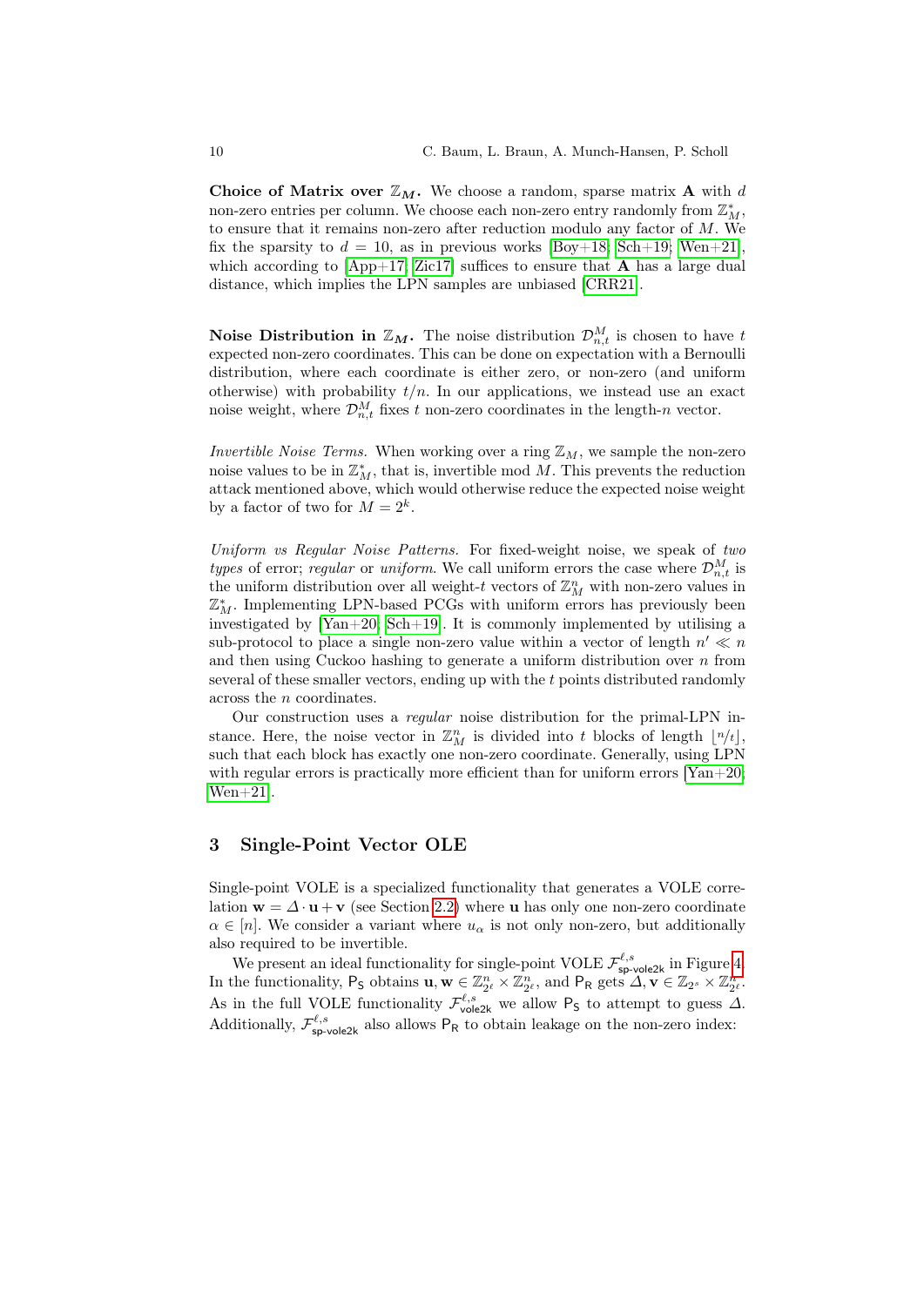**Choice of Matrix over $\mathbb{Z}_M$.** We choose a random, sparse matrix $\mathbf{A}$ with $d$ non-zero entries per column. We choose each non-zero entry randomly from $\mathbb{Z}_M^*$, to ensure that it remains non-zero after reduction modulo any factor of $M$. We fix the sparsity to $d = 10$, as in previous works [Boy+18; Sch+19; Wen+21], which according to [App+17; Zic17] suffices to ensure that $\mathbf{A}$ has a large dual distance, which implies the LPN samples are unbiased [CRR21].

**Noise Distribution in $\mathbb{Z}_M$.** The noise distribution $\mathcal{D}_{n,t}^M$ is chosen to have $t$ expected non-zero coordinates. This can be done on expectation with a Bernoulli distribution, where each coordinate is either zero, or non-zero (and uniform otherwise) with probability $t/n$. In our applications, we instead use an exact noise weight, where $\mathcal{D}_{n,t}^M$ fixes $t$ non-zero coordinates in the length-$n$ vector.

*Invertible Noise Terms.* When working over a ring $\mathbb{Z}_M$, we sample the non-zero noise values to be in $\mathbb{Z}_M^*$, that is, invertible mod $M$. This prevents the reduction attack mentioned above, which would otherwise reduce the expected noise weight by a factor of two for $M = 2^k$.

*Uniform vs Regular Noise Patterns.* For fixed-weight noise, we speak of *two types* of error; *regular* or *uniform*. We call uniform errors the case where $\mathcal{D}_{n,t}^M$ is the uniform distribution over all weight-$t$ vectors of $\mathbb{Z}_M^n$ with non-zero values in $\mathbb{Z}_M^*$. Implementing LPN-based PCGs with uniform errors has previously been investigated by [Yan+20; Sch+19]. It is commonly implemented by utilising a sub-protocol to place a single non-zero value within a vector of length $n' \ll n$ and then using Cuckoo hashing to generate a uniform distribution over $n$ from several of these smaller vectors, ending up with the $t$ points distributed randomly across the $n$ coordinates.

Our construction uses a *regular* noise distribution for the primal-LPN instance. Here, the noise vector in $\mathbb{Z}_M^n$ is divided into $t$ blocks of length $\lfloor n/t \rfloor$, such that each block has exactly one non-zero coordinate. Generally, using LPN with regular errors is practically more efficient than for uniform errors [Yan+20; Wen+21].

## 3 Single-Point Vector OLE

Single-point VOLE is a specialized functionality that generates a VOLE correlation $\mathbf{w} = \Delta \cdot \mathbf{u} + \mathbf{v}$ (see Section 2.2) where $\mathbf{u}$ has only one non-zero coordinate $\alpha \in [n]$. We consider a variant where $u_\alpha$ is not only non-zero, but additionally also required to be invertible.

We present an ideal functionality for single-point VOLE $\mathcal{F}_{\mathsf{sp\text{-}vole2k}}^{\ell,s}$ in Figure 4. In the functionality, $\mathsf{P_S}$ obtains $\mathbf{u}, \mathbf{w} \in \mathbb{Z}_{2^\ell}^n \times \mathbb{Z}_{2^\ell}^n$, and $\mathsf{P_R}$ gets $\Delta, \mathbf{v} \in \mathbb{Z}_{2^s} \times \mathbb{Z}_{2^\ell}^n$. As in the full VOLE functionality $\mathcal{F}_{\mathsf{vole2k}}^{\ell,s}$ we allow $\mathsf{P_S}$ to attempt to guess $\Delta$. Additionally, $\mathcal{F}_{\mathsf{sp\text{-}vole2k}}^{\ell,s}$ also allows $\mathsf{P_R}$ to obtain leakage on the non-zero index: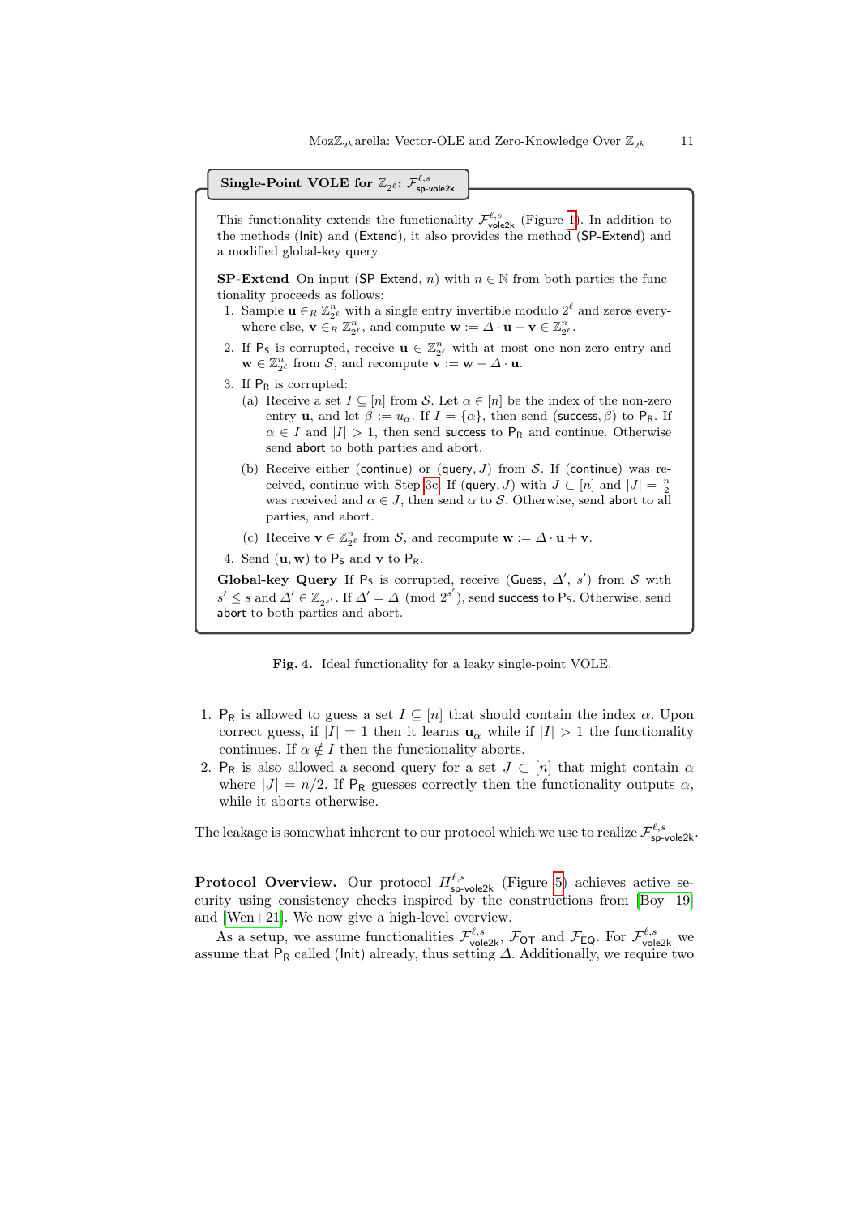**Single-Point VOLE for $\mathbb{Z}_{2^\ell}$: $\mathcal{F}^{\ell,s}_{\text{sp-vole2k}}$**

This functionality extends the functionality $\mathcal{F}^{\ell,s}_{\text{vole2k}}$ (Figure 1). In addition to the methods (Init) and (Extend), it also provides the method (SP-Extend) and a modified global-key query.

**SP-Extend** On input (SP-Extend, $n$) with $n \in \mathbb{N}$ from both parties the functionality proceeds as follows:

1. Sample $\mathbf{u} \in_R \mathbb{Z}^n_{2^\ell}$ with a single entry invertible modulo $2^\ell$ and zeros everywhere else, $\mathbf{v} \in_R \mathbb{Z}^n_{2^\ell}$, and compute $\mathbf{w} := \Delta \cdot \mathbf{u} + \mathbf{v} \in \mathbb{Z}^n_{2^\ell}$.
2. If $\mathsf{P_S}$ is corrupted, receive $\mathbf{u} \in \mathbb{Z}^n_{2^\ell}$ with at most one non-zero entry and $\mathbf{w} \in \mathbb{Z}^n_{2^\ell}$ from $\mathcal{S}$, and recompute $\mathbf{v} := \mathbf{w} - \Delta \cdot \mathbf{u}$.
3. If $\mathsf{P_R}$ is corrupted:
   (a) Receive a set $I \subseteq [n]$ from $\mathcal{S}$. Let $\alpha \in [n]$ be the index of the non-zero entry $\mathbf{u}$, and let $\beta := u_\alpha$. If $I = \{\alpha\}$, then send (success, $\beta$) to $\mathsf{P_R}$. If $\alpha \in I$ and $|I| > 1$, then send success to $\mathsf{P_R}$ and continue. Otherwise send abort to both parties and abort.
   (b) Receive either (continue) or (query, $J$) from $\mathcal{S}$. If (continue) was received, continue with Step 3c. If (query, $J$) with $J \subset [n]$ and $|J| = \frac{n}{2}$ was received and $\alpha \in J$, then send $\alpha$ to $\mathcal{S}$. Otherwise, send abort to all parties, and abort.
   (c) Receive $\mathbf{v} \in \mathbb{Z}^n_{2^\ell}$ from $\mathcal{S}$, and recompute $\mathbf{w} := \Delta \cdot \mathbf{u} + \mathbf{v}$.
4. Send $(\mathbf{u}, \mathbf{w})$ to $\mathsf{P_S}$ and $\mathbf{v}$ to $\mathsf{P_R}$.

**Global-key Query** If $\mathsf{P_S}$ is corrupted, receive (Guess, $\Delta'$, $s'$) from $\mathcal{S}$ with $s' \leq s$ and $\Delta' \in \mathbb{Z}_{2^{s'}}$. If $\Delta' = \Delta \pmod{2^{s'}}$, send success to $\mathsf{P_S}$. Otherwise, send abort to both parties and abort.

**Fig. 4.** Ideal functionality for a leaky single-point VOLE.

1. $\mathsf{P_R}$ is allowed to guess a set $I \subseteq [n]$ that should contain the index $\alpha$. Upon correct guess, if $|I| = 1$ then it learns $\mathbf{u}_\alpha$ while if $|I| > 1$ the functionality continues. If $\alpha \notin I$ then the functionality aborts.
2. $\mathsf{P_R}$ is also allowed a second query for a set $J \subset [n]$ that might contain $\alpha$ where $|J| = n/2$. If $\mathsf{P_R}$ guesses correctly then the functionality outputs $\alpha$, while it aborts otherwise.

The leakage is somewhat inherent to our protocol which we use to realize $\mathcal{F}^{\ell,s}_{\text{sp-vole2k}}$.

**Protocol Overview.** Our protocol $\Pi^{\ell,s}_{\text{sp-vole2k}}$ (Figure 5) achieves active security using consistency checks inspired by the constructions from [Boy+19] and [Wen+21]. We now give a high-level overview.

As a setup, we assume functionalities $\mathcal{F}^{\ell,s}_{\text{vole2k}}$, $\mathcal{F}_{\text{OT}}$ and $\mathcal{F}_{\text{EQ}}$. For $\mathcal{F}^{\ell,s}_{\text{vole2k}}$ we assume that $\mathsf{P_R}$ called (Init) already, thus setting $\Delta$. Additionally, we require two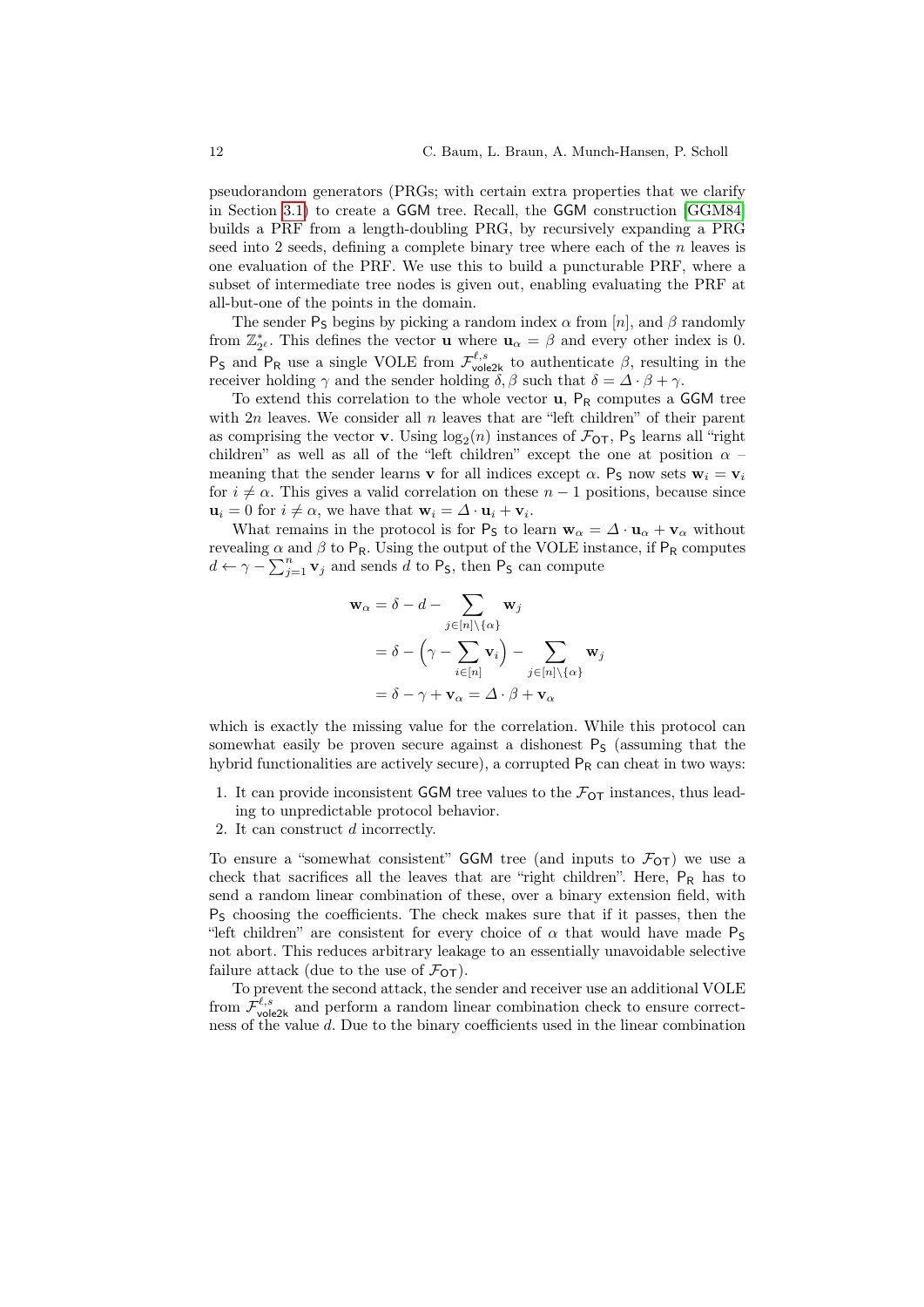pseudorandom generators (PRGs; with certain extra properties that we clarify in Section 3.1) to create a $\mathsf{GGM}$ tree. Recall, the $\mathsf{GGM}$ construction [GGM84] builds a PRF from a length-doubling PRG, by recursively expanding a PRG seed into 2 seeds, defining a complete binary tree where each of the $n$ leaves is one evaluation of the PRF. We use this to build a puncturable PRF, where a subset of intermediate tree nodes is given out, enabling evaluating the PRF at all-but-one of the points in the domain.

The sender $\mathsf{P_S}$ begins by picking a random index $\alpha$ from $[n]$, and $\beta$ randomly from $\mathbb{Z}^*_{2^\ell}$. This defines the vector $\mathbf{u}$ where $\mathbf{u}_\alpha = \beta$ and every other index is 0. $\mathsf{P_S}$ and $\mathsf{P_R}$ use a single VOLE from $\mathcal{F}^{\ell,s}_{\mathsf{vole2k}}$ to authenticate $\beta$, resulting in the receiver holding $\gamma$ and the sender holding $\delta, \beta$ such that $\delta = \Delta \cdot \beta + \gamma$.

To extend this correlation to the whole vector $\mathbf{u}$, $\mathsf{P_R}$ computes a $\mathsf{GGM}$ tree with $2n$ leaves. We consider all $n$ leaves that are "left children" of their parent as comprising the vector $\mathbf{v}$. Using $\log_2(n)$ instances of $\mathcal{F}_{\mathsf{OT}}$, $\mathsf{P_S}$ learns all "right children" as well as all of the "left children" except the one at position $\alpha$ – meaning that the sender learns $\mathbf{v}$ for all indices except $\alpha$. $\mathsf{P_S}$ now sets $\mathbf{w}_i = \mathbf{v}_i$ for $i \neq \alpha$. This gives a valid correlation on these $n-1$ positions, because since $\mathbf{u}_i = 0$ for $i \neq \alpha$, we have that $\mathbf{w}_i = \Delta \cdot \mathbf{u}_i + \mathbf{v}_i$.

What remains in the protocol is for $\mathsf{P_S}$ to learn $\mathbf{w}_\alpha = \Delta \cdot \mathbf{u}_\alpha + \mathbf{v}_\alpha$ without revealing $\alpha$ and $\beta$ to $\mathsf{P_R}$. Using the output of the VOLE instance, if $\mathsf{P_R}$ computes $d \leftarrow \gamma - \sum_{j=1}^{n} \mathbf{v}_j$ and sends $d$ to $\mathsf{P_S}$, then $\mathsf{P_S}$ can compute

$$
\begin{aligned}
\mathbf{w}_\alpha &= \delta - d - \sum_{j \in [n] \setminus \{\alpha\}} \mathbf{w}_j \\
&= \delta - \Big(\gamma - \sum_{i \in [n]} \mathbf{v}_i\Big) - \sum_{j \in [n] \setminus \{\alpha\}} \mathbf{w}_j \\
&= \delta - \gamma + \mathbf{v}_\alpha = \Delta \cdot \beta + \mathbf{v}_\alpha
\end{aligned}
$$

which is exactly the missing value for the correlation. While this protocol can somewhat easily be proven secure against a dishonest $\mathsf{P_S}$ (assuming that the hybrid functionalities are actively secure), a corrupted $\mathsf{P_R}$ can cheat in two ways:

1. It can provide inconsistent $\mathsf{GGM}$ tree values to the $\mathcal{F}_{\mathsf{OT}}$ instances, thus leading to unpredictable protocol behavior.
2. It can construct $d$ incorrectly.

To ensure a "somewhat consistent" $\mathsf{GGM}$ tree (and inputs to $\mathcal{F}_{\mathsf{OT}}$) we use a check that sacrifices all the leaves that are "right children". Here, $\mathsf{P_R}$ has to send a random linear combination of these, over a binary extension field, with $\mathsf{P_S}$ choosing the coefficients. The check makes sure that if it passes, then the "left children" are consistent for every choice of $\alpha$ that would have made $\mathsf{P_S}$ not abort. This reduces arbitrary leakage to an essentially unavoidable selective failure attack (due to the use of $\mathcal{F}_{\mathsf{OT}}$).

To prevent the second attack, the sender and receiver use an additional VOLE from $\mathcal{F}^{\ell,s}_{\mathsf{vole2k}}$ and perform a random linear combination check to ensure correctness of the value $d$. Due to the binary coefficients used in the linear combination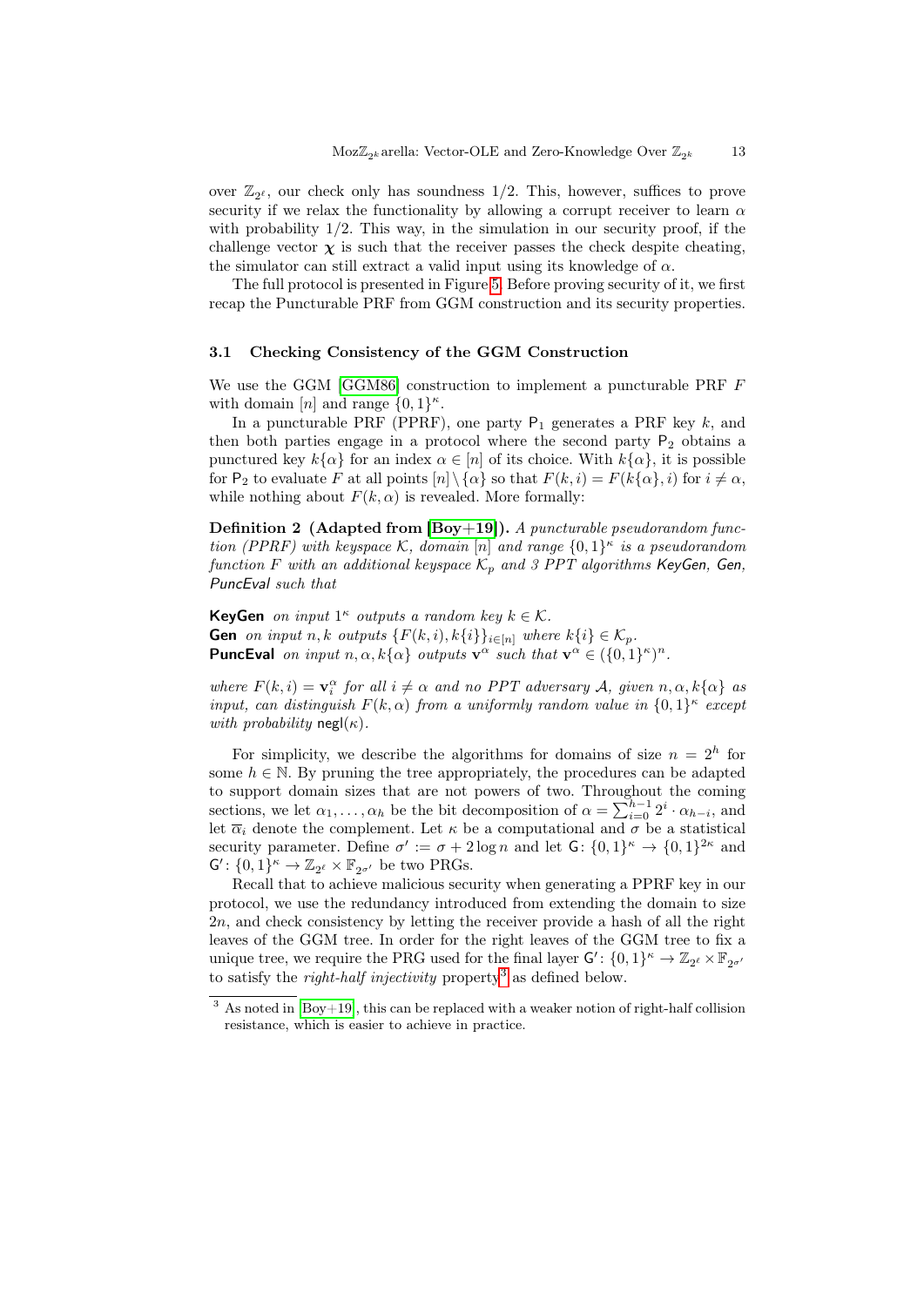over $\mathbb{Z}_{2^\ell}$, our check only has soundness 1/2. This, however, suffices to prove security if we relax the functionality by allowing a corrupt receiver to learn $\alpha$ with probability 1/2. This way, in the simulation in our security proof, if the challenge vector $\boldsymbol{\chi}$ is such that the receiver passes the check despite cheating, the simulator can still extract a valid input using its knowledge of $\alpha$.

The full protocol is presented in Figure 5. Before proving security of it, we first recap the Puncturable PRF from GGM construction and its security properties.

### 3.1 Checking Consistency of the GGM Construction

We use the GGM [GGM86] construction to implement a puncturable PRF $F$ with domain $[n]$ and range $\{0,1\}^\kappa$.

In a puncturable PRF (PPRF), one party $\mathsf{P}_1$ generates a PRF key $k$, and then both parties engage in a protocol where the second party $\mathsf{P}_2$ obtains a punctured key $k\{\alpha\}$ for an index $\alpha \in [n]$ of its choice. With $k\{\alpha\}$, it is possible for $\mathsf{P}_2$ to evaluate $F$ at all points $[n] \setminus \{\alpha\}$ so that $F(k,i) = F(k\{\alpha\}, i)$ for $i \neq \alpha$, while nothing about $F(k, \alpha)$ is revealed. More formally:

**Definition 2 (Adapted from [Boy+19]).** *A puncturable pseudorandom function (PPRF) with keyspace $\mathcal{K}$, domain $[n]$ and range $\{0,1\}^\kappa$ is a pseudorandom function $F$ with an additional keyspace $\mathcal{K}_p$ and 3 PPT algorithms KeyGen, Gen, PuncEval such that*

**KeyGen** *on input $1^\kappa$ outputs a random key $k \in \mathcal{K}$.*
**Gen** *on input $n, k$ outputs $\{F(k,i), k\{i\}\}_{i\in[n]}$ where $k\{i\} \in \mathcal{K}_p$.*
**PuncEval** *on input $n, \alpha, k\{\alpha\}$ outputs $\mathbf{v}^\alpha$ such that $\mathbf{v}^\alpha \in (\{0,1\}^\kappa)^n$.*

*where $F(k,i) = \mathbf{v}_i^\alpha$ for all $i \neq \alpha$ and no PPT adversary $\mathcal{A}$, given $n, \alpha, k\{\alpha\}$ as input, can distinguish $F(k,\alpha)$ from a uniformly random value in $\{0,1\}^\kappa$ except with probability $\mathsf{negl}(\kappa)$.*

For simplicity, we describe the algorithms for domains of size $n = 2^h$ for some $h \in \mathbb{N}$. By pruning the tree appropriately, the procedures can be adapted to support domain sizes that are not powers of two. Throughout the coming sections, we let $\alpha_1, \ldots, \alpha_h$ be the bit decomposition of $\alpha = \sum_{i=0}^{h-1} 2^i \cdot \alpha_{h-i}$, and let $\overline{\alpha}_i$ denote the complement. Let $\kappa$ be a computational and $\sigma$ be a statistical security parameter. Define $\sigma' := \sigma + 2\log n$ and let $\mathsf{G}\colon \{0,1\}^\kappa \to \{0,1\}^{2\kappa}$ and $\mathsf{G}'\colon \{0,1\}^\kappa \to \mathbb{Z}_{2^\ell} \times \mathbb{F}_{2^{\sigma'}}$ be two PRGs.

Recall that to achieve malicious security when generating a PPRF key in our protocol, we use the redundancy introduced from extending the domain to size $2n$, and check consistency by letting the receiver provide a hash of all the right leaves of the GGM tree. In order for the right leaves of the GGM tree to fix a unique tree, we require the PRG used for the final layer $\mathsf{G}'\colon \{0,1\}^\kappa \to \mathbb{Z}_{2^\ell} \times \mathbb{F}_{2^{\sigma'}}$ to satisfy the *right-half injectivity* property[3] as defined below.

[3] As noted in [Boy+19], this can be replaced with a weaker notion of right-half collision resistance, which is easier to achieve in practice.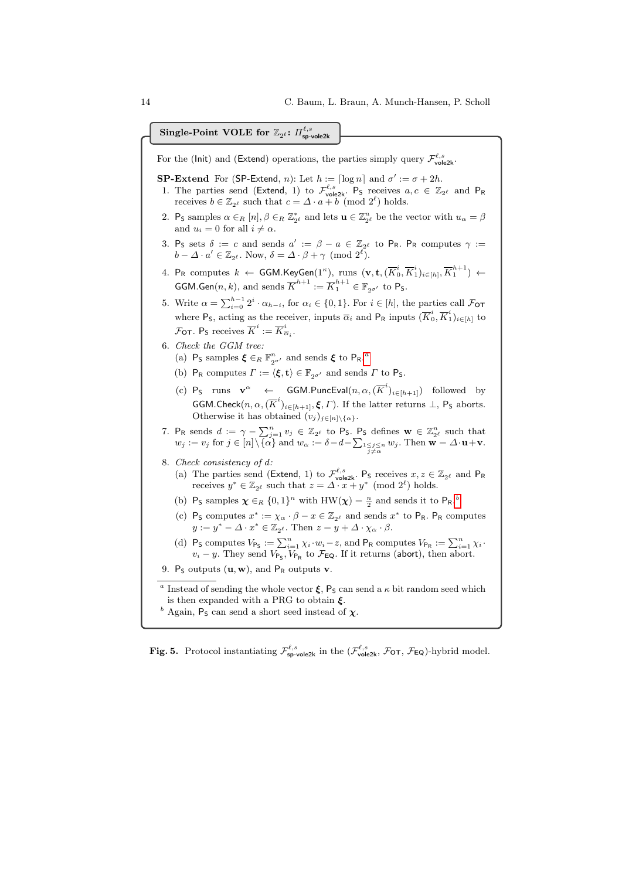**Single-Point VOLE for $\mathbb{Z}_{2^\ell}$: $\Pi^{\ell,s}_{\mathsf{sp\text{-}vole2k}}$**

For the (Init) and (Extend) operations, the parties simply query $\mathcal{F}^{\ell,s}_{\mathsf{vole2k}}$.

**SP-Extend** For (SP-Extend, $n$): Let $h := \lceil \log n \rceil$ and $\sigma' := \sigma + 2h$.

1. The parties send (Extend, 1) to $\mathcal{F}^{\ell,s}_{\mathsf{vole2k}}$. $\mathsf{P_S}$ receives $a, c \in \mathbb{Z}_{2^\ell}$ and $\mathsf{P_R}$ receives $b \in \mathbb{Z}_{2^\ell}$ such that $c = \Delta \cdot a + b \pmod{2^\ell}$ holds.
2. $\mathsf{P_S}$ samples $\alpha \in_R [n], \beta \in_R \mathbb{Z}^*_{2^\ell}$ and lets $\mathbf{u} \in \mathbb{Z}^n_{2^\ell}$ be the vector with $u_\alpha = \beta$ and $u_i = 0$ for all $i \neq \alpha$.
3. $\mathsf{P_S}$ sets $\delta := c$ and sends $a' := \beta - a \in \mathbb{Z}_{2^\ell}$ to $\mathsf{P_R}$. $\mathsf{P_R}$ computes $\gamma := b - \Delta \cdot a' \in \mathbb{Z}_{2^\ell}$. Now, $\delta = \Delta \cdot \beta + \gamma \pmod{2^\ell}$.
4. $\mathsf{P_R}$ computes $k \leftarrow \mathsf{GGM.KeyGen}(1^\kappa)$, runs $(\mathbf{v}, \mathbf{t}, (\overline{K}^i_0, \overline{K}^i_1)_{i \in [h]}, \overline{K}^{h+1}_1) \leftarrow \mathsf{GGM.Gen}(n, k)$, and sends $\overline{K}^{h+1} := \overline{K}^{h+1}_1 \in \mathbb{F}_{2^{\sigma'}}$ to $\mathsf{P_S}$.
5. Write $\alpha = \sum_{i=0}^{h-1} 2^i \cdot \alpha_{h-i}$, for $\alpha_i \in \{0,1\}$. For $i \in [h]$, the parties call $\mathcal{F}_{\mathsf{OT}}$ where $\mathsf{P_S}$, acting as the receiver, inputs $\overline{\alpha}_i$ and $\mathsf{P_R}$ inputs $(\overline{K}^i_0, \overline{K}^i_1)_{i \in [h]}$ to $\mathcal{F}_{\mathsf{OT}}$. $\mathsf{P_S}$ receives $\overline{K}^i := \overline{K}^i_{\overline{\alpha}_i}$.
6. *Check the GGM tree:*
   (a) $\mathsf{P_S}$ samples $\boldsymbol{\xi} \in_R \mathbb{F}^n_{2^{\sigma'}}$ and sends $\boldsymbol{\xi}$ to $\mathsf{P_R}$.[a]
   (b) $\mathsf{P_R}$ computes $\Gamma := \langle \boldsymbol{\xi}, \mathbf{t} \rangle \in \mathbb{F}_{2^{\sigma'}}$ and sends $\Gamma$ to $\mathsf{P_S}$.
   (c) $\mathsf{P_S}$ runs $\mathbf{v}^\alpha \leftarrow \mathsf{GGM.PuncEval}(n, \alpha, (\overline{K}^i)_{i \in [h+1]})$ followed by $\mathsf{GGM.Check}(n, \alpha, (\overline{K}^i)_{i \in [h+1]}, \boldsymbol{\xi}, \Gamma)$. If the latter returns $\perp$, $\mathsf{P_S}$ aborts. Otherwise it has obtained $(v_j)_{j \in [n] \setminus \{\alpha\}}$.
7. $\mathsf{P_R}$ sends $d := \gamma - \sum_{j=1}^n v_j \in \mathbb{Z}_{2^\ell}$ to $\mathsf{P_S}$. $\mathsf{P_S}$ defines $\mathbf{w} \in \mathbb{Z}^n_{2^\ell}$ such that $w_j := v_j$ for $j \in [n] \setminus \{\alpha\}$ and $w_\alpha := \delta - d - \sum_{\substack{1 \le j \le n \\ j \neq \alpha}} w_j$. Then $\mathbf{w} = \Delta \cdot \mathbf{u} + \mathbf{v}$.
8. *Check consistency of $d$:*
   (a) The parties send (Extend, 1) to $\mathcal{F}^{\ell,s}_{\mathsf{vole2k}}$. $\mathsf{P_S}$ receives $x, z \in \mathbb{Z}_{2^\ell}$ and $\mathsf{P_R}$ receives $y^* \in \mathbb{Z}_{2^\ell}$ such that $z = \Delta \cdot x + y^* \pmod{2^\ell}$ holds.
   (b) $\mathsf{P_S}$ samples $\boldsymbol{\chi} \in_R \{0,1\}^n$ with $\mathrm{HW}(\boldsymbol{\chi}) = \frac{n}{2}$ and sends it to $\mathsf{P_R}$.[b]
   (c) $\mathsf{P_S}$ computes $x^* := \chi_\alpha \cdot \beta - x \in \mathbb{Z}_{2^\ell}$ and sends $x^*$ to $\mathsf{P_R}$. $\mathsf{P_R}$ computes $y := y^* - \Delta \cdot x^* \in \mathbb{Z}_{2^\ell}$. Then $z = y + \Delta \cdot \chi_\alpha \cdot \beta$.
   (d) $\mathsf{P_S}$ computes $V_{\mathsf{P_S}} := \sum_{i=1}^n \chi_i \cdot w_i - z$, and $\mathsf{P_R}$ computes $V_{\mathsf{P_R}} := \sum_{i=1}^n \chi_i \cdot v_i - y$. They send $V_{\mathsf{P_S}}, V_{\mathsf{P_R}}$ to $\mathcal{F}_{\mathsf{EQ}}$. If it returns (abort), then abort.
9. $\mathsf{P_S}$ outputs $(\mathbf{u}, \mathbf{w})$, and $\mathsf{P_R}$ outputs $\mathbf{v}$.

[a] Instead of sending the whole vector $\boldsymbol{\xi}$, $\mathsf{P_S}$ can send a $\kappa$ bit random seed which is then expanded with a PRG to obtain $\boldsymbol{\xi}$.

[b] Again, $\mathsf{P_S}$ can send a short seed instead of $\boldsymbol{\chi}$.

**Fig. 5.** Protocol instantiating $\mathcal{F}^{\ell,s}_{\mathsf{sp\text{-}vole2k}}$ in the $(\mathcal{F}^{\ell,s}_{\mathsf{vole2k}}, \mathcal{F}_{\mathsf{OT}}, \mathcal{F}_{\mathsf{EQ}})$-hybrid model.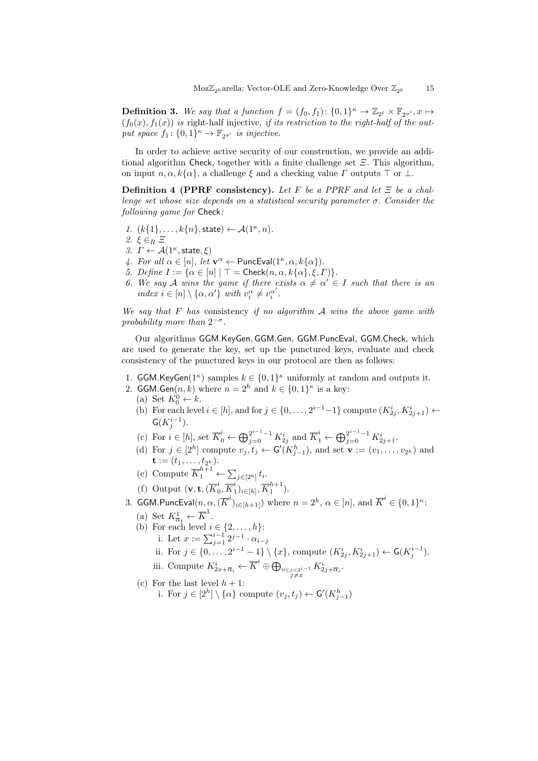**Definition 3.** *We say that a function $f = (f_0, f_1)\colon \{0,1\}^\kappa \to \mathbb{Z}_{2^\ell} \times \mathbb{F}_{2^{\sigma'}}, x \mapsto (f_0(x), f_1(x))$ is* right-half injective*, if its restriction to the right-half of the output space $f_1\colon \{0,1\}^\kappa \to \mathbb{F}_{2^{\sigma'}}$ is injective.*

In order to achieve active security of our construction, we provide an additional algorithm $\mathsf{Check}$, together with a finite challenge set $\Xi$. This algorithm, on input $n, \alpha, k\{\alpha\}$, a challenge $\xi$ and a checking value $\Gamma$ outputs $\top$ or $\bot$.

**Definition 4 (PPRF consistency).** *Let $F$ be a PPRF and let $\Xi$ be a challenge set whose size depends on a statistical security parameter $\sigma$. Consider the following game for $\mathsf{Check}$:*

1. *$(k\{1\}, \ldots, k\{n\}, \mathsf{state}) \leftarrow \mathcal{A}(1^\kappa, n)$.*
2. *$\xi \in_R \Xi$*
3. *$\Gamma \leftarrow \mathcal{A}(1^\kappa, \mathsf{state}, \xi)$*
4. *For all $\alpha \in [n]$, let $\mathbf{v}^\alpha \leftarrow \mathsf{PuncEval}(1^\kappa, \alpha, k\{\alpha\})$.*
5. *Define $I := \{\alpha \in [n] \mid \top = \mathsf{Check}(n, \alpha, k\{\alpha\}, \xi, \Gamma)\}$.*
6. *We say $\mathcal{A}$ wins the game if there exists $\alpha \neq \alpha' \in I$ such that there is an index $i \in [n] \setminus \{\alpha, \alpha'\}$ with $v_i^\alpha \neq v_i^{\alpha'}$.*

*We say that $F$ has* consistency *if no algorithm $\mathcal{A}$ wins the above game with probability more than $2^{-\sigma}$.*

Our algorithms $\mathsf{GGM.KeyGen}, \mathsf{GGM.Gen}, \mathsf{GGM.PuncEval}, \mathsf{GGM.Check}$, which are used to generate the key, set up the punctured keys, evaluate and check consistency of the punctured keys in our protocol are then as follows:

1. $\mathsf{GGM.KeyGen}(1^\kappa)$ samples $k \in \{0,1\}^\kappa$ uniformly at random and outputs it.
2. $\mathsf{GGM.Gen}(n, k)$ where $n = 2^h$ and $k \in \{0,1\}^\kappa$ is a key:
   (a) Set $K_0^0 \leftarrow k$.
   (b) For each level $i \in [h]$, and for $j \in \{0, \ldots, 2^{i-1}-1\}$ compute $(K_{2j}^i, K_{2j+1}^i) \leftarrow \mathsf{G}(K_j^{i-1})$.
   (c) For $i \in [h]$, set $\overline{K}_0^i \leftarrow \bigoplus_{j=0}^{2^{i-1}-1} K_{2j}^i$ and $\overline{K}_1^i \leftarrow \bigoplus_{j=0}^{2^{i-1}-1} K_{2j+1}^i$.
   (d) For $j \in [2^h]$ compute $v_j, t_j \leftarrow \mathsf{G}'(K_{j-1}^h)$, and set $\mathbf{v} := (v_1, \ldots, v_{2^h})$ and $\mathbf{t} := (t_1, \ldots, t_{2^h})$.
   (e) Compute $\overline{K}_1^{h+1} \leftarrow \sum_{j \in [2^h]} t_i$.
   (f) Output $(\mathbf{v}, \mathbf{t}, (\overline{K}_0^i, \overline{K}_1^i)_{i \in [h]}, \overline{K}_1^{h+1})$.
3. $\mathsf{GGM.PuncEval}(n, \alpha, (\overline{K}^i)_{i \in [h+1]})$ where $n = 2^h$, $\alpha \in [n]$, and $\overline{K}^i \in \{0,1\}^\kappa$:
   (a) Set $K_{\overline{\alpha}_1}^1 \leftarrow \overline{K}^1$.
   (b) For each level $i \in \{2, \ldots, h\}$:
      i. Let $x := \sum_{j=1}^{i-1} 2^{j-1} \cdot \alpha_{i-j}$
      ii. For $j \in \{0, \ldots, 2^{i-1}-1\} \setminus \{x\}$, compute $(K_{2j}^i, K_{2j+1}^i) \leftarrow \mathsf{G}(K_j^{i-1})$.
      iii. Compute $K_{2x+\overline{\alpha}_i}^i \leftarrow \overline{K}^i \oplus \bigoplus_{\substack{0 \leq j < 2^{i-1} \\ j \neq x}} K_{2j+\overline{\alpha}_i}^i$.
   (c) For the last level $h+1$:
      i. For $j \in [2^h] \setminus \{\alpha\}$ compute $(v_j, t_j) \leftarrow \mathsf{G}'(K_{j-1}^h)$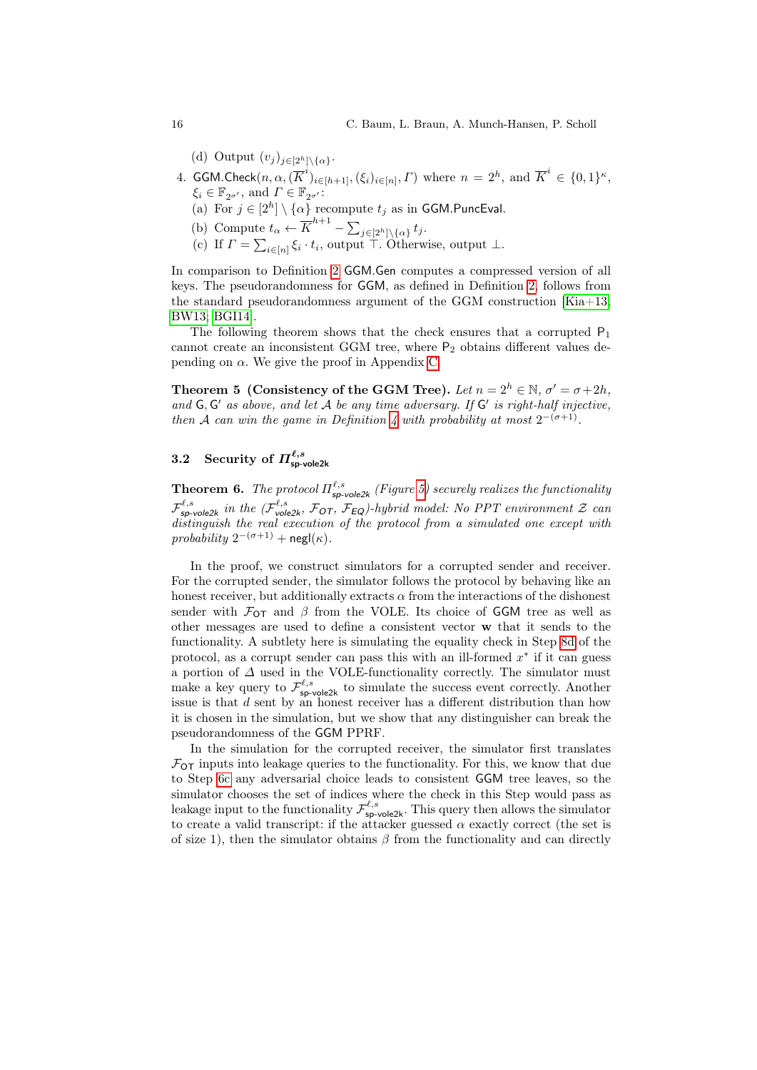(d) Output $(v_j)_{j\in[2^h]\setminus\{\alpha\}}$.

4. $\mathsf{GGM.Check}(n, \alpha, (\overline{K}^i)_{i\in[h+1]}, (\xi_i)_{i\in[n]}, \Gamma)$ where $n = 2^h$, and $\overline{K}^i \in \{0,1\}^\kappa$, $\xi_i \in \mathbb{F}_{2^{\sigma'}}$, and $\Gamma \in \mathbb{F}_{2^{\sigma'}}$:
   (a) For $j \in [2^h] \setminus \{\alpha\}$ recompute $t_j$ as in $\mathsf{GGM.PuncEval}$.
   (b) Compute $t_\alpha \leftarrow \overline{K}^{h+1} - \sum_{j\in[2^h]\setminus\{\alpha\}} t_j$.
   (c) If $\Gamma = \sum_{i\in[n]} \xi_i \cdot t_i$, output $\top$. Otherwise, output $\bot$.

In comparison to Definition 2 $\mathsf{GGM.Gen}$ computes a compressed version of all keys. The pseudorandomness for $\mathsf{GGM}$, as defined in Definition 2, follows from the standard pseudorandomness argument of the GGM construction [Kia+13; BW13; BGI14].

The following theorem shows that the check ensures that a corrupted $\mathsf{P}_1$ cannot create an inconsistent GGM tree, where $\mathsf{P}_2$ obtains different values depending on $\alpha$. We give the proof in Appendix C.

**Theorem 5 (Consistency of the GGM Tree).** *Let $n = 2^h \in \mathbb{N}$, $\sigma' = \sigma + 2h$, and $\mathsf{G}, \mathsf{G}'$ as above, and let $\mathcal{A}$ be any time adversary. If $\mathsf{G}'$ is right-half injective, then $\mathcal{A}$ can win the game in Definition 4 with probability at most $2^{-(\sigma+1)}$.*

### 3.2 Security of $\Pi^{\ell,s}_{\mathsf{sp\text{-}vole2k}}$

**Theorem 6.** *The protocol $\Pi^{\ell,s}_{\mathsf{sp\text{-}vole2k}}$ (Figure 5) securely realizes the functionality $\mathcal{F}^{\ell,s}_{\mathsf{sp\text{-}vole2k}}$ in the $(\mathcal{F}^{\ell,s}_{\mathsf{vole2k}}, \mathcal{F}_{\mathsf{OT}}, \mathcal{F}_{\mathsf{EQ}})$-hybrid model: No PPT environment $\mathcal{Z}$ can distinguish the real execution of the protocol from a simulated one except with probability $2^{-(\sigma+1)} + \mathsf{negl}(\kappa)$.*

In the proof, we construct simulators for a corrupted sender and receiver. For the corrupted sender, the simulator follows the protocol by behaving like an honest receiver, but additionally extracts $\alpha$ from the interactions of the dishonest sender with $\mathcal{F}_{\mathsf{OT}}$ and $\beta$ from the VOLE. Its choice of $\mathsf{GGM}$ tree as well as other messages are used to define a consistent vector $\mathbf{w}$ that it sends to the functionality. A subtlety here is simulating the equality check in Step 8d of the protocol, as a corrupt sender can pass this with an ill-formed $x^*$ if it can guess a portion of $\Delta$ used in the VOLE-functionality correctly. The simulator must make a key query to $\mathcal{F}^{\ell,s}_{\mathsf{sp\text{-}vole2k}}$ to simulate the success event correctly. Another issue is that $d$ sent by an honest receiver has a different distribution than how it is chosen in the simulation, but we show that any distinguisher can break the pseudorandomness of the $\mathsf{GGM}$ PPRF.

In the simulation for the corrupted receiver, the simulator first translates $\mathcal{F}_{\mathsf{OT}}$ inputs into leakage queries to the functionality. For this, we know that due to Step 6c any adversarial choice leads to consistent $\mathsf{GGM}$ tree leaves, so the simulator chooses the set of indices where the check in this Step would pass as leakage input to the functionality $\mathcal{F}^{\ell,s}_{\mathsf{sp\text{-}vole2k}}$. This query then allows the simulator to create a valid transcript: if the attacker guessed $\alpha$ exactly correct (the set is of size 1), then the simulator obtains $\beta$ from the functionality and can directly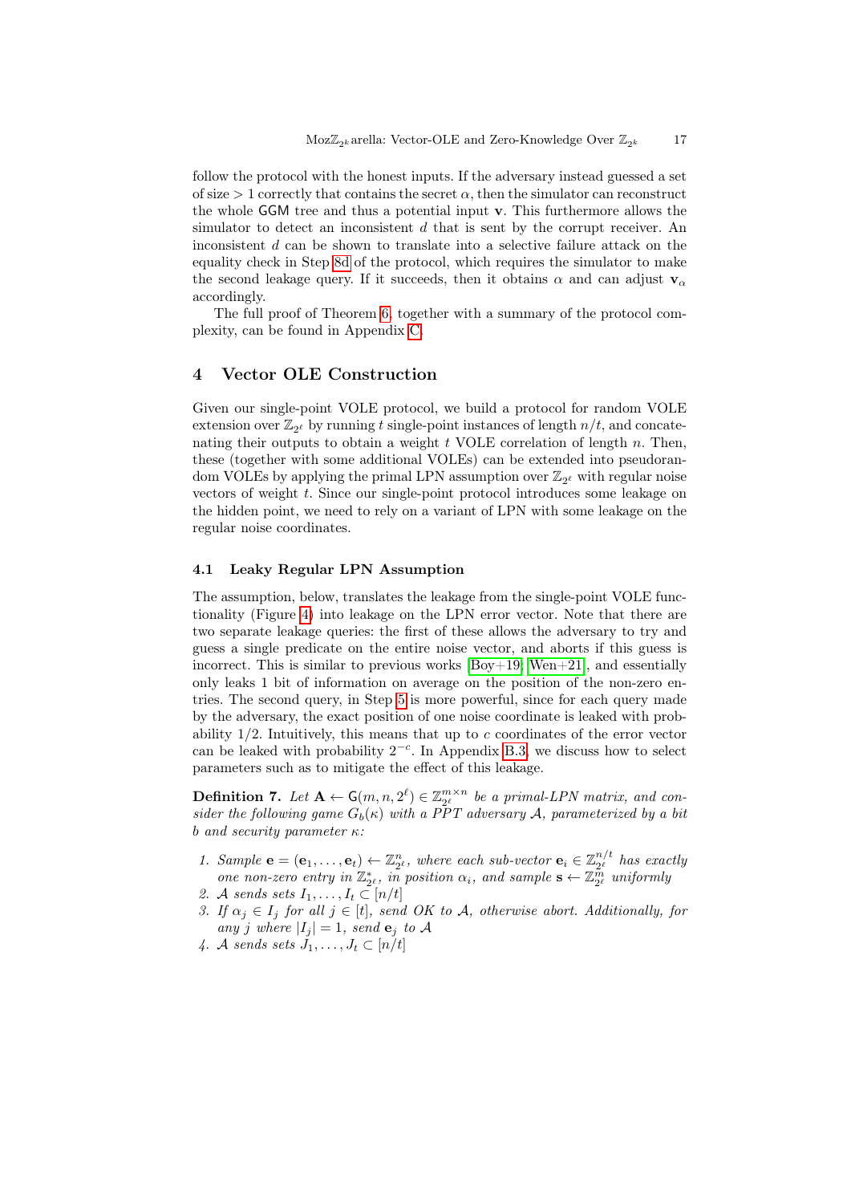follow the protocol with the honest inputs. If the adversary instead guessed a set of size $> 1$ correctly that contains the secret $\alpha$, then the simulator can reconstruct the whole GGM tree and thus a potential input $\mathbf{v}$. This furthermore allows the simulator to detect an inconsistent $d$ that is sent by the corrupt receiver. An inconsistent $d$ can be shown to translate into a selective failure attack on the equality check in Step 8d of the protocol, which requires the simulator to make the second leakage query. If it succeeds, then it obtains $\alpha$ and can adjust $\mathbf{v}_\alpha$ accordingly.

The full proof of Theorem 6, together with a summary of the protocol complexity, can be found in Appendix C.

## 4 Vector OLE Construction

Given our single-point VOLE protocol, we build a protocol for random VOLE extension over $\mathbb{Z}_{2^\ell}$ by running $t$ single-point instances of length $n/t$, and concatenating their outputs to obtain a weight $t$ VOLE correlation of length $n$. Then, these (together with some additional VOLEs) can be extended into pseudorandom VOLEs by applying the primal LPN assumption over $\mathbb{Z}_{2^\ell}$ with regular noise vectors of weight $t$. Since our single-point protocol introduces some leakage on the hidden point, we need to rely on a variant of LPN with some leakage on the regular noise coordinates.

### 4.1 Leaky Regular LPN Assumption

The assumption, below, translates the leakage from the single-point VOLE functionality (Figure 4) into leakage on the LPN error vector. Note that there are two separate leakage queries: the first of these allows the adversary to try and guess a single predicate on the entire noise vector, and aborts if this guess is incorrect. This is similar to previous works [Boy+19; Wen+21], and essentially only leaks 1 bit of information on average on the position of the non-zero entries. The second query, in Step 5 is more powerful, since for each query made by the adversary, the exact position of one noise coordinate is leaked with probability $1/2$. Intuitively, this means that up to $c$ coordinates of the error vector can be leaked with probability $2^{-c}$. In Appendix B.3, we discuss how to select parameters such as to mitigate the effect of this leakage.

**Definition 7.** *Let $\mathbf{A} \leftarrow \mathsf{G}(m, n, 2^\ell) \in \mathbb{Z}_{2^\ell}^{m\times n}$ be a primal-LPN matrix, and consider the following game $G_b(\kappa)$ with a PPT adversary $\mathcal{A}$, parameterized by a bit $b$ and security parameter $\kappa$:*

1. *Sample $\mathbf{e} = (\mathbf{e}_1, \ldots, \mathbf{e}_t) \leftarrow \mathbb{Z}_{2^\ell}^n$, where each sub-vector $\mathbf{e}_i \in \mathbb{Z}_{2^\ell}^{n/t}$ has exactly one non-zero entry in $\mathbb{Z}_{2^\ell}^*$, in position $\alpha_i$, and sample $\mathbf{s} \leftarrow \mathbb{Z}_{2^\ell}^m$ uniformly*
2. *$\mathcal{A}$ sends sets $I_1, \ldots, I_t \subset [n/t]$*
3. *If $\alpha_j \in I_j$ for all $j \in [t]$, send OK to $\mathcal{A}$, otherwise abort. Additionally, for any $j$ where $|I_j| = 1$, send $\mathbf{e}_j$ to $\mathcal{A}$*
4. *$\mathcal{A}$ sends sets $J_1, \ldots, J_t \subset [n/t]$*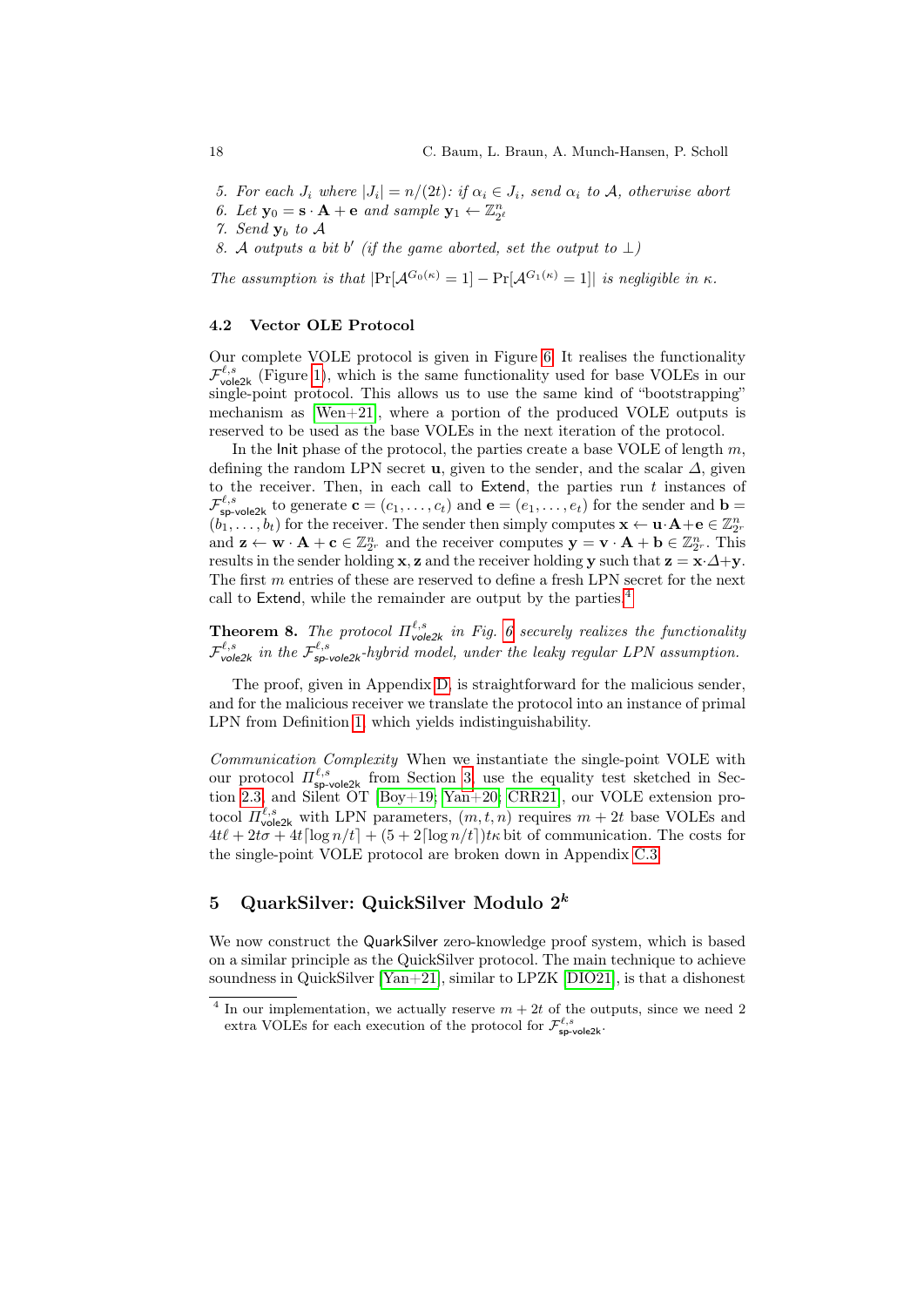5. *For each $J_i$ where $|J_i| = n/(2t)$: if $\alpha_i \in J_i$, send $\alpha_i$ to $\mathcal{A}$, otherwise abort*
6. *Let $\mathbf{y}_0 = \mathbf{s} \cdot \mathbf{A} + \mathbf{e}$ and sample $\mathbf{y}_1 \leftarrow \mathbb{Z}_{2^\ell}^n$*
7. *Send $\mathbf{y}_b$ to $\mathcal{A}$*
8. *$\mathcal{A}$ outputs a bit $b'$ (if the game aborted, set the output to $\perp$)*

*The assumption is that $|\Pr[\mathcal{A}^{G_0(\kappa)} = 1] - \Pr[\mathcal{A}^{G_1(\kappa)} = 1]|$ is negligible in $\kappa$.*

### 4.2 Vector OLE Protocol

Our complete VOLE protocol is given in Figure 6. It realises the functionality $\mathcal{F}^{\ell,s}_{\mathsf{vole2k}}$ (Figure 1), which is the same functionality used for base VOLEs in our single-point protocol. This allows us to use the same kind of "bootstrapping" mechanism as [Wen+21], where a portion of the produced VOLE outputs is reserved to be used as the base VOLEs in the next iteration of the protocol.

In the Init phase of the protocol, the parties create a base VOLE of length $m$, defining the random LPN secret $\mathbf{u}$, given to the sender, and the scalar $\Delta$, given to the receiver. Then, in each call to Extend, the parties run $t$ instances of $\mathcal{F}^{\ell,s}_{\mathsf{sp\text{-}vole2k}}$ to generate $\mathbf{c} = (c_1, \ldots, c_t)$ and $\mathbf{e} = (e_1, \ldots, e_t)$ for the sender and $\mathbf{b} = (b_1, \ldots, b_t)$ for the receiver. The sender then simply computes $\mathbf{x} \leftarrow \mathbf{u} \cdot \mathbf{A} + \mathbf{e} \in \mathbb{Z}_{2^r}^n$ and $\mathbf{z} \leftarrow \mathbf{w} \cdot \mathbf{A} + \mathbf{c} \in \mathbb{Z}_{2^r}^n$ and the receiver computes $\mathbf{y} = \mathbf{v} \cdot \mathbf{A} + \mathbf{b} \in \mathbb{Z}_{2^r}^n$. This results in the sender holding $\mathbf{x}, \mathbf{z}$ and the receiver holding $\mathbf{y}$ such that $\mathbf{z} = \mathbf{x} \cdot \Delta + \mathbf{y}$. The first $m$ entries of these are reserved to define a fresh LPN secret for the next call to Extend, while the remainder are output by the parties.[4]

**Theorem 8.** *The protocol $\Pi^{\ell,s}_{\mathsf{vole2k}}$ in Fig. 6 securely realizes the functionality $\mathcal{F}^{\ell,s}_{\mathsf{vole2k}}$ in the $\mathcal{F}^{\ell,s}_{\mathsf{sp\text{-}vole2k}}$-hybrid model, under the leaky regular LPN assumption.*

The proof, given in Appendix D, is straightforward for the malicious sender, and for the malicious receiver we translate the protocol into an instance of primal LPN from Definition 1, which yields indistinguishability.

*Communication Complexity* When we instantiate the single-point VOLE with our protocol $\Pi^{\ell,s}_{\mathsf{sp\text{-}vole2k}}$ from Section 3, use the equality test sketched in Section 2.3, and Silent OT [Boy+19; Yan+20; CRR21], our VOLE extension protocol $\Pi^{\ell,s}_{\mathsf{vole2k}}$ with LPN parameters, $(m, t, n)$ requires $m + 2t$ base VOLEs and $4t\ell + 2t\sigma + 4t\lceil \log n/t \rceil + (5 + 2\lceil \log n/t \rceil)t\kappa$ bit of communication. The costs for the single-point VOLE protocol are broken down in Appendix C.3.

## 5 QuarkSilver: QuickSilver Modulo $2^k$

We now construct the QuarkSilver zero-knowledge proof system, which is based on a similar principle as the QuickSilver protocol. The main technique to achieve soundness in QuickSilver [Yan+21], similar to LPZK [DIO21], is that a dishonest

[4] In our implementation, we actually reserve $m + 2t$ of the outputs, since we need 2 extra VOLEs for each execution of the protocol for $\mathcal{F}^{\ell,s}_{\mathsf{sp\text{-}vole2k}}$.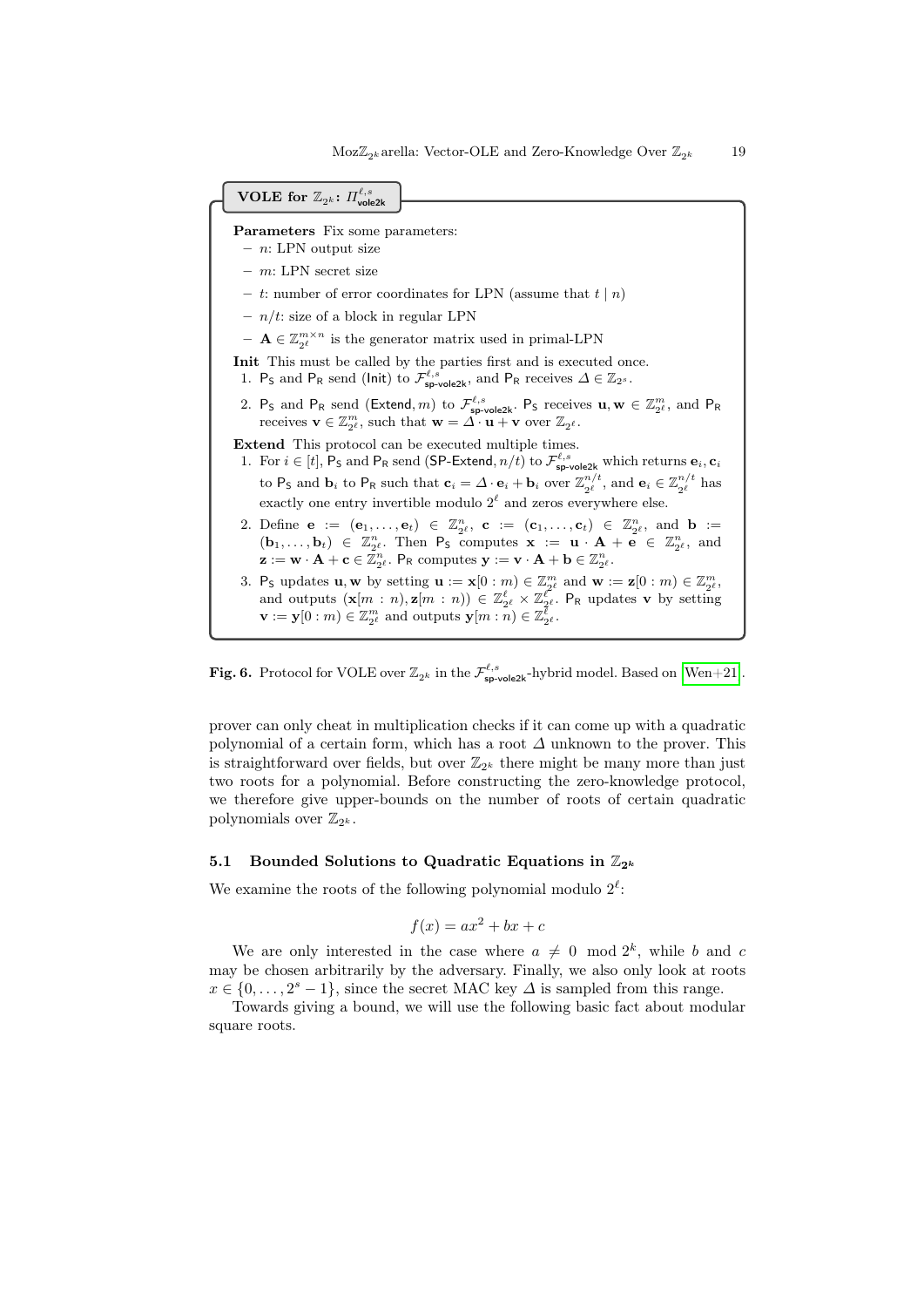**VOLE for $\mathbb{Z}_{2^k}$: $\Pi^{\ell,s}_{\mathsf{vole2k}}$**

**Parameters** Fix some parameters:
- $n$: LPN output size
- $m$: LPN secret size
- $t$: number of error coordinates for LPN (assume that $t \mid n$)
- $n/t$: size of a block in regular LPN
- $\mathbf{A} \in \mathbb{Z}_{2^\ell}^{m \times n}$ is the generator matrix used in primal-LPN

**Init** This must be called by the parties first and is executed once.
1. $\mathsf{P_S}$ and $\mathsf{P_R}$ send $(\mathsf{Init})$ to $\mathcal{F}^{\ell,s}_{\mathsf{sp\text{-}vole2k}}$, and $\mathsf{P_R}$ receives $\Delta \in \mathbb{Z}_{2^s}$.
2. $\mathsf{P_S}$ and $\mathsf{P_R}$ send $(\mathsf{Extend}, m)$ to $\mathcal{F}^{\ell,s}_{\mathsf{sp\text{-}vole2k}}$. $\mathsf{P_S}$ receives $\mathbf{u}, \mathbf{w} \in \mathbb{Z}_{2^\ell}^m$, and $\mathsf{P_R}$ receives $\mathbf{v} \in \mathbb{Z}_{2^\ell}^m$, such that $\mathbf{w} = \Delta \cdot \mathbf{u} + \mathbf{v}$ over $\mathbb{Z}_{2^\ell}$.

**Extend** This protocol can be executed multiple times.
1. For $i \in [t]$, $\mathsf{P_S}$ and $\mathsf{P_R}$ send $(\mathsf{SP\text{-}Extend}, n/t)$ to $\mathcal{F}^{\ell,s}_{\mathsf{sp\text{-}vole2k}}$ which returns $\mathbf{e}_i, \mathbf{c}_i$ to $\mathsf{P_S}$ and $\mathbf{b}_i$ to $\mathsf{P_R}$ such that $\mathbf{c}_i = \Delta \cdot \mathbf{e}_i + \mathbf{b}_i$ over $\mathbb{Z}_{2^\ell}^{n/t}$, and $\mathbf{e}_i \in \mathbb{Z}_{2^\ell}^{n/t}$ has exactly one entry invertible modulo $2^\ell$ and zeros everywhere else.
2. Define $\mathbf{e} := (\mathbf{e}_1, \dots, \mathbf{e}_t) \in \mathbb{Z}_{2^\ell}^n$, $\mathbf{c} := (\mathbf{c}_1, \dots, \mathbf{c}_t) \in \mathbb{Z}_{2^\ell}^n$, and $\mathbf{b} := (\mathbf{b}_1, \dots, \mathbf{b}_t) \in \mathbb{Z}_{2^\ell}^n$. Then $\mathsf{P_S}$ computes $\mathbf{x} := \mathbf{u} \cdot \mathbf{A} + \mathbf{e} \in \mathbb{Z}_{2^\ell}^n$, and $\mathbf{z} := \mathbf{w} \cdot \mathbf{A} + \mathbf{c} \in \mathbb{Z}_{2^\ell}^n$. $\mathsf{P_R}$ computes $\mathbf{y} := \mathbf{v} \cdot \mathbf{A} + \mathbf{b} \in \mathbb{Z}_{2^\ell}^n$.
3. $\mathsf{P_S}$ updates $\mathbf{u}, \mathbf{w}$ by setting $\mathbf{u} := \mathbf{x}[0:m) \in \mathbb{Z}_{2^\ell}^m$ and $\mathbf{w} := \mathbf{z}[0:m) \in \mathbb{Z}_{2^\ell}^m$, and outputs $(\mathbf{x}[m:n), \mathbf{z}[m:n)) \in \mathbb{Z}_{2^\ell}^\ell \times \mathbb{Z}_{2^\ell}^\ell$. $\mathsf{P_R}$ updates $\mathbf{v}$ by setting $\mathbf{v} := \mathbf{y}[0:m) \in \mathbb{Z}_{2^\ell}^m$ and outputs $\mathbf{y}[m:n) \in \mathbb{Z}_{2^\ell}^\ell$.

**Fig. 6.** Protocol for VOLE over $\mathbb{Z}_{2^k}$ in the $\mathcal{F}^{\ell,s}_{\mathsf{sp\text{-}vole2k}}$-hybrid model. Based on [Wen+21].

prover can only cheat in multiplication checks if it can come up with a quadratic polynomial of a certain form, which has a root $\Delta$ unknown to the prover. This is straightforward over fields, but over $\mathbb{Z}_{2^k}$ there might be many more than just two roots for a polynomial. Before constructing the zero-knowledge protocol, we therefore give upper-bounds on the number of roots of certain quadratic polynomials over $\mathbb{Z}_{2^k}$.

### 5.1 Bounded Solutions to Quadratic Equations in $\mathbb{Z}_{2^k}$

We examine the roots of the following polynomial modulo $2^\ell$:

$$f(x) = ax^2 + bx + c$$

We are only interested in the case where $a \neq 0 \mod 2^k$, while $b$ and $c$ may be chosen arbitrarily by the adversary. Finally, we also only look at roots $x \in \{0, \dots, 2^s - 1\}$, since the secret MAC key $\Delta$ is sampled from this range.

Towards giving a bound, we will use the following basic fact about modular square roots.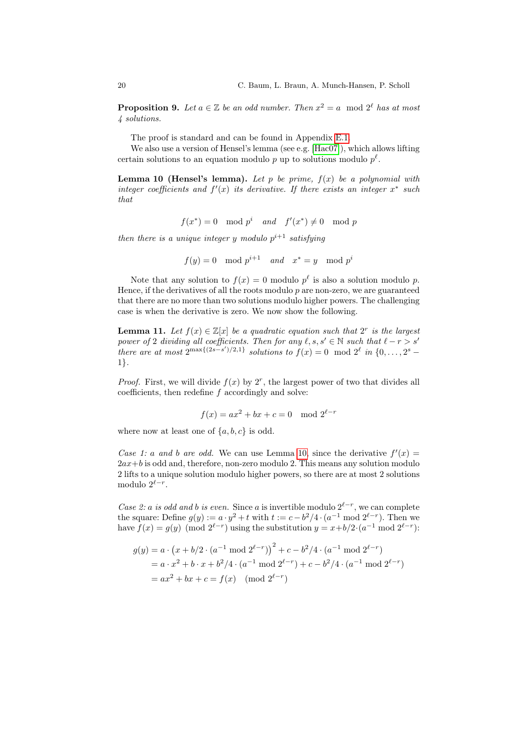**Proposition 9.** *Let $a \in \mathbb{Z}$ be an odd number. Then $x^2 = a \mod 2^\ell$ has at most 4 solutions.*

The proof is standard and can be found in Appendix E.1.

We also use a version of Hensel's lemma (see e.g. [Hac07]), which allows lifting certain solutions to an equation modulo $p$ up to solutions modulo $p^\ell$.

**Lemma 10 (Hensel's lemma).** *Let $p$ be prime, $f(x)$ be a polynomial with integer coefficients and $f'(x)$ its derivative. If there exists an integer $x^*$ such that*

$$f(x^*) = 0 \mod p^i \quad \text{and} \quad f'(x^*) \neq 0 \mod p$$

*then there is a unique integer $y$ modulo $p^{i+1}$ satisfying*

$$f(y) = 0 \mod p^{i+1} \quad \text{and} \quad x^* = y \mod p^i$$

Note that any solution to $f(x) = 0$ modulo $p^\ell$ is also a solution modulo $p$. Hence, if the derivatives of all the roots modulo $p$ are non-zero, we are guaranteed that there are no more than two solutions modulo higher powers. The challenging case is when the derivative is zero. We now show the following.

**Lemma 11.** *Let $f(x) \in \mathbb{Z}[x]$ be a quadratic equation such that $2^r$ is the largest power of 2 dividing all coefficients. Then for any $\ell, s, s' \in \mathbb{N}$ such that $\ell - r > s'$ there are at most $2^{\max\{(2s-s')/2, 1\}}$ solutions to $f(x) = 0 \mod 2^\ell$ in $\{0, \ldots, 2^s - 1\}$.*

*Proof.* First, we will divide $f(x)$ by $2^r$, the largest power of two that divides all coefficients, then redefine $f$ accordingly and solve:

$$f(x) = ax^2 + bx + c = 0 \mod 2^{\ell-r}$$

where now at least one of $\{a, b, c\}$ is odd.

*Case 1: $a$ and $b$ are odd.* We can use Lemma 10, since the derivative $f'(x) = 2ax + b$ is odd and, therefore, non-zero modulo 2. This means any solution modulo 2 lifts to a unique solution modulo higher powers, so there are at most 2 solutions modulo $2^{\ell-r}$.

*Case 2: $a$ is odd and $b$ is even.* Since $a$ is invertible modulo $2^{\ell-r}$, we can complete the square: Define $g(y) := a \cdot y^2 + t$ with $t := c - b^2/4 \cdot (a^{-1} \bmod 2^{\ell-r})$. Then we have $f(x) = g(y) \pmod{2^{\ell-r}}$ using the substitution $y = x + b/2 \cdot (a^{-1} \bmod 2^{\ell-r})$:

$$\begin{aligned}
g(y) &= a \cdot \left(x + b/2 \cdot (a^{-1} \bmod 2^{\ell-r})\right)^2 + c - b^2/4 \cdot (a^{-1} \bmod 2^{\ell-r}) \\
&= a \cdot x^2 + b \cdot x + b^2/4 \cdot (a^{-1} \bmod 2^{\ell-r}) + c - b^2/4 \cdot (a^{-1} \bmod 2^{\ell-r}) \\
&= ax^2 + bx + c = f(x) \pmod{2^{\ell-r}}
\end{aligned}$$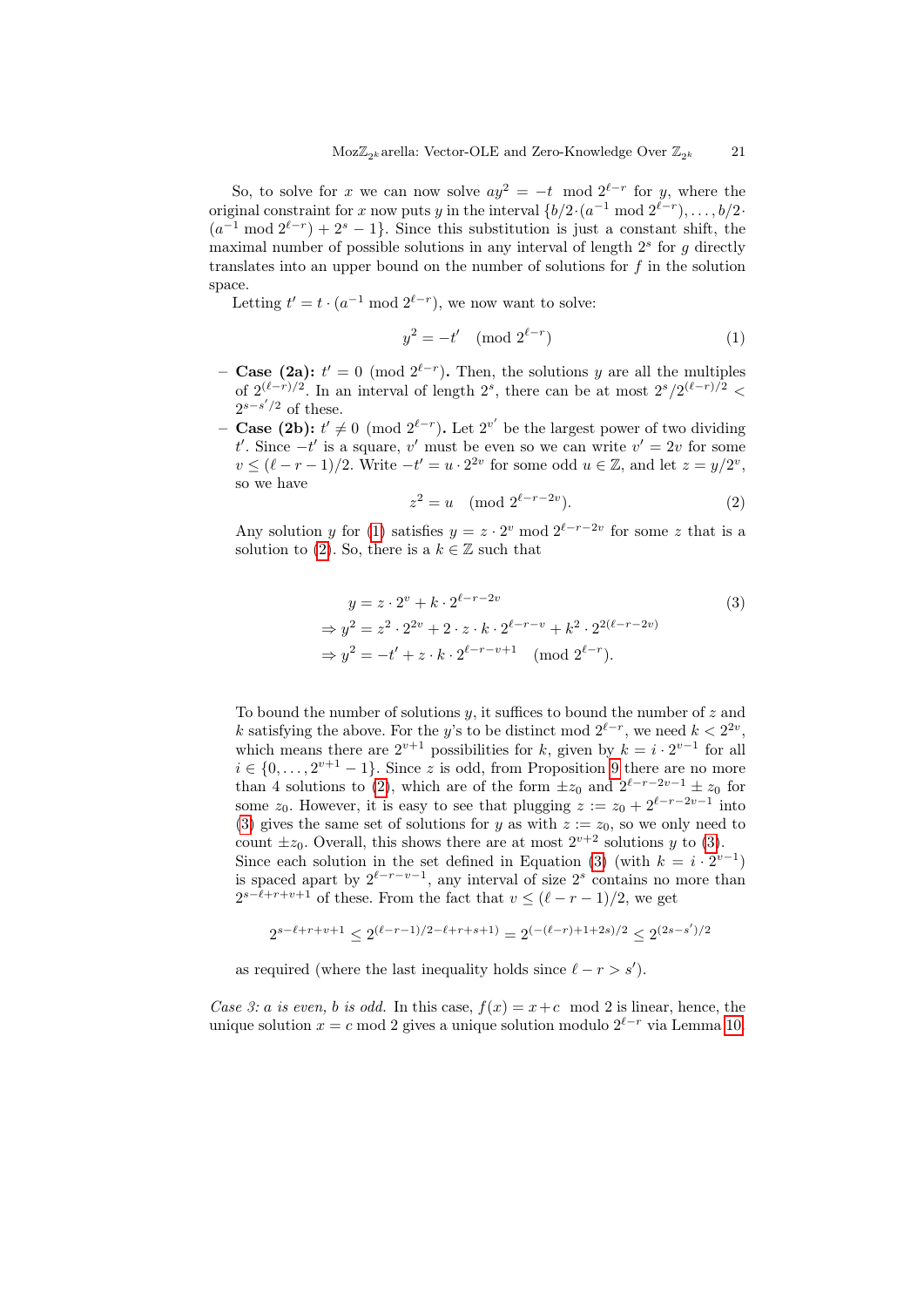So, to solve for $x$ we can now solve $ay^2 = -t \mod 2^{\ell-r}$ for $y$, where the original constraint for $x$ now puts $y$ in the interval $\{b/2\cdot(a^{-1} \bmod 2^{\ell-r}), \ldots, b/2\cdot(a^{-1} \bmod 2^{\ell-r}) + 2^s - 1\}$. Since this substitution is just a constant shift, the maximal number of possible solutions in any interval of length $2^s$ for $g$ directly translates into an upper bound on the number of solutions for $f$ in the solution space.

Letting $t' = t \cdot (a^{-1} \bmod 2^{\ell-r})$, we now want to solve:

$$y^2 = -t' \pmod{2^{\ell-r}} \tag{1}$$

- **Case (2a):** $t' = 0 \pmod{2^{\ell-r}}$**.** Then, the solutions $y$ are all the multiples of $2^{(\ell-r)/2}$. In an interval of length $2^s$, there can be at most $2^s/2^{(\ell-r)/2} < 2^{s-s'/2}$ of these.
- **Case (2b):** $t' \neq 0 \pmod{2^{\ell-r}}$**.** Let $2^{v'}$ be the largest power of two dividing $t'$. Since $-t'$ is a square, $v'$ must be even so we can write $v' = 2v$ for some $v \leq (\ell - r - 1)/2$. Write $-t' = u \cdot 2^{2v}$ for some odd $u \in \mathbb{Z}$, and let $z = y/2^v$, so we have
$$z^2 = u \pmod{2^{\ell-r-2v}}. \tag{2}$$
Any solution $y$ for (1) satisfies $y = z \cdot 2^v \bmod 2^{\ell-r-2v}$ for some $z$ that is a solution to (2). So, there is a $k \in \mathbb{Z}$ such that
$$\begin{aligned} &y = z \cdot 2^v + k \cdot 2^{\ell-r-2v} \\ &\Rightarrow y^2 = z^2 \cdot 2^{2v} + 2 \cdot z \cdot k \cdot 2^{\ell-r-v} + k^2 \cdot 2^{2(\ell-r-2v)} \\ &\Rightarrow y^2 = -t' + z \cdot k \cdot 2^{\ell-r-v+1} \pmod{2^{\ell-r}}. \end{aligned} \tag{3}$$
To bound the number of solutions $y$, it suffices to bound the number of $z$ and $k$ satisfying the above. For the $y$'s to be distinct mod $2^{\ell-r}$, we need $k < 2^{2v}$, which means there are $2^{v+1}$ possibilities for $k$, given by $k = i \cdot 2^{v-1}$ for all $i \in \{0, \ldots, 2^{v+1} - 1\}$. Since $z$ is odd, from Proposition 9 there are no more than 4 solutions to (2), which are of the form $\pm z_0$ and $2^{\ell-r-2v-1} \pm z_0$ for some $z_0$. However, it is easy to see that plugging $z := z_0 + 2^{\ell-r-2v-1}$ into (3) gives the same set of solutions for $y$ as with $z := z_0$, so we only need to count $\pm z_0$. Overall, this shows there are at most $2^{v+2}$ solutions $y$ to (3).
Since each solution in the set defined in Equation (3) (with $k = i \cdot 2^{v-1}$) is spaced apart by $2^{\ell-r-v-1}$, any interval of size $2^s$ contains no more than $2^{s-\ell+r+v+1}$ of these. From the fact that $v \leq (\ell - r - 1)/2$, we get
$$2^{s-\ell+r+v+1} \leq 2^{(\ell-r-1)/2-\ell+r+s+1)} = 2^{(-(\ell-r)+1+2s)/2} \leq 2^{(2s-s')/2}$$
as required (where the last inequality holds since $\ell - r > s'$).

*Case 3: $a$ is even, $b$ is odd.* In this case, $f(x) = x + c \mod 2$ is linear, hence, the unique solution $x = c \bmod 2$ gives a unique solution modulo $2^{\ell-r}$ via Lemma 10.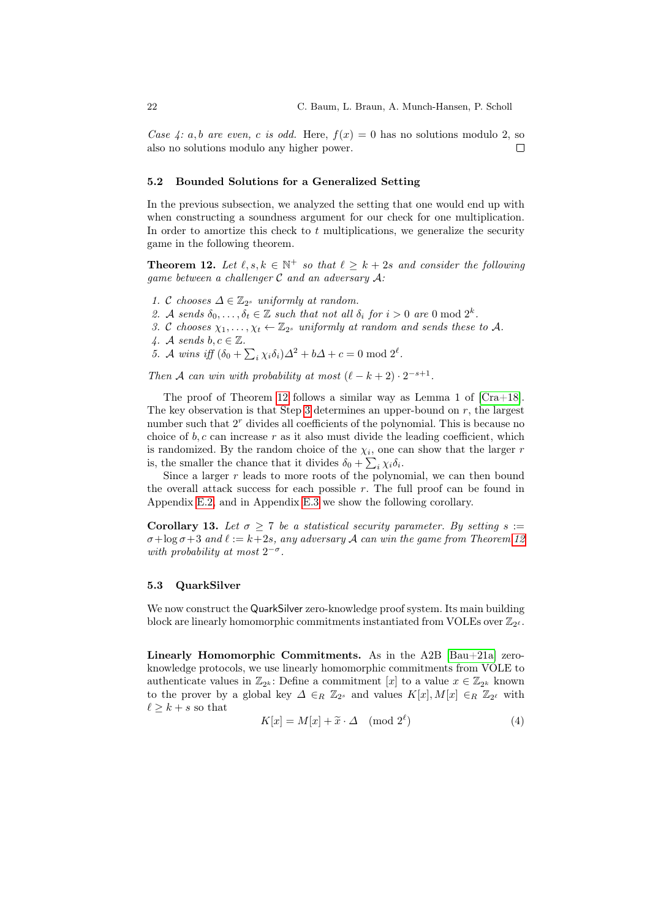*Case 4: $a, b$ are even, $c$ is odd.* Here, $f(x) = 0$ has no solutions modulo 2, so also no solutions modulo any higher power. □

### 5.2 Bounded Solutions for a Generalized Setting

In the previous subsection, we analyzed the setting that one would end up with when constructing a soundness argument for our check for one multiplication. In order to amortize this check to $t$ multiplications, we generalize the security game in the following theorem.

**Theorem 12.** *Let $\ell, s, k \in \mathbb{N}^+$ so that $\ell \geq k + 2s$ and consider the following game between a challenger $\mathcal{C}$ and an adversary $\mathcal{A}$:*

1. *$\mathcal{C}$ chooses $\Delta \in \mathbb{Z}_{2^s}$ uniformly at random.*
2. *$\mathcal{A}$ sends $\delta_0, \ldots, \delta_t \in \mathbb{Z}$ such that not all $\delta_i$ for $i > 0$ are $0 \bmod 2^k$.*
3. *$\mathcal{C}$ chooses $\chi_1, \ldots, \chi_t \leftarrow \mathbb{Z}_{2^s}$ uniformly at random and sends these to $\mathcal{A}$.*
4. *$\mathcal{A}$ sends $b, c \in \mathbb{Z}$.*
5. *$\mathcal{A}$ wins iff $(\delta_0 + \sum_i \chi_i \delta_i)\Delta^2 + b\Delta + c = 0 \bmod 2^\ell$.*

*Then $\mathcal{A}$ can win with probability at most $(\ell - k + 2) \cdot 2^{-s+1}$.*

The proof of Theorem 12 follows a similar way as Lemma 1 of [Cra+18]. The key observation is that Step 3 determines an upper-bound on $r$, the largest number such that $2^r$ divides all coefficients of the polynomial. This is because no choice of $b, c$ can increase $r$ as it also must divide the leading coefficient, which is randomized. By the random choice of the $\chi_i$, one can show that the larger $r$ is, the smaller the chance that it divides $\delta_0 + \sum_i \chi_i \delta_i$.

Since a larger $r$ leads to more roots of the polynomial, we can then bound the overall attack success for each possible $r$. The full proof can be found in Appendix E.2, and in Appendix E.3 we show the following corollary.

**Corollary 13.** *Let $\sigma \geq 7$ be a statistical security parameter. By setting $s := \sigma + \log \sigma + 3$ and $\ell := k + 2s$, any adversary $\mathcal{A}$ can win the game from Theorem 12 with probability at most $2^{-\sigma}$.*

### 5.3 QuarkSilver

We now construct the QuarkSilver zero-knowledge proof system. Its main building block are linearly homomorphic commitments instantiated from VOLEs over $\mathbb{Z}_{2^\ell}$.

**Linearly Homomorphic Commitments.** As in the A2B [Bau+21a] zero-knowledge protocols, we use linearly homomorphic commitments from VOLE to authenticate values in $\mathbb{Z}_{2^k}$: Define a commitment $[x]$ to a value $x \in \mathbb{Z}_{2^k}$ known to the prover by a global key $\Delta \in_R \mathbb{Z}_{2^s}$ and values $K[x], M[x] \in_R \mathbb{Z}_{2^\ell}$ with $\ell \geq k + s$ so that

$$K[x] = M[x] + \widetilde{x} \cdot \Delta \pmod{2^\ell} \tag{4}$$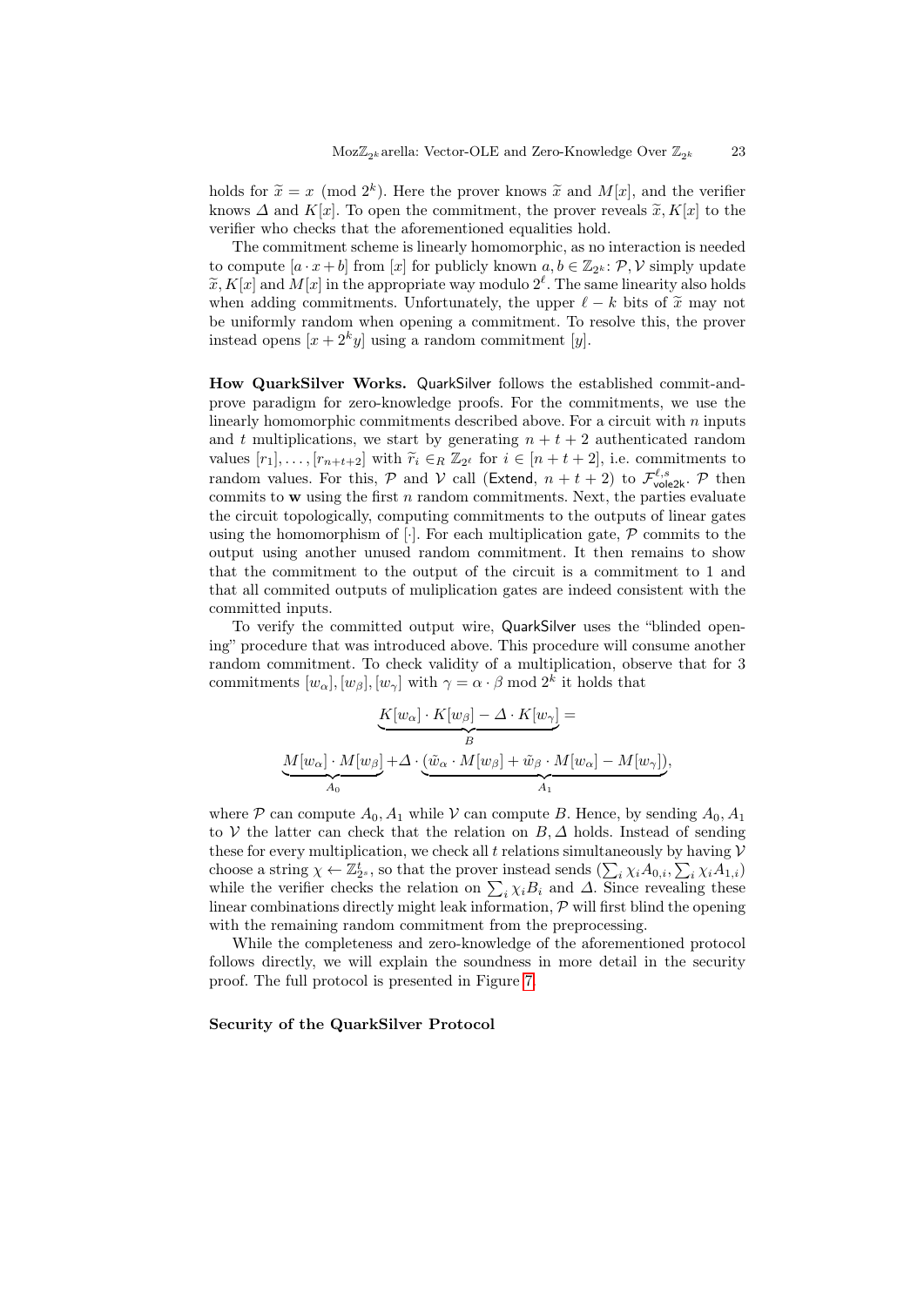holds for $\widetilde{x} = x \pmod{2^k}$. Here the prover knows $\widetilde{x}$ and $M[x]$, and the verifier knows $\Delta$ and $K[x]$. To open the commitment, the prover reveals $\widetilde{x}, K[x]$ to the verifier who checks that the aforementioned equalities hold.

The commitment scheme is linearly homomorphic, as no interaction is needed to compute $[a \cdot x + b]$ from $[x]$ for publicly known $a, b \in \mathbb{Z}_{2^k}$: $\mathcal{P}, \mathcal{V}$ simply update $\widetilde{x}, K[x]$ and $M[x]$ in the appropriate way modulo $2^\ell$. The same linearity also holds when adding commitments. Unfortunately, the upper $\ell - k$ bits of $\widetilde{x}$ may not be uniformly random when opening a commitment. To resolve this, the prover instead opens $[x + 2^k y]$ using a random commitment $[y]$.

**How QuarkSilver Works.** QuarkSilver follows the established commit-and-prove paradigm for zero-knowledge proofs. For the commitments, we use the linearly homomorphic commitments described above. For a circuit with $n$ inputs and $t$ multiplications, we start by generating $n + t + 2$ authenticated random values $[r_1], \ldots, [r_{n+t+2}]$ with $\widetilde{r}_i \in_R \mathbb{Z}_{2^\ell}$ for $i \in [n + t + 2]$, i.e. commitments to random values. For this, $\mathcal{P}$ and $\mathcal{V}$ call (Extend, $n + t + 2$) to $\mathcal{F}^{\ell,s}_{\mathsf{vole2k}}$. $\mathcal{P}$ then commits to $\mathbf{w}$ using the first $n$ random commitments. Next, the parties evaluate the circuit topologically, computing commitments to the outputs of linear gates using the homomorphism of $[\cdot]$. For each multiplication gate, $\mathcal{P}$ commits to the output using another unused random commitment. It then remains to show that the commitment to the output of the circuit is a commitment to 1 and that all commited outputs of muliplication gates are indeed consistent with the committed inputs.

To verify the committed output wire, QuarkSilver uses the "blinded opening" procedure that was introduced above. This procedure will consume another random commitment. To check validity of a multiplication, observe that for 3 commitments $[w_\alpha], [w_\beta], [w_\gamma]$ with $\gamma = \alpha \cdot \beta \bmod 2^k$ it holds that

$$\underbrace{K[w_\alpha] \cdot K[w_\beta] - \Delta \cdot K[w_\gamma]}_{B} =$$

$$\underbrace{M[w_\alpha] \cdot M[w_\beta]}_{A_0} + \Delta \cdot \underbrace{(\tilde{w}_\alpha \cdot M[w_\beta] + \tilde{w}_\beta \cdot M[w_\alpha] - M[w_\gamma])}_{A_1},$$

where $\mathcal{P}$ can compute $A_0, A_1$ while $\mathcal{V}$ can compute $B$. Hence, by sending $A_0, A_1$ to $\mathcal{V}$ the latter can check that the relation on $B, \Delta$ holds. Instead of sending these for every multiplication, we check all $t$ relations simultaneously by having $\mathcal{V}$ choose a string $\chi \leftarrow \mathbb{Z}^t_{2^s}$, so that the prover instead sends $(\sum_i \chi_i A_{0,i}, \sum_i \chi_i A_{1,i})$ while the verifier checks the relation on $\sum_i \chi_i B_i$ and $\Delta$. Since revealing these linear combinations directly might leak information, $\mathcal{P}$ will first blind the opening with the remaining random commitment from the preprocessing.

While the completeness and zero-knowledge of the aforementioned protocol follows directly, we will explain the soundness in more detail in the security proof. The full protocol is presented in Figure 7.

**Security of the QuarkSilver Protocol**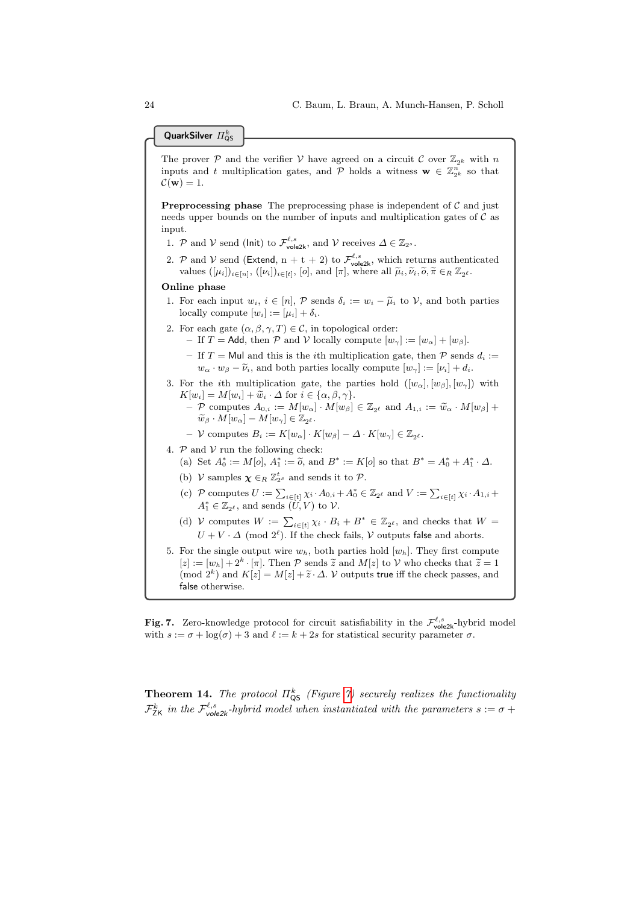**QuarkSilver $\Pi^k_{\mathsf{QS}}$**

The prover $\mathcal{P}$ and the verifier $\mathcal{V}$ have agreed on a circuit $\mathcal{C}$ over $\mathbb{Z}_{2^k}$ with $n$ inputs and $t$ multiplication gates, and $\mathcal{P}$ holds a witness $\mathbf{w} \in \mathbb{Z}^n_{2^k}$ so that $\mathcal{C}(\mathbf{w}) = 1$.

**Preprocessing phase** The preprocessing phase is independent of $\mathcal{C}$ and just needs upper bounds on the number of inputs and multiplication gates of $\mathcal{C}$ as input.

1. $\mathcal{P}$ and $\mathcal{V}$ send (Init) to $\mathcal{F}^{\ell,s}_{\mathsf{vole2k}}$, and $\mathcal{V}$ receives $\Delta \in \mathbb{Z}_{2^s}$.
2. $\mathcal{P}$ and $\mathcal{V}$ send (Extend, n + t + 2) to $\mathcal{F}^{\ell,s}_{\mathsf{vole2k}}$, which returns authenticated values $([\mu_i])_{i\in[n]}$, $([\nu_i])_{i\in[t]}$, $[o]$, and $[\pi]$, where all $\widetilde{\mu}_i, \widetilde{\nu}_i, \widetilde{o}, \widetilde{\pi} \in_R \mathbb{Z}_{2^\ell}$.

**Online phase**

1. For each input $w_i$, $i \in [n]$, $\mathcal{P}$ sends $\delta_i := w_i - \widetilde{\mu}_i$ to $\mathcal{V}$, and both parties locally compute $[w_i] := [\mu_i] + \delta_i$.
2. For each gate $(\alpha, \beta, \gamma, T) \in \mathcal{C}$, in topological order:
   - If $T = \mathsf{Add}$, then $\mathcal{P}$ and $\mathcal{V}$ locally compute $[w_\gamma] := [w_\alpha] + [w_\beta]$.
   - If $T = \mathsf{Mul}$ and this is the $i$th multiplication gate, then $\mathcal{P}$ sends $d_i := w_\alpha \cdot w_\beta - \widetilde{\nu}_i$, and both parties locally compute $[w_\gamma] := [\nu_i] + d_i$.
3. For the $i$th multiplication gate, the parties hold $([w_\alpha], [w_\beta], [w_\gamma])$ with $K[w_i] = M[w_i] + \widetilde{w}_i \cdot \Delta$ for $i \in \{\alpha, \beta, \gamma\}$.
   - $\mathcal{P}$ computes $A_{0,i} := M[w_\alpha] \cdot M[w_\beta] \in \mathbb{Z}_{2^\ell}$ and $A_{1,i} := \widetilde{w}_\alpha \cdot M[w_\beta] + \widetilde{w}_\beta \cdot M[w_\alpha] - M[w_\gamma] \in \mathbb{Z}_{2^\ell}$.
   - $\mathcal{V}$ computes $B_i := K[w_\alpha] \cdot K[w_\beta] - \Delta \cdot K[w_\gamma] \in \mathbb{Z}_{2^\ell}$.
4. $\mathcal{P}$ and $\mathcal{V}$ run the following check:
   (a) Set $A^*_0 := M[o]$, $A^*_1 := \widetilde{o}$, and $B^* := K[o]$ so that $B^* = A^*_0 + A^*_1 \cdot \Delta$.
   (b) $\mathcal{V}$ samples $\boldsymbol{\chi} \in_R \mathbb{Z}^t_{2^s}$ and sends it to $\mathcal{P}$.
   (c) $\mathcal{P}$ computes $U := \sum_{i\in[t]} \chi_i \cdot A_{0,i} + A^*_0 \in \mathbb{Z}_{2^\ell}$ and $V := \sum_{i\in[t]} \chi_i \cdot A_{1,i} + A^*_1 \in \mathbb{Z}_{2^\ell}$, and sends $(U, V)$ to $\mathcal{V}$.
   (d) $\mathcal{V}$ computes $W := \sum_{i\in[t]} \chi_i \cdot B_i + B^* \in \mathbb{Z}_{2^\ell}$, and checks that $W = U + V \cdot \Delta \pmod{2^\ell}$. If the check fails, $\mathcal{V}$ outputs false and aborts.
5. For the single output wire $w_h$, both parties hold $[w_h]$. They first compute $[z] := [w_h] + 2^k \cdot [\pi]$. Then $\mathcal{P}$ sends $\widetilde{z}$ and $M[z]$ to $\mathcal{V}$ who checks that $\widetilde{z} = 1 \pmod{2^k}$ and $K[z] = M[z] + \widetilde{z} \cdot \Delta$. $\mathcal{V}$ outputs true iff the check passes, and false otherwise.

**Fig. 7.** Zero-knowledge protocol for circuit satisfiability in the $\mathcal{F}^{\ell,s}_{\mathsf{vole2k}}$-hybrid model with $s := \sigma + \log(\sigma) + 3$ and $\ell := k + 2s$ for statistical security parameter $\sigma$.

**Theorem 14.** *The protocol $\Pi^k_{\mathsf{QS}}$ (Figure 7) securely realizes the functionality $\mathcal{F}^k_{\mathsf{ZK}}$ in the $\mathcal{F}^{\ell,s}_{\mathsf{vole2k}}$-hybrid model when instantiated with the parameters $s := \sigma +$*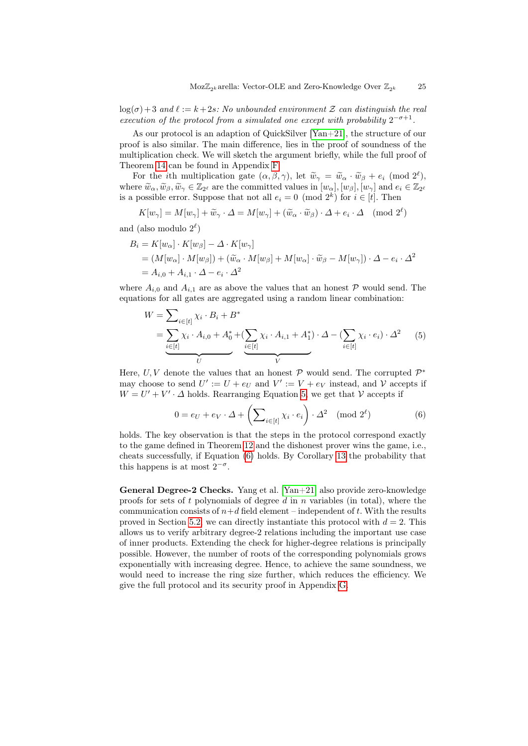$\log(\sigma)+3$ *and* $\ell := k+2s$*: No unbounded environment* $\mathcal{Z}$ *can distinguish the real execution of the protocol from a simulated one except with probability* $2^{-\sigma+1}$.

As our protocol is an adaption of QuickSilver [Yan+21], the structure of our proof is also similar. The main difference, lies in the proof of soundness of the multiplication check. We will sketch the argument briefly, while the full proof of Theorem 14 can be found in Appendix F.

For the $i$th multiplication gate $(\alpha, \beta, \gamma)$, let $\widetilde{w}_\gamma = \widetilde{w}_\alpha \cdot \widetilde{w}_\beta + e_i \pmod{2^\ell}$, where $\widetilde{w}_\alpha, \widetilde{w}_\beta, \widetilde{w}_\gamma \in \mathbb{Z}_{2^\ell}$ are the committed values in $[w_\alpha], [w_\beta], [w_\gamma]$ and $e_i \in \mathbb{Z}_{2^\ell}$ is a possible error. Suppose that not all $e_i = 0 \pmod{2^k}$ for $i \in [t]$. Then

$$K[w_\gamma] = M[w_\gamma] + \widetilde{w}_\gamma \cdot \Delta = M[w_\gamma] + (\widetilde{w}_\alpha \cdot \widetilde{w}_\beta) \cdot \Delta + e_i \cdot \Delta \pmod{2^\ell}$$

and (also modulo $2^\ell$)

$$\begin{aligned}
B_i &= K[w_\alpha] \cdot K[w_\beta] - \Delta \cdot K[w_\gamma] \\
&= (M[w_\alpha] \cdot M[w_\beta]) + (\widetilde{w}_\alpha \cdot M[w_\beta] + M[w_\alpha] \cdot \widetilde{w}_\beta - M[w_\gamma]) \cdot \Delta - e_i \cdot \Delta^2 \\
&= A_{i,0} + A_{i,1} \cdot \Delta - e_i \cdot \Delta^2
\end{aligned}$$

where $A_{i,0}$ and $A_{i,1}$ are as above the values that an honest $\mathcal{P}$ would send. The equations for all gates are aggregated using a random linear combination:

$$\begin{aligned}
W &= \sum_{i \in [t]} \chi_i \cdot B_i + B^* \\
&= \underbrace{\sum_{i \in [t]} \chi_i \cdot A_{i,0} + A_0^*}_{U} + \underbrace{(\sum_{i \in [t]} \chi_i \cdot A_{i,1} + A_1^*)}_{V} \cdot \Delta - (\sum_{i \in [t]} \chi_i \cdot e_i) \cdot \Delta^2 \qquad (5)
\end{aligned}$$

Here, $U, V$ denote the values that an honest $\mathcal{P}$ would send. The corrupted $\mathcal{P}^*$ may choose to send $U' := U + e_U$ and $V' := V + e_V$ instead, and $\mathcal{V}$ accepts if $W = U' + V' \cdot \Delta$ holds. Rearranging Equation 5, we get that $\mathcal{V}$ accepts if

$$0 = e_U + e_V \cdot \Delta + \left(\sum_{i \in [t]} \chi_i \cdot e_i\right) \cdot \Delta^2 \pmod{2^\ell} \qquad (6)$$

holds. The key observation is that the steps in the protocol correspond exactly to the game defined in Theorem 12 and the dishonest prover wins the game, i.e., cheats successfully, if Equation (6) holds. By Corollary 13 the probability that this happens is at most $2^{-\sigma}$.

**General Degree-2 Checks.** Yang et al. [Yan+21] also provide zero-knowledge proofs for sets of $t$ polynomials of degree $d$ in $n$ variables (in total), where the communication consists of $n+d$ field element – independent of $t$. With the results proved in Section 5.2, we can directly instantiate this protocol with $d = 2$. This allows us to verify arbitrary degree-2 relations including the important use case of inner products. Extending the check for higher-degree relations is principally possible. However, the number of roots of the corresponding polynomials grows exponentially with increasing degree. Hence, to achieve the same soundness, we would need to increase the ring size further, which reduces the efficiency. We give the full protocol and its security proof in Appendix G.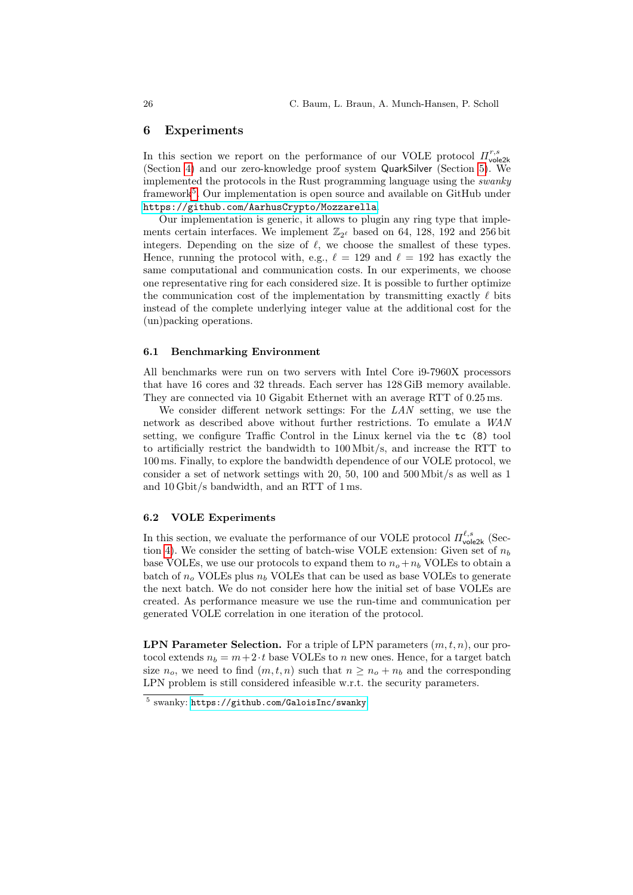## 6 Experiments

In this section we report on the performance of our VOLE protocol $\Pi^{r,s}_{\mathsf{vole2k}}$ (Section 4) and our zero-knowledge proof system QuarkSilver (Section 5). We implemented the protocols in the Rust programming language using the *swanky* framework[5]. Our implementation is open source and available on GitHub under `https://github.com/AarhusCrypto/Mozzarella`.

Our implementation is generic, it allows to plugin any ring type that implements certain interfaces. We implement $\mathbb{Z}_{2^\ell}$ based on 64, 128, 192 and 256 bit integers. Depending on the size of $\ell$, we choose the smallest of these types. Hence, running the protocol with, e.g., $\ell = 129$ and $\ell = 192$ has exactly the same computational and communication costs. In our experiments, we choose one representative ring for each considered size. It is possible to further optimize the communication cost of the implementation by transmitting exactly $\ell$ bits instead of the complete underlying integer value at the additional cost for the (un)packing operations.

### 6.1 Benchmarking Environment

All benchmarks were run on two servers with Intel Core i9-7960X processors that have 16 cores and 32 threads. Each server has 128 GiB memory available. They are connected via 10 Gigabit Ethernet with an average RTT of 0.25 ms.

We consider different network settings: For the *LAN* setting, we use the network as described above without further restrictions. To emulate a *WAN* setting, we configure Traffic Control in the Linux kernel via the `tc (8)` tool to artificially restrict the bandwidth to 100 Mbit/s, and increase the RTT to 100 ms. Finally, to explore the bandwidth dependence of our VOLE protocol, we consider a set of network settings with 20, 50, 100 and 500 Mbit/s as well as 1 and 10 Gbit/s bandwidth, and an RTT of 1 ms.

### 6.2 VOLE Experiments

In this section, we evaluate the performance of our VOLE protocol $\Pi^{\ell,s}_{\mathsf{vole2k}}$ (Section 4). We consider the setting of batch-wise VOLE extension: Given set of $n_b$ base VOLEs, we use our protocols to expand them to $n_o + n_b$ VOLEs to obtain a batch of $n_o$ VOLEs plus $n_b$ VOLEs that can be used as base VOLEs to generate the next batch. We do not consider here how the initial set of base VOLEs are created. As performance measure we use the run-time and communication per generated VOLE correlation in one iteration of the protocol.

**LPN Parameter Selection.** For a triple of LPN parameters $(m, t, n)$, our protocol extends $n_b = m + 2 \cdot t$ base VOLEs to $n$ new ones. Hence, for a target batch size $n_o$, we need to find $(m, t, n)$ such that $n \geq n_o + n_b$ and the corresponding LPN problem is still considered infeasible w.r.t. the security parameters.

[5] swanky: `https://github.com/GaloisInc/swanky`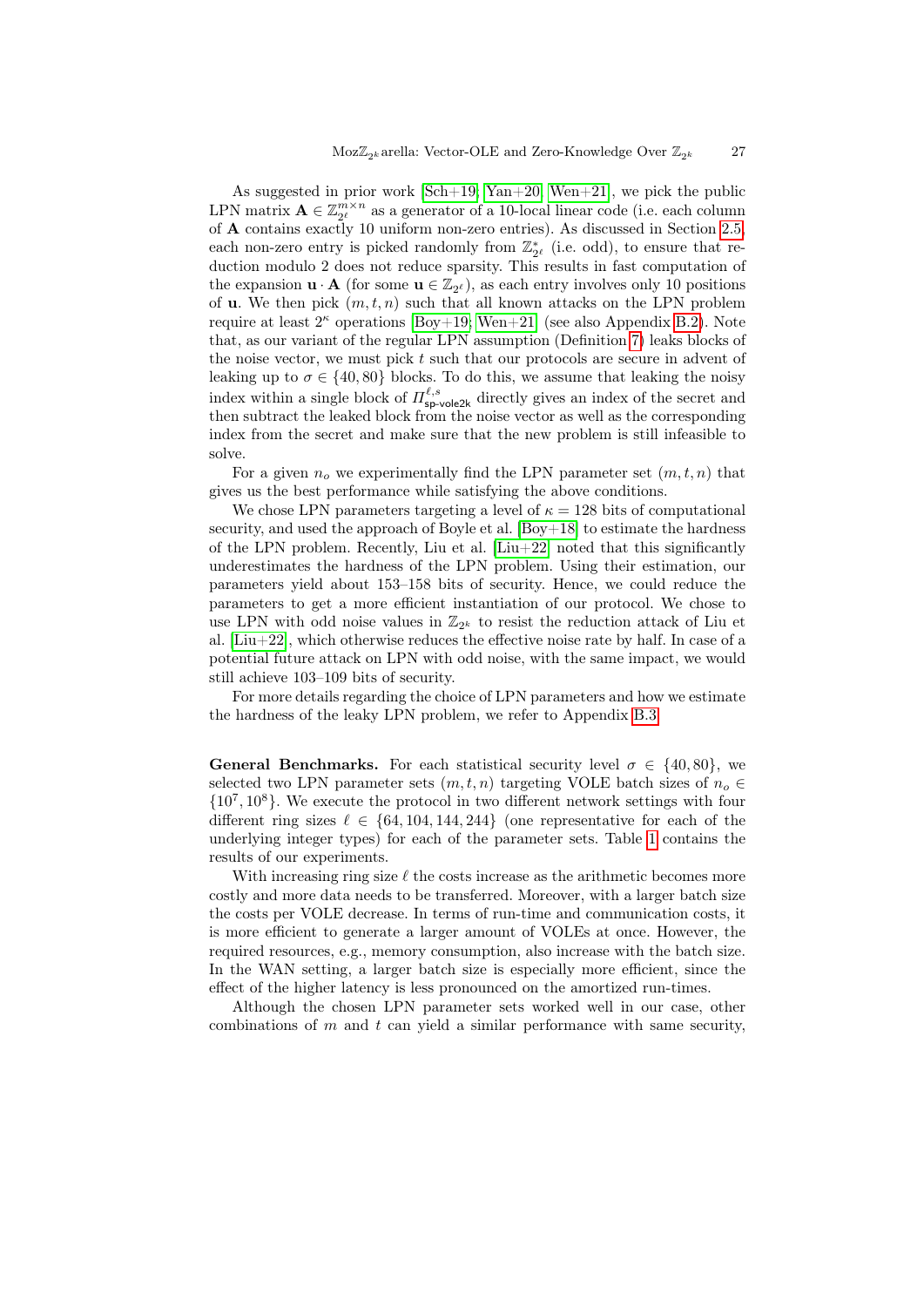As suggested in prior work [Sch+19; Yan+20; Wen+21], we pick the public LPN matrix $\mathbf{A} \in \mathbb{Z}_{2^\ell}^{m \times n}$ as a generator of a 10-local linear code (i.e. each column of $\mathbf{A}$ contains exactly 10 uniform non-zero entries). As discussed in Section 2.5, each non-zero entry is picked randomly from $\mathbb{Z}_{2^\ell}^*$ (i.e. odd), to ensure that reduction modulo 2 does not reduce sparsity. This results in fast computation of the expansion $\mathbf{u} \cdot \mathbf{A}$ (for some $\mathbf{u} \in \mathbb{Z}_{2^\ell}$), as each entry involves only 10 positions of $\mathbf{u}$. We then pick $(m, t, n)$ such that all known attacks on the LPN problem require at least $2^\kappa$ operations [Boy+19; Wen+21] (see also Appendix B.2). Note that, as our variant of the regular LPN assumption (Definition 7) leaks blocks of the noise vector, we must pick $t$ such that our protocols are secure in advent of leaking up to $\sigma \in \{40, 80\}$ blocks. To do this, we assume that leaking the noisy index within a single block of $\Pi_{\mathsf{sp\text{-}vole2k}}^{\ell,s}$ directly gives an index of the secret and then subtract the leaked block from the noise vector as well as the corresponding index from the secret and make sure that the new problem is still infeasible to solve.

For a given $n_o$ we experimentally find the LPN parameter set $(m, t, n)$ that gives us the best performance while satisfying the above conditions.

We chose LPN parameters targeting a level of $\kappa = 128$ bits of computational security, and used the approach of Boyle et al. [Boy+18] to estimate the hardness of the LPN problem. Recently, Liu et al. [Liu+22] noted that this significantly underestimates the hardness of the LPN problem. Using their estimation, our parameters yield about 153–158 bits of security. Hence, we could reduce the parameters to get a more efficient instantiation of our protocol. We chose to use LPN with odd noise values in $\mathbb{Z}_{2^k}$ to resist the reduction attack of Liu et al. [Liu+22], which otherwise reduces the effective noise rate by half. In case of a potential future attack on LPN with odd noise, with the same impact, we would still achieve 103–109 bits of security.

For more details regarding the choice of LPN parameters and how we estimate the hardness of the leaky LPN problem, we refer to Appendix B.3.

**General Benchmarks.** For each statistical security level $\sigma \in \{40, 80\}$, we selected two LPN parameter sets $(m, t, n)$ targeting VOLE batch sizes of $n_o \in \{10^7, 10^8\}$. We execute the protocol in two different network settings with four different ring sizes $\ell \in \{64, 104, 144, 244\}$ (one representative for each of the underlying integer types) for each of the parameter sets. Table 1 contains the results of our experiments.

With increasing ring size $\ell$ the costs increase as the arithmetic becomes more costly and more data needs to be transferred. Moreover, with a larger batch size the costs per VOLE decrease. In terms of run-time and communication costs, it is more efficient to generate a larger amount of VOLEs at once. However, the required resources, e.g., memory consumption, also increase with the batch size. In the WAN setting, a larger batch size is especially more efficient, since the effect of the higher latency is less pronounced on the amortized run-times.

Although the chosen LPN parameter sets worked well in our case, other combinations of $m$ and $t$ can yield a similar performance with same security,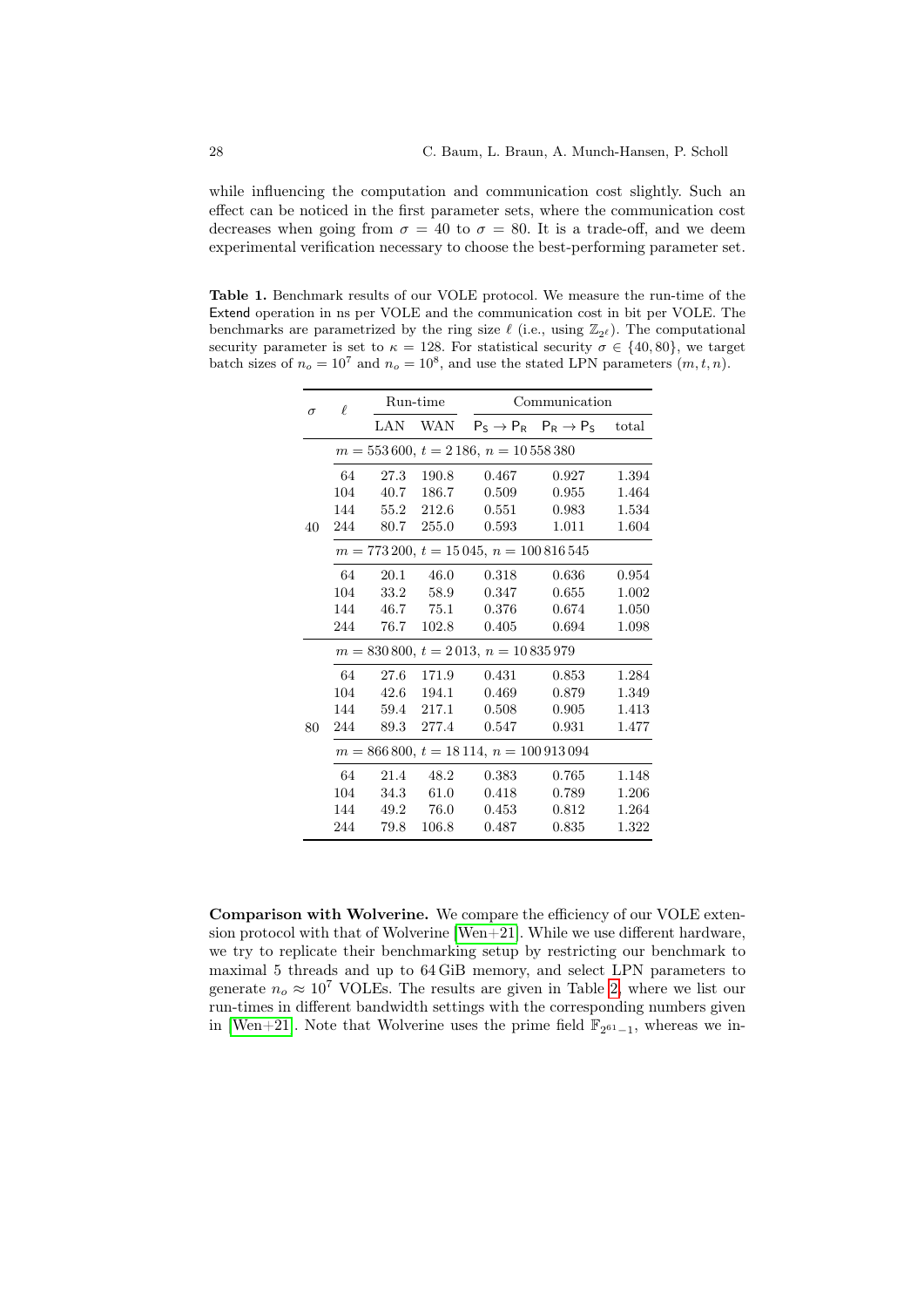while influencing the computation and communication cost slightly. Such an effect can be noticed in the first parameter sets, where the communication cost decreases when going from $\sigma = 40$ to $\sigma = 80$. It is a trade-off, and we deem experimental verification necessary to choose the best-performing parameter set.

**Table 1.** Benchmark results of our VOLE protocol. We measure the run-time of the Extend operation in ns per VOLE and the communication cost in bit per VOLE. The benchmarks are parametrized by the ring size $\ell$ (i.e., using $\mathbb{Z}_{2^\ell}$). The computational security parameter is set to $\kappa = 128$. For statistical security $\sigma \in \{40, 80\}$, we target batch sizes of $n_o = 10^7$ and $n_o = 10^8$, and use the stated LPN parameters $(m, t, n)$.

| $\sigma$ | $\ell$ | Run-time | | Communication | | |
|---|---|---|---|---|---|---|
| | | LAN | WAN | $\mathsf{P_S} \to \mathsf{P_R}$ | $\mathsf{P_R} \to \mathsf{P_S}$ | total |
| | $m = 553\,600$, $t = 2\,186$, $n = 10\,558\,380$ | | | | | |
| | 64 | 27.3 | 190.8 | 0.467 | 0.927 | 1.394 |
| | 104 | 40.7 | 186.7 | 0.509 | 0.955 | 1.464 |
| | 144 | 55.2 | 212.6 | 0.551 | 0.983 | 1.534 |
| 40 | 244 | 80.7 | 255.0 | 0.593 | 1.011 | 1.604 |
| | $m = 773\,200$, $t = 15\,045$, $n = 100\,816\,545$ | | | | | |
| | 64 | 20.1 | 46.0 | 0.318 | 0.636 | 0.954 |
| | 104 | 33.2 | 58.9 | 0.347 | 0.655 | 1.002 |
| | 144 | 46.7 | 75.1 | 0.376 | 0.674 | 1.050 |
| | 244 | 76.7 | 102.8 | 0.405 | 0.694 | 1.098 |
| | $m = 830\,800$, $t = 2\,013$, $n = 10\,835\,979$ | | | | | |
| | 64 | 27.6 | 171.9 | 0.431 | 0.853 | 1.284 |
| | 104 | 42.6 | 194.1 | 0.469 | 0.879 | 1.349 |
| | 144 | 59.4 | 217.1 | 0.508 | 0.905 | 1.413 |
| 80 | 244 | 89.3 | 277.4 | 0.547 | 0.931 | 1.477 |
| | $m = 866\,800$, $t = 18\,114$, $n = 100\,913\,094$ | | | | | |
| | 64 | 21.4 | 48.2 | 0.383 | 0.765 | 1.148 |
| | 104 | 34.3 | 61.0 | 0.418 | 0.789 | 1.206 |
| | 144 | 49.2 | 76.0 | 0.453 | 0.812 | 1.264 |
| | 244 | 79.8 | 106.8 | 0.487 | 0.835 | 1.322 |

**Comparison with Wolverine.** We compare the efficiency of our VOLE extension protocol with that of Wolverine [Wen+21]. While we use different hardware, we try to replicate their benchmarking setup by restricting our benchmark to maximal 5 threads and up to 64 GiB memory, and select LPN parameters to generate $n_o \approx 10^7$ VOLEs. The results are given in Table 2, where we list our run-times in different bandwidth settings with the corresponding numbers given in [Wen+21]. Note that Wolverine uses the prime field $\mathbb{F}_{2^{61}-1}$, whereas we in-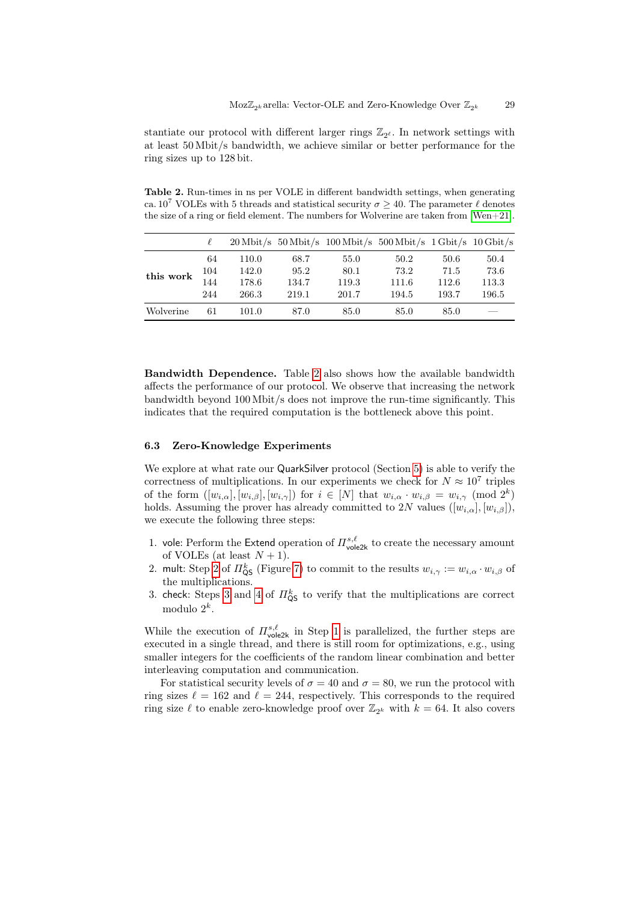stantiate our protocol with different larger rings $\mathbb{Z}_{2^\ell}$. In network settings with at least 50 Mbit/s bandwidth, we achieve similar or better performance for the ring sizes up to 128 bit.

**Table 2.** Run-times in ns per VOLE in different bandwidth settings, when generating ca. $10^7$ VOLEs with 5 threads and statistical security $\sigma \geq 40$. The parameter $\ell$ denotes the size of a ring or field element. The numbers for Wolverine are taken from [Wen+21].

| | $\ell$ | 20 Mbit/s | 50 Mbit/s | 100 Mbit/s | 500 Mbit/s | 1 Gbit/s | 10 Gbit/s |
|---|---|---|---|---|---|---|---|
| **this work** | 64 | 110.0 | 68.7 | 55.0 | 50.2 | 50.6 | 50.4 |
| | 104 | 142.0 | 95.2 | 80.1 | 73.2 | 71.5 | 73.6 |
| | 144 | 178.6 | 134.7 | 119.3 | 111.6 | 112.6 | 113.3 |
| | 244 | 266.3 | 219.1 | 201.7 | 194.5 | 193.7 | 196.5 |
| Wolverine | 61 | 101.0 | 87.0 | 85.0 | 85.0 | 85.0 | — |

**Bandwidth Dependence.** Table 2 also shows how the available bandwidth affects the performance of our protocol. We observe that increasing the network bandwidth beyond 100 Mbit/s does not improve the run-time significantly. This indicates that the required computation is the bottleneck above this point.

### 6.3 Zero-Knowledge Experiments

We explore at what rate our QuarkSilver protocol (Section 5) is able to verify the correctness of multiplications. In our experiments we check for $N \approx 10^7$ triples of the form $([w_{i,\alpha}], [w_{i,\beta}], [w_{i,\gamma}])$ for $i \in [N]$ that $w_{i,\alpha} \cdot w_{i,\beta} = w_{i,\gamma} \pmod{2^k}$ holds. Assuming the prover has already committed to $2N$ values $([w_{i,\alpha}], [w_{i,\beta}])$, we execute the following three steps:

1. vole: Perform the Extend operation of $\Pi^{s,\ell}_{\mathsf{vole2k}}$ to create the necessary amount of VOLEs (at least $N + 1$).
2. mult: Step 2 of $\Pi^{k}_{\mathsf{QS}}$ (Figure 7) to commit to the results $w_{i,\gamma} := w_{i,\alpha} \cdot w_{i,\beta}$ of the multiplications.
3. check: Steps 3 and 4 of $\Pi^{k}_{\mathsf{QS}}$ to verify that the multiplications are correct modulo $2^k$.

While the execution of $\Pi^{s,\ell}_{\mathsf{vole2k}}$ in Step 1 is parallelized, the further steps are executed in a single thread, and there is still room for optimizations, e.g., using smaller integers for the coefficients of the random linear combination and better interleaving computation and communication.

For statistical security levels of $\sigma = 40$ and $\sigma = 80$, we run the protocol with ring sizes $\ell = 162$ and $\ell = 244$, respectively. This corresponds to the required ring size $\ell$ to enable zero-knowledge proof over $\mathbb{Z}_{2^k}$ with $k = 64$. It also covers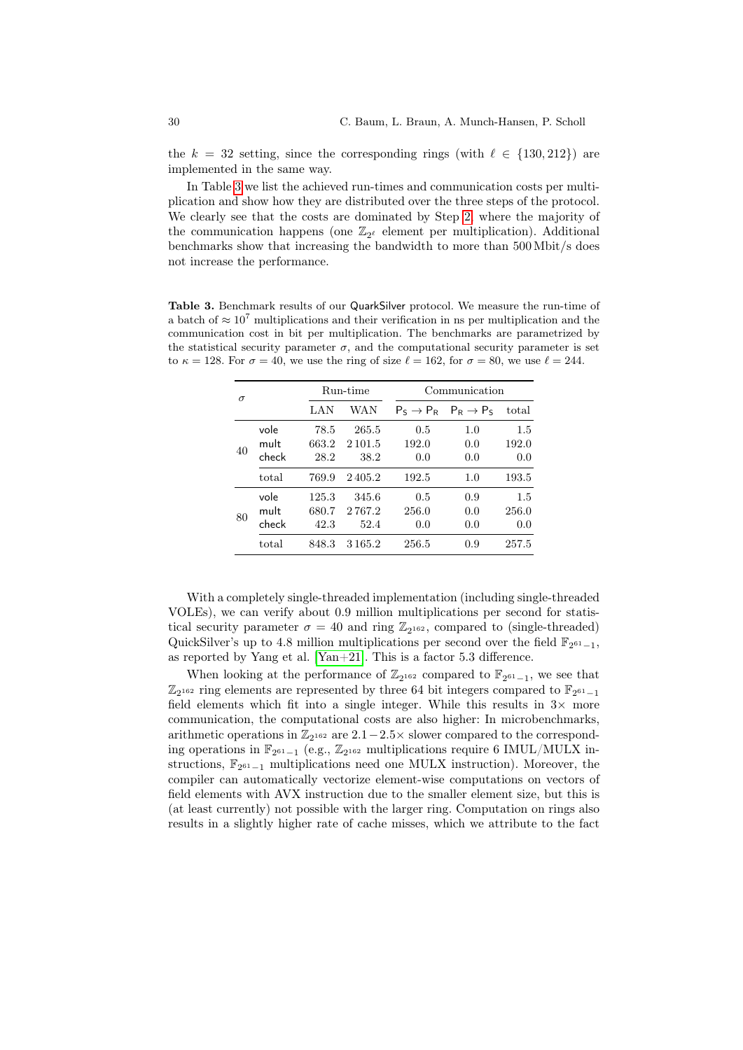the $k = 32$ setting, since the corresponding rings (with $\ell \in \{130, 212\}$) are implemented in the same way.

In Table 3 we list the achieved run-times and communication costs per multiplication and show how they are distributed over the three steps of the protocol. We clearly see that the costs are dominated by Step 2, where the majority of the communication happens (one $\mathbb{Z}_{2^\ell}$ element per multiplication). Additional benchmarks show that increasing the bandwidth to more than 500 Mbit/s does not increase the performance.

**Table 3.** Benchmark results of our QuarkSilver protocol. We measure the run-time of a batch of $\approx 10^7$ multiplications and their verification in ns per multiplication and the communication cost in bit per multiplication. The benchmarks are parametrized by the statistical security parameter $\sigma$, and the computational security parameter is set to $\kappa = 128$. For $\sigma = 40$, we use the ring of size $\ell = 162$, for $\sigma = 80$, we use $\ell = 244$.

| $\sigma$ | | Run-time | | Communication | | |
|---|---|---|---|---|---|---|
| | | LAN | WAN | $\mathsf{P_S} \to \mathsf{P_R}$ | $\mathsf{P_R} \to \mathsf{P_S}$ | total |
| 40 | vole | 78.5 | 265.5 | 0.5 | 1.0 | 1.5 |
| | mult | 663.2 | 2 101.5 | 192.0 | 0.0 | 192.0 |
| | check | 28.2 | 38.2 | 0.0 | 0.0 | 0.0 |
| | total | 769.9 | 2 405.2 | 192.5 | 1.0 | 193.5 |
| 80 | vole | 125.3 | 345.6 | 0.5 | 0.9 | 1.5 |
| | mult | 680.7 | 2 767.2 | 256.0 | 0.0 | 256.0 |
| | check | 42.3 | 52.4 | 0.0 | 0.0 | 0.0 |
| | total | 848.3 | 3 165.2 | 256.5 | 0.9 | 257.5 |

With a completely single-threaded implementation (including single-threaded VOLEs), we can verify about 0.9 million multiplications per second for statistical security parameter $\sigma = 40$ and ring $\mathbb{Z}_{2^{162}}$, compared to (single-threaded) QuickSilver's up to 4.8 million multiplications per second over the field $\mathbb{F}_{2^{61}-1}$, as reported by Yang et al. [Yan+21]. This is a factor 5.3 difference.

When looking at the performance of $\mathbb{Z}_{2^{162}}$ compared to $\mathbb{F}_{2^{61}-1}$, we see that $\mathbb{Z}_{2^{162}}$ ring elements are represented by three 64 bit integers compared to $\mathbb{F}_{2^{61}-1}$ field elements which fit into a single integer. While this results in $3\times$ more communication, the computational costs are also higher: In microbenchmarks, arithmetic operations in $\mathbb{Z}_{2^{162}}$ are $2.1-2.5\times$ slower compared to the corresponding operations in $\mathbb{F}_{2^{61}-1}$ (e.g., $\mathbb{Z}_{2^{162}}$ multiplications require 6 IMUL/MULX instructions, $\mathbb{F}_{2^{61}-1}$ multiplications need one MULX instruction). Moreover, the compiler can automatically vectorize element-wise computations on vectors of field elements with AVX instruction due to the smaller element size, but this is (at least currently) not possible with the larger ring. Computation on rings also results in a slightly higher rate of cache misses, which we attribute to the fact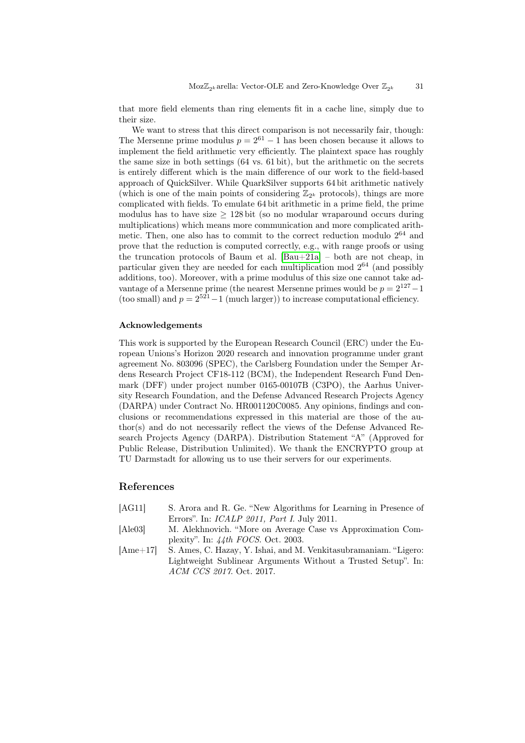that more field elements than ring elements fit in a cache line, simply due to their size.

We want to stress that this direct comparison is not necessarily fair, though: The Mersenne prime modulus $p = 2^{61} - 1$ has been chosen because it allows to implement the field arithmetic very efficiently. The plaintext space has roughly the same size in both settings (64 vs. 61 bit), but the arithmetic on the secrets is entirely different which is the main difference of our work to the field-based approach of QuickSilver. While QuarkSilver supports 64 bit arithmetic natively (which is one of the main points of considering $\mathbb{Z}_{2^k}$ protocols), things are more complicated with fields. To emulate 64 bit arithmetic in a prime field, the prime modulus has to have size $\geq 128$ bit (so no modular wraparound occurs during multiplications) which means more communication and more complicated arithmetic. Then, one also has to commit to the correct reduction modulo $2^{64}$ and prove that the reduction is computed correctly, e.g., with range proofs or using the truncation protocols of Baum et al. [Bau+21a] – both are not cheap, in particular given they are needed for each multiplication mod $2^{64}$ (and possibly additions, too). Moreover, with a prime modulus of this size one cannot take advantage of a Mersenne prime (the nearest Mersenne primes would be $p = 2^{127} - 1$ (too small) and $p = 2^{521} - 1$ (much larger)) to increase computational efficiency.

### Acknowledgements

This work is supported by the European Research Council (ERC) under the European Unions's Horizon 2020 research and innovation programme under grant agreement No. 803096 (SPEC), the Carlsberg Foundation under the Semper Ardens Research Project CF18-112 (BCM), the Independent Research Fund Denmark (DFF) under project number 0165-00107B (C3PO), the Aarhus University Research Foundation, and the Defense Advanced Research Projects Agency (DARPA) under Contract No. HR001120C0085. Any opinions, findings and conclusions or recommendations expressed in this material are those of the author(s) and do not necessarily reflect the views of the Defense Advanced Research Projects Agency (DARPA). Distribution Statement "A" (Approved for Public Release, Distribution Unlimited). We thank the ENCRYPTO group at TU Darmstadt for allowing us to use their servers for our experiments.

## References

- [AG11] S. Arora and R. Ge. "New Algorithms for Learning in Presence of Errors". In: *ICALP 2011, Part I*. July 2011.
- [Ale03] M. Alekhnovich. "More on Average Case vs Approximation Complexity". In: *44th FOCS*. Oct. 2003.
- [Ame+17] S. Ames, C. Hazay, Y. Ishai, and M. Venkitasubramaniam. "Ligero: Lightweight Sublinear Arguments Without a Trusted Setup". In: *ACM CCS 2017*. Oct. 2017.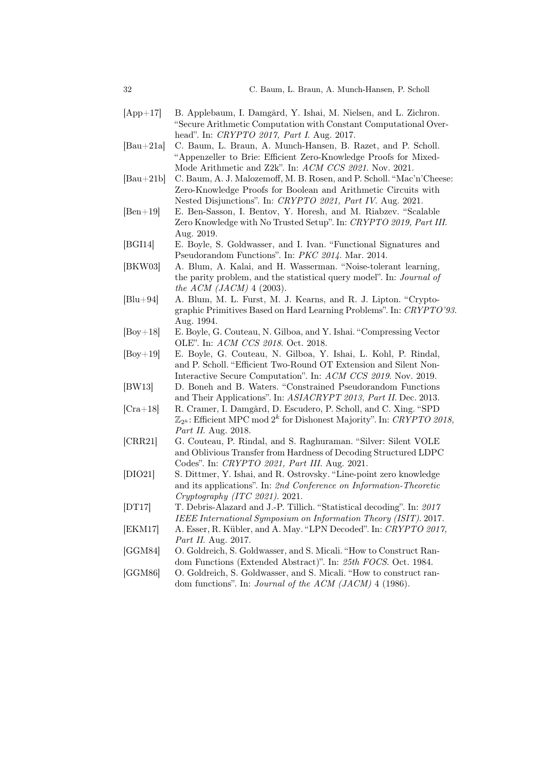[App+17] B. Applebaum, I. Damgård, Y. Ishai, M. Nielsen, and L. Zichron. "Secure Arithmetic Computation with Constant Computational Overhead". In: *CRYPTO 2017, Part I*. Aug. 2017.

[Bau+21a] C. Baum, L. Braun, A. Munch-Hansen, B. Razet, and P. Scholl. "Appenzeller to Brie: Efficient Zero-Knowledge Proofs for Mixed-Mode Arithmetic and Z2k". In: *ACM CCS 2021*. Nov. 2021.

[Bau+21b] C. Baum, A. J. Malozemoff, M. B. Rosen, and P. Scholl. "Mac'n'Cheese: Zero-Knowledge Proofs for Boolean and Arithmetic Circuits with Nested Disjunctions". In: *CRYPTO 2021, Part IV*. Aug. 2021.

[Ben+19] E. Ben-Sasson, I. Bentov, Y. Horesh, and M. Riabzev. "Scalable Zero Knowledge with No Trusted Setup". In: *CRYPTO 2019, Part III*. Aug. 2019.

[BGI14] E. Boyle, S. Goldwasser, and I. Ivan. "Functional Signatures and Pseudorandom Functions". In: *PKC 2014*. Mar. 2014.

[BKW03] A. Blum, A. Kalai, and H. Wasserman. "Noise-tolerant learning, the parity problem, and the statistical query model". In: *Journal of the ACM (JACM)* 4 (2003).

[Blu+94] A. Blum, M. L. Furst, M. J. Kearns, and R. J. Lipton. "Cryptographic Primitives Based on Hard Learning Problems". In: *CRYPTO'93*. Aug. 1994.

[Boy+18] E. Boyle, G. Couteau, N. Gilboa, and Y. Ishai. "Compressing Vector OLE". In: *ACM CCS 2018*. Oct. 2018.

[Boy+19] E. Boyle, G. Couteau, N. Gilboa, Y. Ishai, L. Kohl, P. Rindal, and P. Scholl. "Efficient Two-Round OT Extension and Silent Non-Interactive Secure Computation". In: *ACM CCS 2019*. Nov. 2019.

[BW13] D. Boneh and B. Waters. "Constrained Pseudorandom Functions and Their Applications". In: *ASIACRYPT 2013, Part II*. Dec. 2013.

[Cra+18] R. Cramer, I. Damgård, D. Escudero, P. Scholl, and C. Xing. "SPD $\mathbb{Z}_{2^k}$: Efficient MPC mod $2^k$ for Dishonest Majority". In: *CRYPTO 2018, Part II*. Aug. 2018.

[CRR21] G. Couteau, P. Rindal, and S. Raghuraman. "Silver: Silent VOLE and Oblivious Transfer from Hardness of Decoding Structured LDPC Codes". In: *CRYPTO 2021, Part III*. Aug. 2021.

[DIO21] S. Dittmer, Y. Ishai, and R. Ostrovsky. "Line-point zero knowledge and its applications". In: *2nd Conference on Information-Theoretic Cryptography (ITC 2021)*. 2021.

[DT17] T. Debris-Alazard and J.-P. Tillich. "Statistical decoding". In: *2017 IEEE International Symposium on Information Theory (ISIT)*. 2017.

[EKM17] A. Esser, R. Kübler, and A. May. "LPN Decoded". In: *CRYPTO 2017, Part II*. Aug. 2017.

[GGM84] O. Goldreich, S. Goldwasser, and S. Micali. "How to Construct Random Functions (Extended Abstract)". In: *25th FOCS*. Oct. 1984.

[GGM86] O. Goldreich, S. Goldwasser, and S. Micali. "How to construct random functions". In: *Journal of the ACM (JACM)* 4 (1986).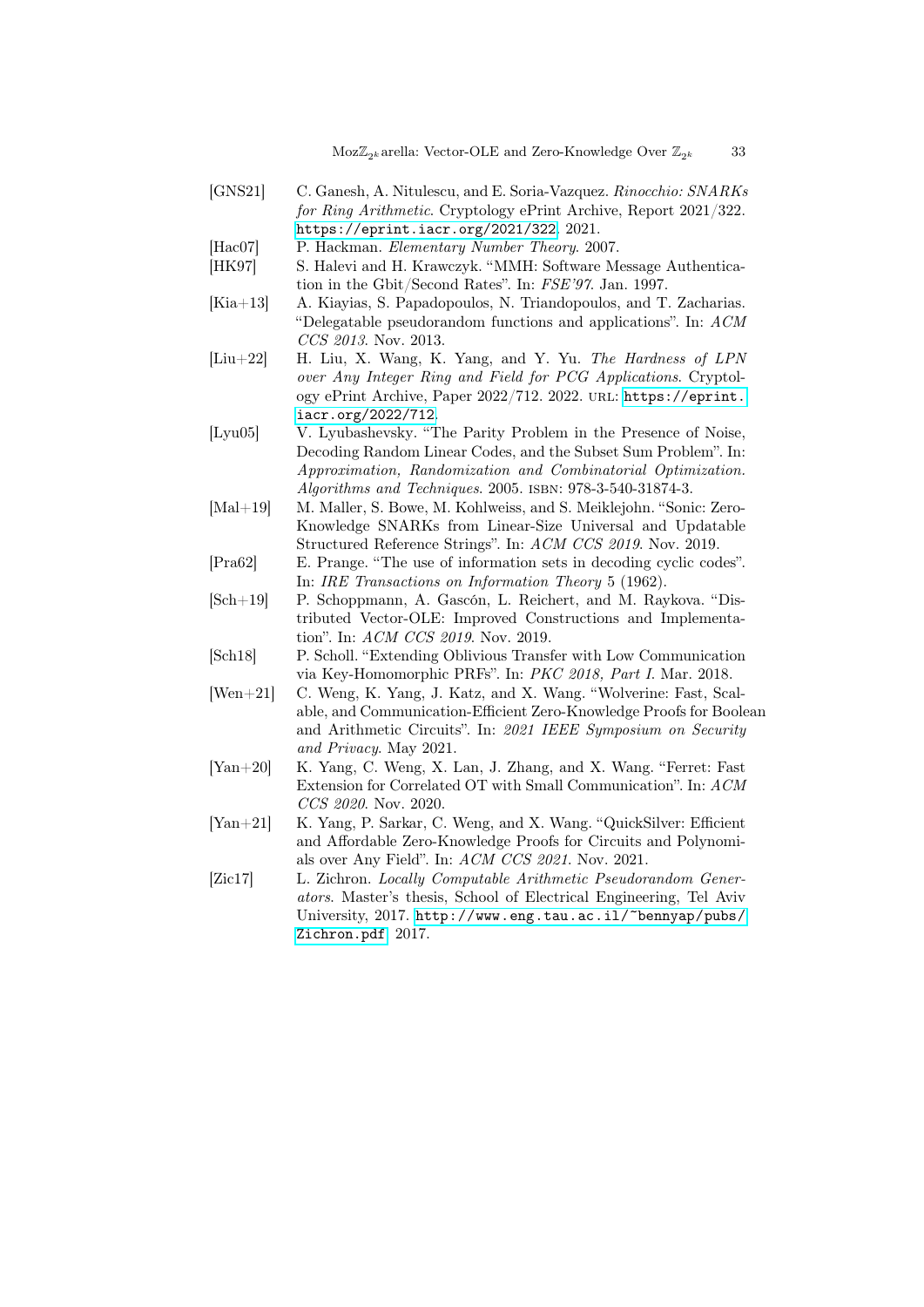- [GNS21] C. Ganesh, A. Nitulescu, and E. Soria-Vazquez. *Rinocchio: SNARKs for Ring Arithmetic*. Cryptology ePrint Archive, Report 2021/322. https://eprint.iacr.org/2021/322. 2021.
- [Hac07] P. Hackman. *Elementary Number Theory*. 2007.
- [HK97] S. Halevi and H. Krawczyk. "MMH: Software Message Authentication in the Gbit/Second Rates". In: *FSE'97*. Jan. 1997.
- [Kia+13] A. Kiayias, S. Papadopoulos, N. Triandopoulos, and T. Zacharias. "Delegatable pseudorandom functions and applications". In: *ACM CCS 2013*. Nov. 2013.
- [Liu+22] H. Liu, X. Wang, K. Yang, and Y. Yu. *The Hardness of LPN over Any Integer Ring and Field for PCG Applications*. Cryptology ePrint Archive, Paper 2022/712. 2022. URL: https://eprint.iacr.org/2022/712.
- [Lyu05] V. Lyubashevsky. "The Parity Problem in the Presence of Noise, Decoding Random Linear Codes, and the Subset Sum Problem". In: *Approximation, Randomization and Combinatorial Optimization. Algorithms and Techniques*. 2005. ISBN: 978-3-540-31874-3.
- [Mal+19] M. Maller, S. Bowe, M. Kohlweiss, and S. Meiklejohn. "Sonic: Zero-Knowledge SNARKs from Linear-Size Universal and Updatable Structured Reference Strings". In: *ACM CCS 2019*. Nov. 2019.
- [Pra62] E. Prange. "The use of information sets in decoding cyclic codes". In: *IRE Transactions on Information Theory* 5 (1962).
- [Sch+19] P. Schoppmann, A. Gascón, L. Reichert, and M. Raykova. "Distributed Vector-OLE: Improved Constructions and Implementation". In: *ACM CCS 2019*. Nov. 2019.
- [Sch18] P. Scholl. "Extending Oblivious Transfer with Low Communication via Key-Homomorphic PRFs". In: *PKC 2018, Part I*. Mar. 2018.
- [Wen+21] C. Weng, K. Yang, J. Katz, and X. Wang. "Wolverine: Fast, Scalable, and Communication-Efficient Zero-Knowledge Proofs for Boolean and Arithmetic Circuits". In: *2021 IEEE Symposium on Security and Privacy*. May 2021.
- [Yan+20] K. Yang, C. Weng, X. Lan, J. Zhang, and X. Wang. "Ferret: Fast Extension for Correlated OT with Small Communication". In: *ACM CCS 2020*. Nov. 2020.
- [Yan+21] K. Yang, P. Sarkar, C. Weng, and X. Wang. "QuickSilver: Efficient and Affordable Zero-Knowledge Proofs for Circuits and Polynomials over Any Field". In: *ACM CCS 2021*. Nov. 2021.
- [Zic17] L. Zichron. *Locally Computable Arithmetic Pseudorandom Generators*. Master's thesis, School of Electrical Engineering, Tel Aviv University, 2017. http://www.eng.tau.ac.il/~bennyap/pubs/Zichron.pdf. 2017.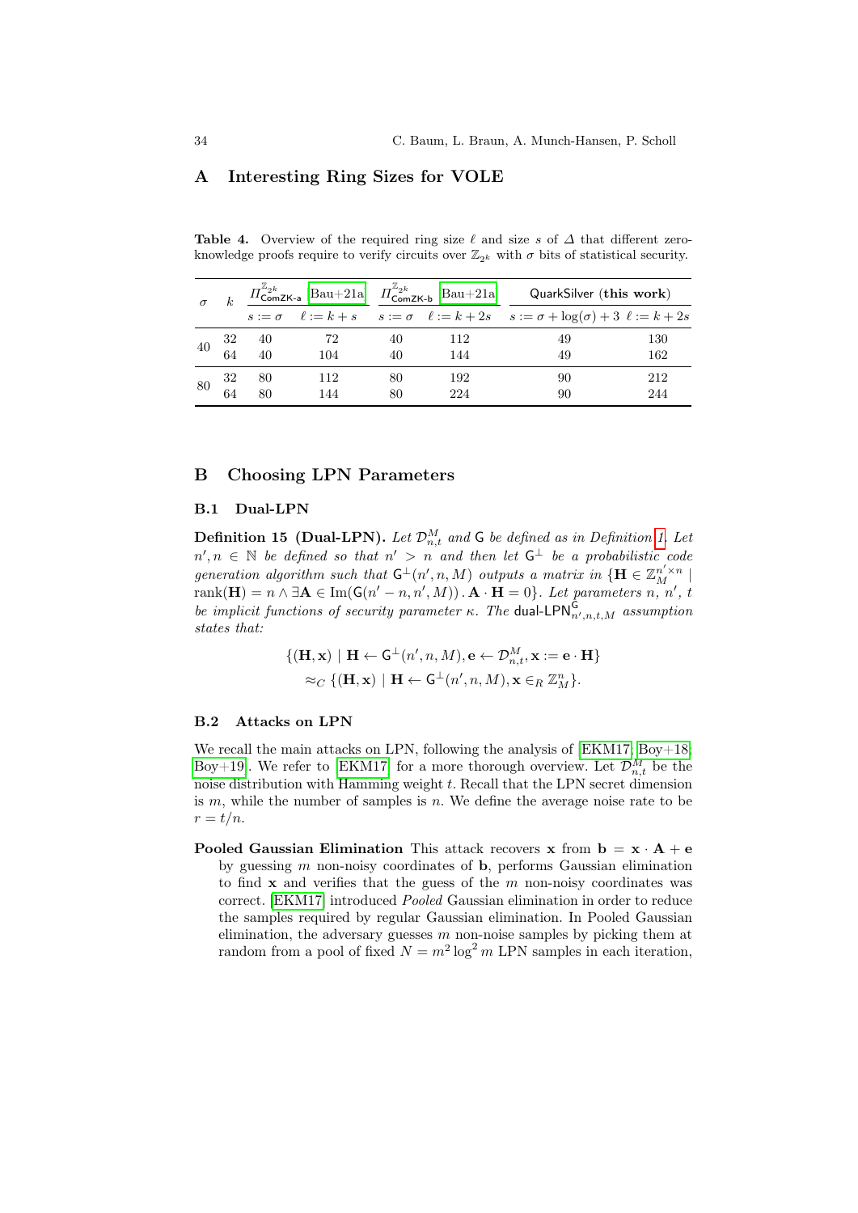## A Interesting Ring Sizes for VOLE

**Table 4.** Overview of the required ring size $\ell$ and size $s$ of $\Delta$ that different zero-knowledge proofs require to verify circuits over $\mathbb{Z}_{2^k}$ with $\sigma$ bits of statistical security.

| $\sigma$ | $k$ | $\Pi^{\mathbb{Z}_{2^k}}_{\mathsf{ComZK\text{-}a}}$ [Bau+21a] | | $\Pi^{\mathbb{Z}_{2^k}}_{\mathsf{ComZK\text{-}b}}$ [Bau+21a] | | QuarkSilver (**this work**) | |
|---|---|---|---|---|---|---|---|
| | | $s := \sigma$ | $\ell := k + s$ | $s := \sigma$ | $\ell := k + 2s$ | $s := \sigma + \log(\sigma) + 3$ | $\ell := k + 2s$ |
| 40 | 32 | 40 | 72 | 40 | 112 | 49 | 130 |
| | 64 | 40 | 104 | 40 | 144 | 49 | 162 |
| 80 | 32 | 80 | 112 | 80 | 192 | 90 | 212 |
| | 64 | 80 | 144 | 80 | 224 | 90 | 244 |

## B Choosing LPN Parameters

### B.1 Dual-LPN

**Definition 15 (Dual-LPN).** *Let $\mathcal{D}^M_{n,t}$ and $\mathsf{G}$ be defined as in Definition 1. Let $n', n \in \mathbb{N}$ be defined so that $n' > n$ and then let $\mathsf{G}^\perp$ be a probabilistic code generation algorithm such that $\mathsf{G}^\perp(n', n, M)$ outputs a matrix in $\{\mathbf{H} \in \mathbb{Z}_M^{n' \times n} \mid \mathrm{rank}(\mathbf{H}) = n \wedge \exists \mathbf{A} \in \mathrm{Im}(\mathsf{G}(n' - n, n', M)) \,.\, \mathbf{A} \cdot \mathbf{H} = 0\}$. Let parameters $n$, $n'$, $t$ be implicit functions of security parameter $\kappa$. The* dual-$\mathsf{LPN}^{\mathsf{G}}_{n',n,t,M}$ *assumption states that:*

$$\{(\mathbf{H}, \mathbf{x}) \mid \mathbf{H} \leftarrow \mathsf{G}^\perp(n', n, M), \mathbf{e} \leftarrow \mathcal{D}^M_{n,t}, \mathbf{x} := \mathbf{e} \cdot \mathbf{H}\}$$
$$\approx_C \{(\mathbf{H}, \mathbf{x}) \mid \mathbf{H} \leftarrow \mathsf{G}^\perp(n', n, M), \mathbf{x} \in_R \mathbb{Z}^n_M\}.$$

### B.2 Attacks on LPN

We recall the main attacks on LPN, following the analysis of [EKM17; Boy+18; Boy+19]. We refer to [EKM17] for a more thorough overview. Let $\mathcal{D}^M_{n,t}$ be the noise distribution with Hamming weight $t$. Recall that the LPN secret dimension is $m$, while the number of samples is $n$. We define the average noise rate to be $r = t/n$.

**Pooled Gaussian Elimination** This attack recovers $\mathbf{x}$ from $\mathbf{b} = \mathbf{x} \cdot \mathbf{A} + \mathbf{e}$ by guessing $m$ non-noisy coordinates of $\mathbf{b}$, performs Gaussian elimination to find $\mathbf{x}$ and verifies that the guess of the $m$ non-noisy coordinates was correct. [EKM17] introduced *Pooled* Gaussian elimination in order to reduce the samples required by regular Gaussian elimination. In Pooled Gaussian elimination, the adversary guesses $m$ non-noise samples by picking them at random from a pool of fixed $N = m^2 \log^2 m$ LPN samples in each iteration,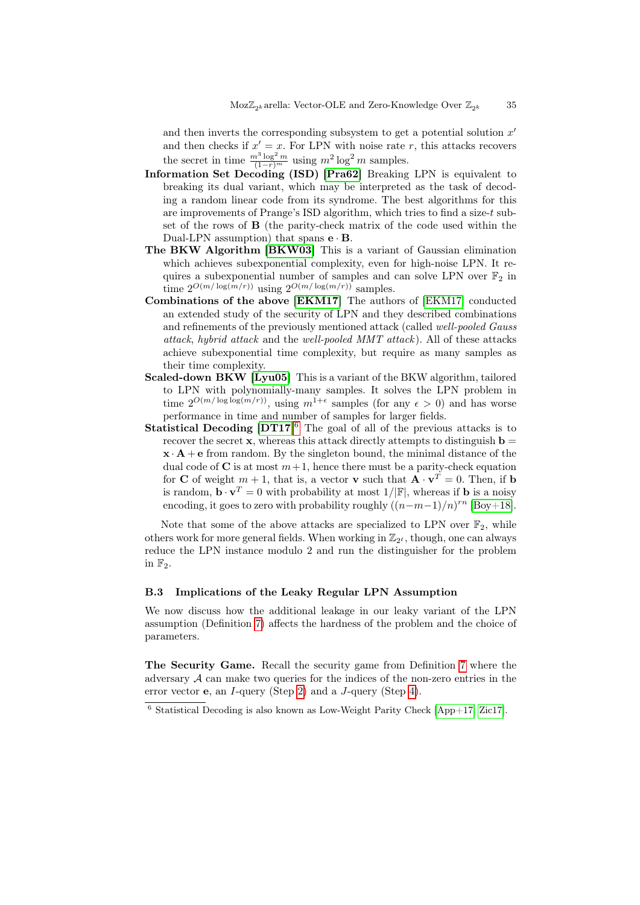and then inverts the corresponding subsystem to get a potential solution $x'$ and then checks if $x' = x$. For LPN with noise rate $r$, this attacks recovers the secret in time $\frac{m^3 \log^2 m}{(1-r)^m}$ using $m^2 \log^2 m$ samples.

- **Information Set Decoding (ISD) [Pra62]** Breaking LPN is equivalent to breaking its dual variant, which may be interpreted as the task of decoding a random linear code from its syndrome. The best algorithms for this are improvements of Prange's ISD algorithm, which tries to find a size-$t$ subset of the rows of $\mathbf{B}$ (the parity-check matrix of the code used within the Dual-LPN assumption) that spans $\mathbf{e} \cdot \mathbf{B}$.
- **The BKW Algorithm [BKW03]** This is a variant of Gaussian elimination which achieves subexponential complexity, even for high-noise LPN. It requires a subexponential number of samples and can solve LPN over $\mathbb{F}_2$ in time $2^{O(m/\log(m/r))}$ using $2^{O(m/\log(m/r))}$ samples.
- **Combinations of the above [EKM17]** The authors of [EKM17] conducted an extended study of the security of LPN and they described combinations and refinements of the previously mentioned attack (called *well-pooled Gauss attack*, *hybrid attack* and the *well-pooled MMT attack*). All of these attacks achieve subexponential time complexity, but require as many samples as their time complexity.
- **Scaled-down BKW [Lyu05]** This is a variant of the BKW algorithm, tailored to LPN with polynomially-many samples. It solves the LPN problem in time $2^{O(m/\log\log(m/r))}$, using $m^{1+\epsilon}$ samples (for any $\epsilon > 0$) and has worse performance in time and number of samples for larger fields.
- **Statistical Decoding [DT17][6]** The goal of all of the previous attacks is to recover the secret $\mathbf{x}$, whereas this attack directly attempts to distinguish $\mathbf{b} = \mathbf{x} \cdot \mathbf{A} + \mathbf{e}$ from random. By the singleton bound, the minimal distance of the dual code of $\mathbf{C}$ is at most $m+1$, hence there must be a parity-check equation for $\mathbf{C}$ of weight $m+1$, that is, a vector $\mathbf{v}$ such that $\mathbf{A} \cdot \mathbf{v}^T = 0$. Then, if $\mathbf{b}$ is random, $\mathbf{b} \cdot \mathbf{v}^T = 0$ with probability at most $1/|\mathbb{F}|$, whereas if $\mathbf{b}$ is a noisy encoding, it goes to zero with probability roughly $((n-m-1)/n)^{rn}$ [Boy+18].

Note that some of the above attacks are specialized to LPN over $\mathbb{F}_2$, while others work for more general fields. When working in $\mathbb{Z}_{2^\ell}$, though, one can always reduce the LPN instance modulo 2 and run the distinguisher for the problem in $\mathbb{F}_2$.

### B.3 Implications of the Leaky Regular LPN Assumption

We now discuss how the additional leakage in our leaky variant of the LPN assumption (Definition 7) affects the hardness of the problem and the choice of parameters.

**The Security Game.** Recall the security game from Definition 7 where the adversary $\mathcal{A}$ can make two queries for the indices of the non-zero entries in the error vector $\mathbf{e}$, an $I$-query (Step 2) and a $J$-query (Step 4).

[6] Statistical Decoding is also known as Low-Weight Parity Check [App+17; Zic17].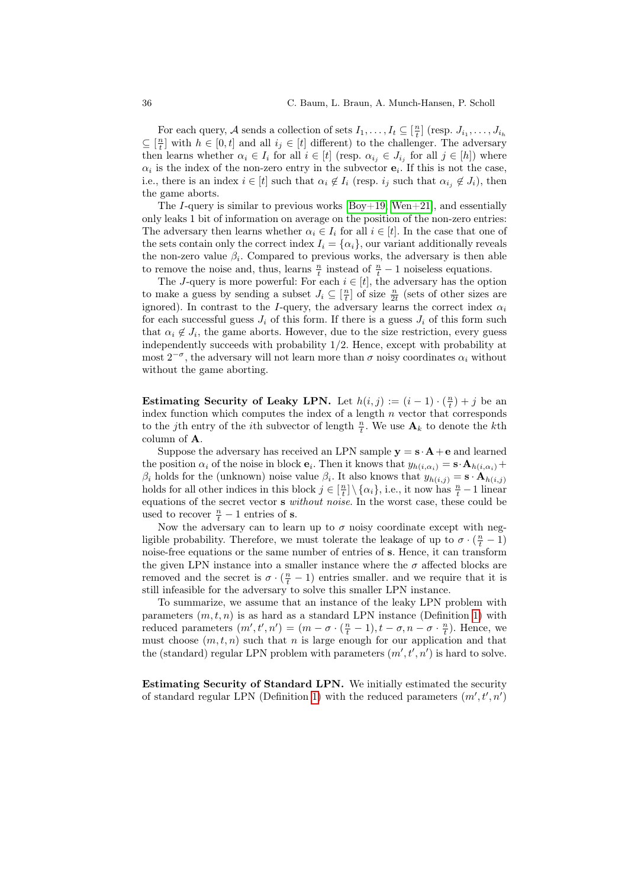For each query, $\mathcal{A}$ sends a collection of sets $I_1, \ldots, I_t \subseteq [\frac{n}{t}]$ (resp. $J_{i_1}, \ldots, J_{i_h} \subseteq [\frac{n}{t}]$ with $h \in [0, t]$ and all $i_j \in [t]$ different) to the challenger. The adversary then learns whether $\alpha_i \in I_i$ for all $i \in [t]$ (resp. $\alpha_{i_j} \in J_{i_j}$ for all $j \in [h]$) where $\alpha_i$ is the index of the non-zero entry in the subvector $\mathbf{e}_i$. If this is not the case, i.e., there is an index $i \in [t]$ such that $\alpha_i \notin I_i$ (resp. $i_j$ such that $\alpha_{i_j} \notin J_i$), then the game aborts.

The $I$-query is similar to previous works [Boy+19; Wen+21], and essentially only leaks 1 bit of information on average on the position of the non-zero entries: The adversary then learns whether $\alpha_i \in I_i$ for all $i \in [t]$. In the case that one of the sets contain only the correct index $I_i = \{\alpha_i\}$, our variant additionally reveals the non-zero value $\beta_i$. Compared to previous works, the adversary is then able to remove the noise and, thus, learns $\frac{n}{t}$ instead of $\frac{n}{t} - 1$ noiseless equations.

The $J$-query is more powerful: For each $i \in [t]$, the adversary has the option to make a guess by sending a subset $J_i \subseteq [\frac{n}{t}]$ of size $\frac{n}{2t}$ (sets of other sizes are ignored). In contrast to the $I$-query, the adversary learns the correct index $\alpha_i$ for each successful guess $J_i$ of this form. If there is a guess $J_i$ of this form such that $\alpha_i \notin J_i$, the game aborts. However, due to the size restriction, every guess independently succeeds with probability $1/2$. Hence, except with probability at most $2^{-\sigma}$, the adversary will not learn more than $\sigma$ noisy coordinates $\alpha_i$ without without the game aborting.

**Estimating Security of Leaky LPN.** Let $h(i, j) := (i - 1) \cdot (\frac{n}{t}) + j$ be an index function which computes the index of a length $n$ vector that corresponds to the $j$th entry of the $i$th subvector of length $\frac{n}{t}$. We use $\mathbf{A}_k$ to denote the $k$th column of $\mathbf{A}$.

Suppose the adversary has received an LPN sample $\mathbf{y} = \mathbf{s} \cdot \mathbf{A} + \mathbf{e}$ and learned the position $\alpha_i$ of the noise in block $\mathbf{e}_i$. Then it knows that $y_{h(i,\alpha_i)} = \mathbf{s} \cdot \mathbf{A}_{h(i,\alpha_i)} + \beta_i$ holds for the (unknown) noise value $\beta_i$. It also knows that $y_{h(i,j)} = \mathbf{s} \cdot \mathbf{A}_{h(i,j)}$ holds for all other indices in this block $j \in [\frac{n}{t}] \setminus \{\alpha_i\}$, i.e., it now has $\frac{n}{t} - 1$ linear equations of the secret vector $\mathbf{s}$ *without noise*. In the worst case, these could be used to recover $\frac{n}{t} - 1$ entries of $\mathbf{s}$.

Now the adversary can to learn up to $\sigma$ noisy coordinate except with negligible probability. Therefore, we must tolerate the leakage of up to $\sigma \cdot (\frac{n}{t} - 1)$ noise-free equations or the same number of entries of $\mathbf{s}$. Hence, it can transform the given LPN instance into a smaller instance where the $\sigma$ affected blocks are removed and the secret is $\sigma \cdot (\frac{n}{t} - 1)$ entries smaller. and we require that it is still infeasible for the adversary to solve this smaller LPN instance.

To summarize, we assume that an instance of the leaky LPN problem with parameters $(m, t, n)$ is as hard as a standard LPN instance (Definition 1) with reduced parameters $(m', t', n') = (m - \sigma \cdot (\frac{n}{t} - 1), t - \sigma, n - \sigma \cdot \frac{n}{t})$. Hence, we must choose $(m, t, n)$ such that $n$ is large enough for our application and that the (standard) regular LPN problem with parameters $(m', t', n')$ is hard to solve.

**Estimating Security of Standard LPN.** We initially estimated the security of standard regular LPN (Definition 1) with the reduced parameters $(m', t', n')$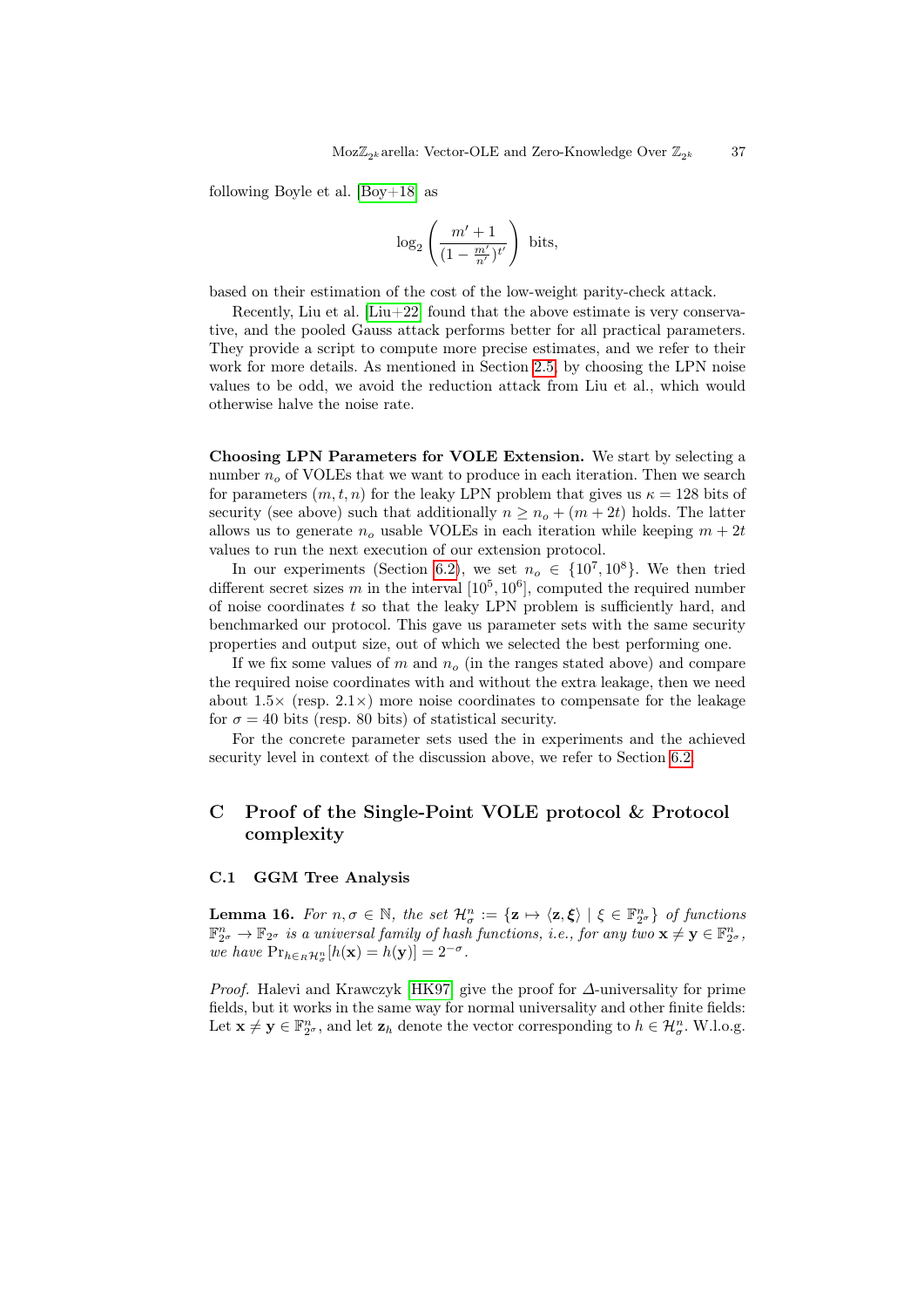following Boyle et al. [Boy+18] as

$$\log_2 \left( \frac{m'+1}{(1-\frac{m'}{n'})^{t'}} \right) \text{ bits,}$$

based on their estimation of the cost of the low-weight parity-check attack.

Recently, Liu et al. [Liu+22] found that the above estimate is very conservative, and the pooled Gauss attack performs better for all practical parameters. They provide a script to compute more precise estimates, and we refer to their work for more details. As mentioned in Section 2.5, by choosing the LPN noise values to be odd, we avoid the reduction attack from Liu et al., which would otherwise halve the noise rate.

**Choosing LPN Parameters for VOLE Extension.** We start by selecting a number $n_o$ of VOLEs that we want to produce in each iteration. Then we search for parameters $(m, t, n)$ for the leaky LPN problem that gives us $\kappa = 128$ bits of security (see above) such that additionally $n \geq n_o + (m + 2t)$ holds. The latter allows us to generate $n_o$ usable VOLEs in each iteration while keeping $m + 2t$ values to run the next execution of our extension protocol.

In our experiments (Section 6.2), we set $n_o \in \{10^7, 10^8\}$. We then tried different secret sizes $m$ in the interval $[10^5, 10^6]$, computed the required number of noise coordinates $t$ so that the leaky LPN problem is sufficiently hard, and benchmarked our protocol. This gave us parameter sets with the same security properties and output size, out of which we selected the best performing one.

If we fix some values of $m$ and $n_o$ (in the ranges stated above) and compare the required noise coordinates with and without the extra leakage, then we need about $1.5\times$ (resp. $2.1\times$) more noise coordinates to compensate for the leakage for $\sigma = 40$ bits (resp. 80 bits) of statistical security.

For the concrete parameter sets used the in experiments and the achieved security level in context of the discussion above, we refer to Section 6.2.

## C Proof of the Single-Point VOLE protocol & Protocol complexity

### C.1 GGM Tree Analysis

**Lemma 16.** *For $n, \sigma \in \mathbb{N}$, the set $\mathcal{H}_\sigma^n := \{\mathbf{z} \mapsto \langle \mathbf{z}, \boldsymbol{\xi} \rangle \mid \xi \in \mathbb{F}_{2^\sigma}^n\}$ of functions $\mathbb{F}_{2^\sigma}^n \to \mathbb{F}_{2^\sigma}$ is a universal family of hash functions, i.e., for any two $\mathbf{x} \neq \mathbf{y} \in \mathbb{F}_{2^\sigma}^n$, we have $\Pr_{h \in_R \mathcal{H}_\sigma^n}[h(\mathbf{x}) = h(\mathbf{y})] = 2^{-\sigma}$.*

*Proof.* Halevi and Krawczyk [HK97] give the proof for $\Delta$-universality for prime fields, but it works in the same way for normal universality and other finite fields: Let $\mathbf{x} \neq \mathbf{y} \in \mathbb{F}_{2^\sigma}^n$, and let $\mathbf{z}_h$ denote the vector corresponding to $h \in \mathcal{H}_\sigma^n$. W.l.o.g.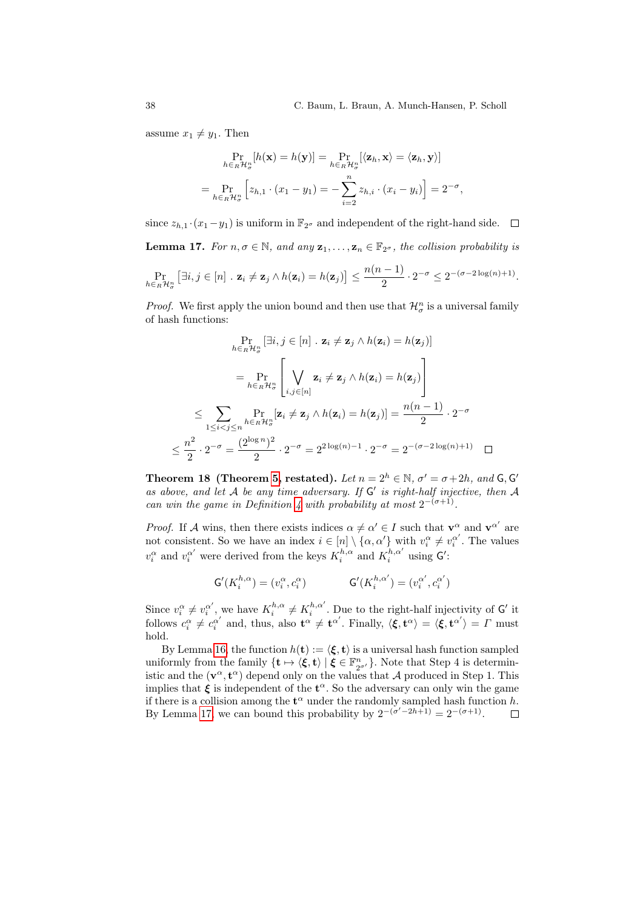assume $x_1 \neq y_1$. Then

$$\Pr_{h \in_R \mathcal{H}^n_\sigma}[h(\mathbf{x}) = h(\mathbf{y})] = \Pr_{h \in_R \mathcal{H}^n_\sigma}[\langle \mathbf{z}_h, \mathbf{x} \rangle = \langle \mathbf{z}_h, \mathbf{y} \rangle]$$

$$= \Pr_{h \in_R \mathcal{H}^n_\sigma}\left[z_{h,1} \cdot (x_1 - y_1) = -\sum_{i=2}^{n} z_{h,i} \cdot (x_i - y_i)\right] = 2^{-\sigma},$$

since $z_{h,1} \cdot (x_1 - y_1)$ is uniform in $\mathbb{F}_{2^\sigma}$ and independent of the right-hand side. □

**Lemma 17.** *For $n, \sigma \in \mathbb{N}$, and any $\mathbf{z}_1, \ldots, \mathbf{z}_n \in \mathbb{F}_{2^\sigma}$, the collision probability is*

$$\Pr_{h \in_R \mathcal{H}^n_\sigma}\left[\exists i, j \in [n] \; . \; \mathbf{z}_i \neq \mathbf{z}_j \wedge h(\mathbf{z}_i) = h(\mathbf{z}_j)\right] \leq \frac{n(n-1)}{2} \cdot 2^{-\sigma} \leq 2^{-(\sigma - 2\log(n) + 1)}.$$

*Proof.* We first apply the union bound and then use that $\mathcal{H}^n_\sigma$ is a universal family of hash functions:

$$\Pr_{h \in_R \mathcal{H}^n_\sigma}\left[\exists i, j \in [n] \; . \; \mathbf{z}_i \neq \mathbf{z}_j \wedge h(\mathbf{z}_i) = h(\mathbf{z}_j)\right]$$

$$= \Pr_{h \in_R \mathcal{H}^n_\sigma}\left[\bigvee_{i,j \in [n]} \mathbf{z}_i \neq \mathbf{z}_j \wedge h(\mathbf{z}_i) = h(\mathbf{z}_j)\right]$$

$$\leq \sum_{1 \leq i < j \leq n} \Pr_{h \in_R \mathcal{H}^n_\sigma}[\mathbf{z}_i \neq \mathbf{z}_j \wedge h(\mathbf{z}_i) = h(\mathbf{z}_j)] = \frac{n(n-1)}{2} \cdot 2^{-\sigma}$$

$$\leq \frac{n^2}{2} \cdot 2^{-\sigma} = \frac{(2^{\log n})^2}{2} \cdot 2^{-\sigma} = 2^{2\log(n) - 1} \cdot 2^{-\sigma} = 2^{-(\sigma - 2\log(n) + 1)}$$ □

**Theorem 18 (Theorem 5, restated).** *Let $n = 2^h \in \mathbb{N}$, $\sigma' = \sigma + 2h$, and $\mathsf{G}, \mathsf{G}'$ as above, and let $\mathcal{A}$ be any time adversary. If $\mathsf{G}'$ is right-half injective, then $\mathcal{A}$ can win the game in Definition 4 with probability at most $2^{-(\sigma+1)}$.*

*Proof.* If $\mathcal{A}$ wins, then there exists indices $\alpha \neq \alpha' \in I$ such that $\mathbf{v}^\alpha$ and $\mathbf{v}^{\alpha'}$ are not consistent. So we have an index $i \in [n] \setminus \{\alpha, \alpha'\}$ with $v_i^\alpha \neq v_i^{\alpha'}$. The values $v_i^\alpha$ and $v_i^{\alpha'}$ were derived from the keys $K_i^{h,\alpha}$ and $K_i^{h,\alpha'}$ using $\mathsf{G}'$:

$$\mathsf{G}'(K_i^{h,\alpha}) = (v_i^\alpha, c_i^\alpha) \qquad\qquad \mathsf{G}'(K_i^{h,\alpha'}) = (v_i^{\alpha'}, c_i^{\alpha'})$$

Since $v_i^\alpha \neq v_i^{\alpha'}$, we have $K_i^{h,\alpha} \neq K_i^{h,\alpha'}$. Due to the right-half injectivity of $\mathsf{G}'$ it follows $c_i^\alpha \neq c_i^{\alpha'}$ and, thus, also $\mathbf{t}^\alpha \neq \mathbf{t}^{\alpha'}$. Finally, $\langle \boldsymbol{\xi}, \mathbf{t}^\alpha \rangle = \langle \boldsymbol{\xi}, \mathbf{t}^{\alpha'} \rangle = \Gamma$ must hold.

By Lemma 16, the function $h(\mathbf{t}) := \langle \boldsymbol{\xi}, \mathbf{t} \rangle$ is a universal hash function sampled uniformly from the family $\{\mathbf{t} \mapsto \langle \boldsymbol{\xi}, \mathbf{t} \rangle \mid \boldsymbol{\xi} \in \mathbb{F}^n_{2^{\sigma'}}\}$. Note that Step 4 is deterministic and the $(\mathbf{v}^\alpha, \mathbf{t}^\alpha)$ depend only on the values that $\mathcal{A}$ produced in Step 1. This implies that $\boldsymbol{\xi}$ is independent of the $\mathbf{t}^\alpha$. So the adversary can only win the game if there is a collision among the $\mathbf{t}^\alpha$ under the randomly sampled hash function $h$. By Lemma 17, we can bound this probability by $2^{-(\sigma' - 2h + 1)} = 2^{-(\sigma+1)}$. □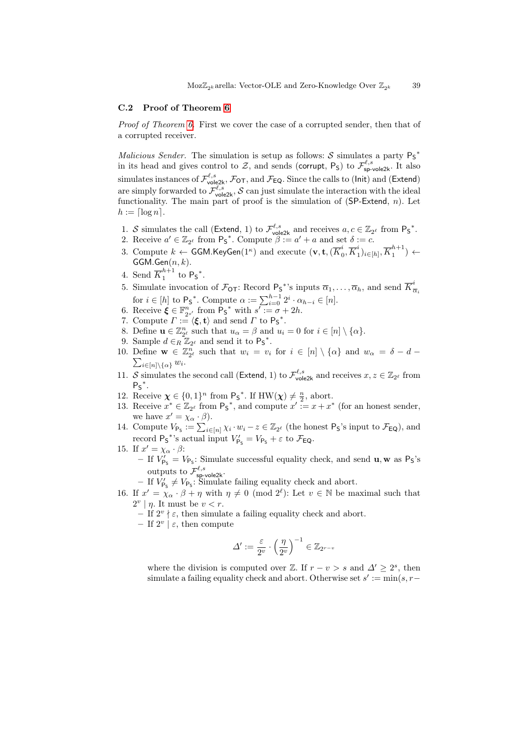### C.2 Proof of Theorem 6

*Proof of Theorem 6.* First we cover the case of a corrupted sender, then that of a corrupted receiver.

*Malicious Sender.* The simulation is setup as follows: $\mathcal{S}$ simulates a party $\mathsf{P_S}^*$ in its head and gives control to $\mathcal{Z}$, and sends $(\mathsf{corrupt}, \mathsf{P_S})$ to $\mathcal{F}^{\ell,s}_{\mathsf{sp\text{-}vole2k}}$. It also simulates instances of $\mathcal{F}^{\ell,s}_{\mathsf{vole2k}}$, $\mathcal{F}_{\mathsf{OT}}$, and $\mathcal{F}_{\mathsf{EQ}}$. Since the calls to $(\mathsf{Init})$ and $(\mathsf{Extend})$ are simply forwarded to $\mathcal{F}^{\ell,s}_{\mathsf{vole2k}}$, $\mathcal{S}$ can just simulate the interaction with the ideal functionality. The main part of proof is the simulation of $(\mathsf{SP\text{-}Extend}, n)$. Let $h := \lceil \log n \rceil$.

1. $\mathcal{S}$ simulates the call $(\mathsf{Extend}, 1)$ to $\mathcal{F}^{\ell,s}_{\mathsf{vole2k}}$ and receives $a, c \in \mathbb{Z}_{2^\ell}$ from $\mathsf{P_S}^*$.
2. Receive $a' \in \mathbb{Z}_{2^\ell}$ from $\mathsf{P_S}^*$. Compute $\beta := a' + a$ and set $\delta := c$.
3. Compute $k \leftarrow \mathsf{GGM.KeyGen}(1^\kappa)$ and execute $(\mathbf{v}, \mathbf{t}, (\overline{K}^i_0, \overline{K}^i_1)_{i \in [h]}, \overline{K}^{h+1}_1) \leftarrow \mathsf{GGM.Gen}(n, k)$.
4. Send $\overline{K}^{h+1}_1$ to $\mathsf{P_S}^*$.
5. Simulate invocation of $\mathcal{F}_{\mathsf{OT}}$: Record $\mathsf{P_S}^*$'s inputs $\overline{\alpha}_1, \ldots, \overline{\alpha}_h$, and send $\overline{K}^i_{\overline{\alpha}_i}$ for $i \in [h]$ to $\mathsf{P_S}^*$. Compute $\alpha := \sum_{i=0}^{h-1} 2^i \cdot \alpha_{h-i} \in [n]$.
6. Receive $\boldsymbol{\xi} \in \mathbb{F}^n_{2^{s'}}$ from $\mathsf{P_S}^*$ with $s' := \sigma + 2h$.
7. Compute $\Gamma := \langle \boldsymbol{\xi}, \mathbf{t} \rangle$ and send $\Gamma$ to $\mathsf{P_S}^*$.
8. Define $\mathbf{u} \in \mathbb{Z}^n_{2^\ell}$ such that $u_\alpha = \beta$ and $u_i = 0$ for $i \in [n] \setminus \{\alpha\}$.
9. Sample $d \in_R \mathbb{Z}_{2^\ell}$ and send it to $\mathsf{P_S}^*$.
10. Define $\mathbf{w} \in \mathbb{Z}^n_{2^\ell}$ such that $w_i = v_i$ for $i \in [n] \setminus \{\alpha\}$ and $w_\alpha = \delta - d - \sum_{i \in [n] \setminus \{\alpha\}} w_i$.
11. $\mathcal{S}$ simulates the second call $(\mathsf{Extend}, 1)$ to $\mathcal{F}^{\ell,s}_{\mathsf{vole2k}}$ and receives $x, z \in \mathbb{Z}_{2^\ell}$ from $\mathsf{P_S}^*$.
12. Receive $\boldsymbol{\chi} \in \{0,1\}^n$ from $\mathsf{P_S}^*$. If $\mathrm{HW}(\boldsymbol{\chi}) \neq \frac{n}{2}$, abort.
13. Receive $x^* \in \mathbb{Z}_{2^\ell}$ from $\mathsf{P_S}^*$, and compute $x' := x + x^*$ (for an honest sender, we have $x' = \chi_\alpha \cdot \beta$).
14. Compute $V_{\mathsf{P_S}} := \sum_{i \in [n]} \chi_i \cdot w_i - z \in \mathbb{Z}_{2^\ell}$ (the honest $\mathsf{P_S}$'s input to $\mathcal{F}_{\mathsf{EQ}}$), and record $\mathsf{P_S}^*$'s actual input $V'_{\mathsf{P_S}} = V_{\mathsf{P_S}} + \varepsilon$ to $\mathcal{F}_{\mathsf{EQ}}$.
15. If $x' = \chi_\alpha \cdot \beta$:
    - If $V'_{\mathsf{P_S}} = V_{\mathsf{P_S}}$: Simulate successful equality check, and send $\mathbf{u}, \mathbf{w}$ as $\mathsf{P_S}$'s outputs to $\mathcal{F}^{\ell,s}_{\mathsf{sp\text{-}vole2k}}$.
    - If $V'_{\mathsf{P_S}} \neq V_{\mathsf{P_S}}$: Simulate failing equality check and abort.
16. If $x' = \chi_\alpha \cdot \beta + \eta$ with $\eta \not\equiv 0 \pmod{2^\ell}$: Let $v \in \mathbb{N}$ be maximal such that $2^v \mid \eta$. It must be $v < r$.
    - If $2^v \nmid \varepsilon$, then simulate a failing equality check and abort.
    - If $2^v \mid \varepsilon$, then compute

    $$\Delta' := \frac{\varepsilon}{2^v} \cdot \left(\frac{\eta}{2^v}\right)^{-1} \in \mathbb{Z}_{2^{r-v}}$$

    where the division is computed over $\mathbb{Z}$. If $r - v > s$ and $\Delta' \geq 2^s$, then simulate a failing equality check and abort. Otherwise set $s' := \min(s, r-$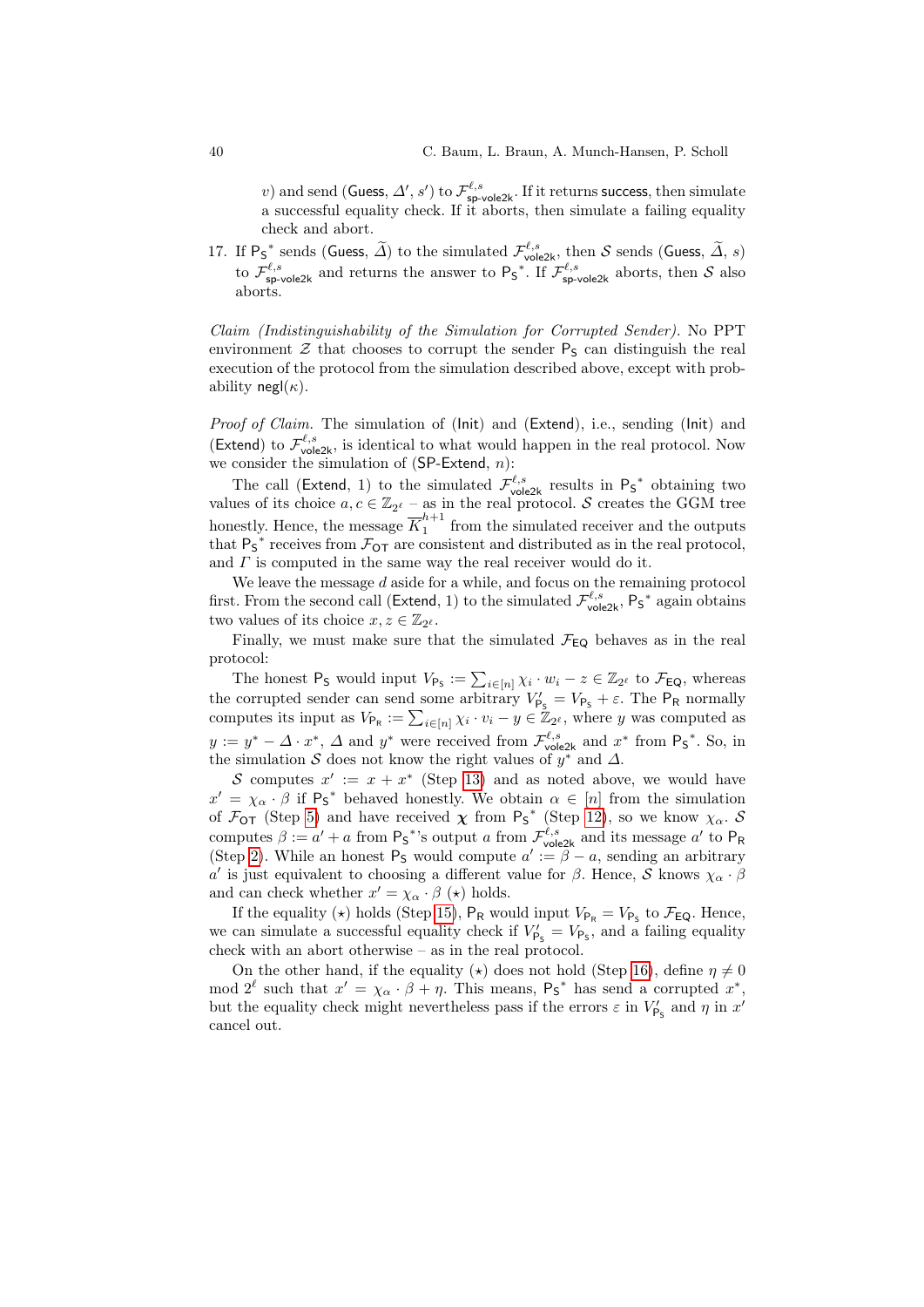$v$) and send (Guess, $\Delta'$, $s'$) to $\mathcal{F}^{\ell,s}_{\text{sp-vole2k}}$. If it returns success, then simulate a successful equality check. If it aborts, then simulate a failing equality check and abort.

17. If $\mathsf{P_S}^*$ sends (Guess, $\widetilde{\Delta}$) to the simulated $\mathcal{F}^{\ell,s}_{\text{vole2k}}$, then $\mathcal{S}$ sends (Guess, $\widetilde{\Delta}$, $s$) to $\mathcal{F}^{\ell,s}_{\text{sp-vole2k}}$ and returns the answer to $\mathsf{P_S}^*$. If $\mathcal{F}^{\ell,s}_{\text{sp-vole2k}}$ aborts, then $\mathcal{S}$ also aborts.

*Claim (Indistinguishability of the Simulation for Corrupted Sender).* No PPT environment $\mathcal{Z}$ that chooses to corrupt the sender $\mathsf{P_S}$ can distinguish the real execution of the protocol from the simulation described above, except with probability $\mathsf{negl}(\kappa)$.

*Proof of Claim.* The simulation of (Init) and (Extend), i.e., sending (Init) and (Extend) to $\mathcal{F}^{\ell,s}_{\text{vole2k}}$, is identical to what would happen in the real protocol. Now we consider the simulation of (SP-Extend, $n$):

The call (Extend, 1) to the simulated $\mathcal{F}^{\ell,s}_{\text{vole2k}}$ results in $\mathsf{P_S}^*$ obtaining two values of its choice $a, c \in \mathbb{Z}_{2^\ell}$ – as in the real protocol. $\mathcal{S}$ creates the GGM tree honestly. Hence, the message $\overline{K}_1^{h+1}$ from the simulated receiver and the outputs that $\mathsf{P_S}^*$ receives from $\mathcal{F}_{\mathsf{OT}}$ are consistent and distributed as in the real protocol, and $\Gamma$ is computed in the same way the real receiver would do it.

We leave the message $d$ aside for a while, and focus on the remaining protocol first. From the second call (Extend, 1) to the simulated $\mathcal{F}^{\ell,s}_{\text{vole2k}}$, $\mathsf{P_S}^*$ again obtains two values of its choice $x, z \in \mathbb{Z}_{2^\ell}$.

Finally, we must make sure that the simulated $\mathcal{F}_{\mathsf{EQ}}$ behaves as in the real protocol:

The honest $\mathsf{P_S}$ would input $V_{\mathsf{P_S}} := \sum_{i \in [n]} \chi_i \cdot w_i - z \in \mathbb{Z}_{2^\ell}$ to $\mathcal{F}_{\mathsf{EQ}}$, whereas the corrupted sender can send some arbitrary $V'_{\mathsf{P_S}} = V_{\mathsf{P_S}} + \varepsilon$. The $\mathsf{P_R}$ normally computes its input as $V_{\mathsf{P_R}} := \sum_{i \in [n]} \chi_i \cdot v_i - y \in \mathbb{Z}_{2^\ell}$, where $y$ was computed as $y := y^* - \Delta \cdot x^*$, $\Delta$ and $y^*$ were received from $\mathcal{F}^{\ell,s}_{\text{vole2k}}$ and $x^*$ from $\mathsf{P_S}^*$. So, in the simulation $\mathcal{S}$ does not know the right values of $y^*$ and $\Delta$.

$\mathcal{S}$ computes $x' := x + x^*$ (Step 13) and as noted above, we would have $x' = \chi_\alpha \cdot \beta$ if $\mathsf{P_S}^*$ behaved honestly. We obtain $\alpha \in [n]$ from the simulation of $\mathcal{F}_{\mathsf{OT}}$ (Step 5) and have received $\boldsymbol{\chi}$ from $\mathsf{P_S}^*$ (Step 12), so we know $\chi_\alpha$. $\mathcal{S}$ computes $\beta := a' + a$ from $\mathsf{P_S}^*$'s output $a$ from $\mathcal{F}^{\ell,s}_{\text{vole2k}}$ and its message $a'$ to $\mathsf{P_R}$ (Step 2). While an honest $\mathsf{P_S}$ would compute $a' := \beta - a$, sending an arbitrary $a'$ is just equivalent to choosing a different value for $\beta$. Hence, $\mathcal{S}$ knows $\chi_\alpha \cdot \beta$ and can check whether $x' = \chi_\alpha \cdot \beta$ ($\star$) holds.

If the equality ($\star$) holds (Step 15), $\mathsf{P_R}$ would input $V_{\mathsf{P_R}} = V_{\mathsf{P_S}}$ to $\mathcal{F}_{\mathsf{EQ}}$. Hence, we can simulate a successful equality check if $V'_{\mathsf{P_S}} = V_{\mathsf{P_S}}$, and a failing equality check with an abort otherwise – as in the real protocol.

On the other hand, if the equality ($\star$) does not hold (Step 16), define $\eta \neq 0 \mod 2^\ell$ such that $x' = \chi_\alpha \cdot \beta + \eta$. This means, $\mathsf{P_S}^*$ has send a corrupted $x^*$, but the equality check might nevertheless pass if the errors $\varepsilon$ in $V'_{\mathsf{P_S}}$ and $\eta$ in $x'$ cancel out.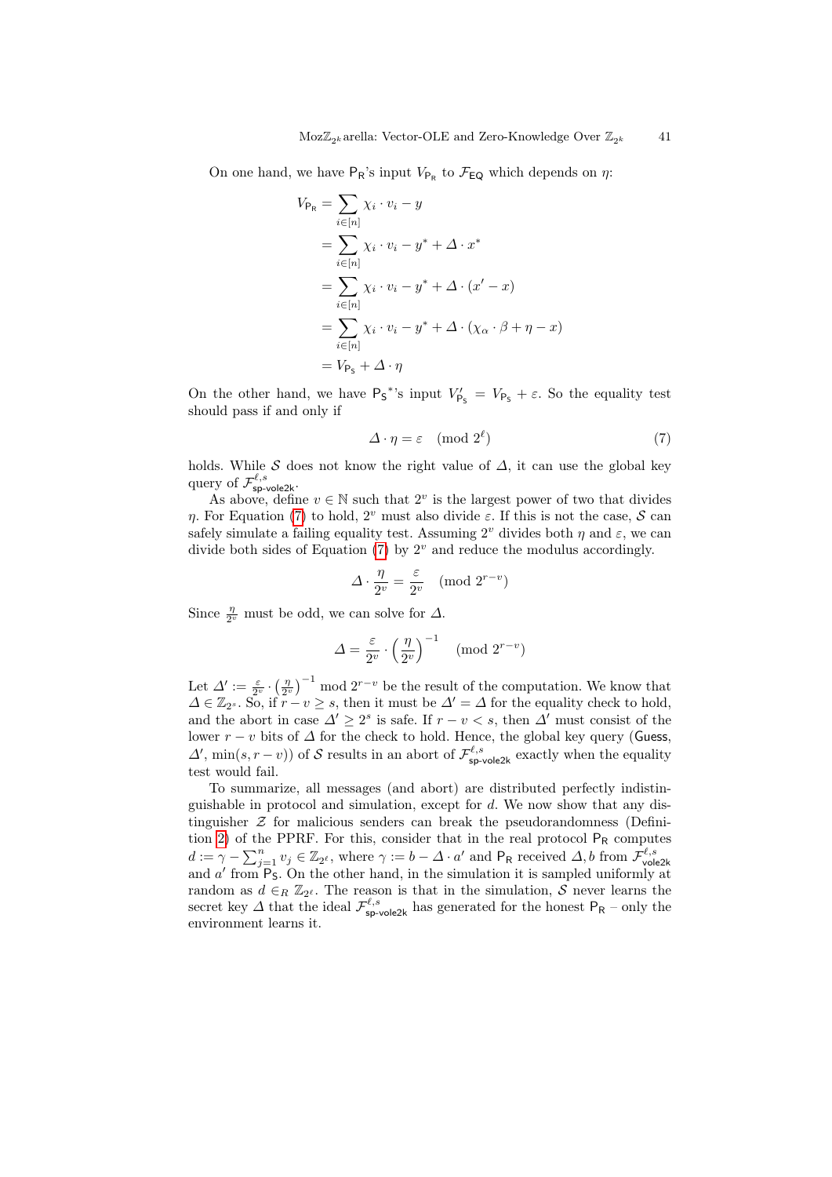On one hand, we have $\mathsf{P_R}$'s input $V_{\mathsf{P_R}}$ to $\mathcal{F}_{\mathsf{EQ}}$ which depends on $\eta$:

$$
\begin{aligned}
V_{\mathsf{P_R}} &= \sum_{i\in[n]} \chi_i \cdot v_i - y \\
&= \sum_{i\in[n]} \chi_i \cdot v_i - y^* + \Delta \cdot x^* \\
&= \sum_{i\in[n]} \chi_i \cdot v_i - y^* + \Delta \cdot (x' - x) \\
&= \sum_{i\in[n]} \chi_i \cdot v_i - y^* + \Delta \cdot (\chi_\alpha \cdot \beta + \eta - x) \\
&= V_{\mathsf{P_S}} + \Delta \cdot \eta
\end{aligned}
$$

On the other hand, we have $\mathsf{P_S}^*$'s input $V'_{\mathsf{P_S}} = V_{\mathsf{P_S}} + \varepsilon$. So the equality test should pass if and only if

$$\Delta \cdot \eta = \varepsilon \pmod{2^\ell} \tag{7}$$

holds. While $\mathcal{S}$ does not know the right value of $\Delta$, it can use the global key query of $\mathcal{F}^{\ell,s}_{\mathsf{sp\text{-}vole2k}}$.

As above, define $v \in \mathbb{N}$ such that $2^v$ is the largest power of two that divides $\eta$. For Equation (7) to hold, $2^v$ must also divide $\varepsilon$. If this is not the case, $\mathcal{S}$ can safely simulate a failing equality test. Assuming $2^v$ divides both $\eta$ and $\varepsilon$, we can divide both sides of Equation (7) by $2^v$ and reduce the modulus accordingly.

$$\Delta \cdot \frac{\eta}{2^v} = \frac{\varepsilon}{2^v} \pmod{2^{r-v}}$$

Since $\frac{\eta}{2^v}$ must be odd, we can solve for $\Delta$.

$$\Delta = \frac{\varepsilon}{2^v} \cdot \left(\frac{\eta}{2^v}\right)^{-1} \pmod{2^{r-v}}$$

Let $\Delta' := \frac{\varepsilon}{2^v} \cdot \left(\frac{\eta}{2^v}\right)^{-1} \bmod 2^{r-v}$ be the result of the computation. We know that $\Delta \in \mathbb{Z}_{2^s}$. So, if $r - v \geq s$, then it must be $\Delta' = \Delta$ for the equality check to hold, and the abort in case $\Delta' \geq 2^s$ is safe. If $r - v < s$, then $\Delta'$ must consist of the lower $r - v$ bits of $\Delta$ for the check to hold. Hence, the global key query (Guess, $\Delta'$, $\min(s, r - v)$) of $\mathcal{S}$ results in an abort of $\mathcal{F}^{\ell,s}_{\mathsf{sp\text{-}vole2k}}$ exactly when the equality test would fail.

To summarize, all messages (and abort) are distributed perfectly indistinguishable in protocol and simulation, except for $d$. We now show that any distinguisher $\mathcal{Z}$ for malicious senders can break the pseudorandomness (Definition 2) of the PPRF. For this, consider that in the real protocol $\mathsf{P_R}$ computes $d := \gamma - \sum_{j=1}^{n} v_j \in \mathbb{Z}_{2^\ell}$, where $\gamma := b - \Delta \cdot a'$ and $\mathsf{P_R}$ received $\Delta, b$ from $\mathcal{F}^{\ell,s}_{\mathsf{vole2k}}$ and $a'$ from $\mathsf{P_S}$. On the other hand, in the simulation it is sampled uniformly at random as $d \in_R \mathbb{Z}_{2^\ell}$. The reason is that in the simulation, $\mathcal{S}$ never learns the secret key $\Delta$ that the ideal $\mathcal{F}^{\ell,s}_{\mathsf{sp\text{-}vole2k}}$ has generated for the honest $\mathsf{P_R}$ – only the environment learns it.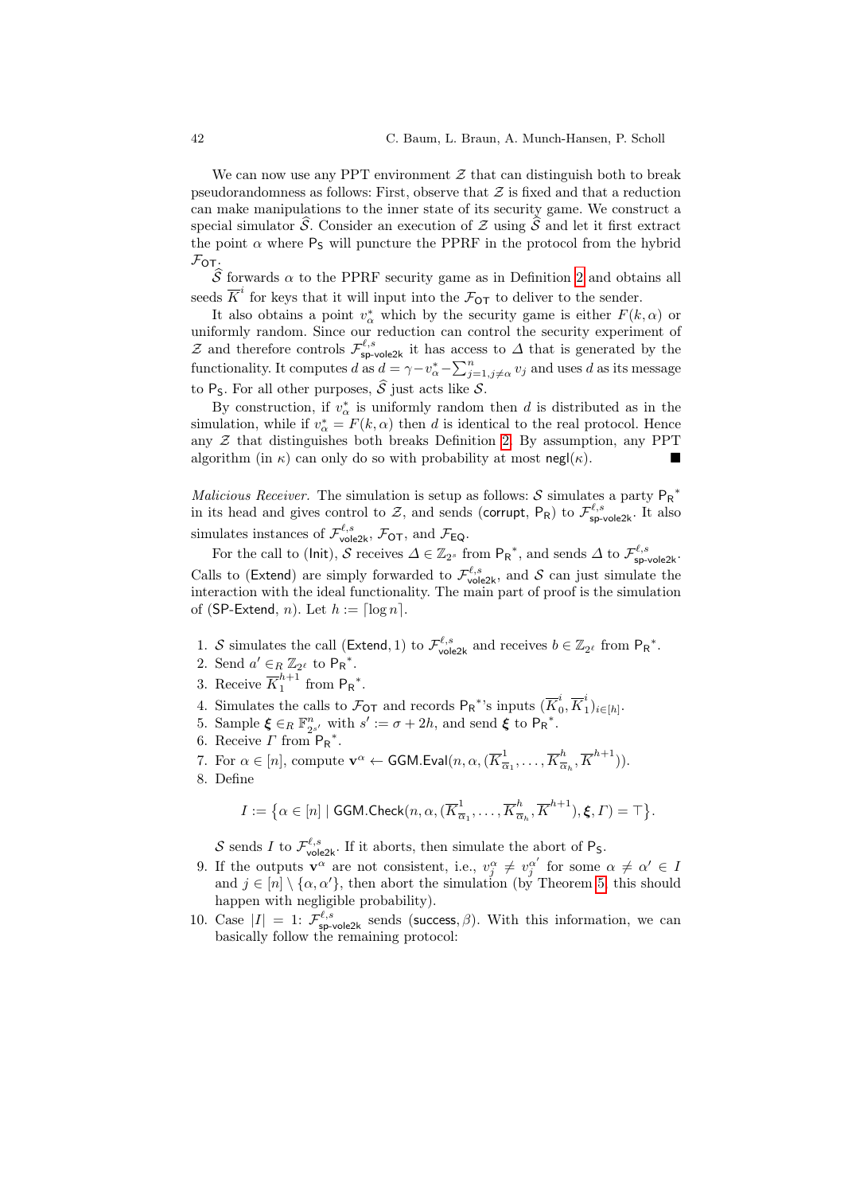We can now use any PPT environment $\mathcal{Z}$ that can distinguish both to break pseudorandomness as follows: First, observe that $\mathcal{Z}$ is fixed and that a reduction can make manipulations to the inner state of its security game. We construct a special simulator $\widehat{\mathcal{S}}$. Consider an execution of $\mathcal{Z}$ using $\widehat{\mathcal{S}}$ and let it first extract the point $\alpha$ where $\mathsf{P_S}$ will puncture the PPRF in the protocol from the hybrid $\mathcal{F}_{\mathsf{OT}}$.

$\widehat{\mathcal{S}}$ forwards $\alpha$ to the PPRF security game as in Definition 2 and obtains all seeds $\overline{K}^i$ for keys that it will input into the $\mathcal{F}_{\mathsf{OT}}$ to deliver to the sender.

It also obtains a point $v^*_\alpha$ which by the security game is either $F(k, \alpha)$ or uniformly random. Since our reduction can control the security experiment of $\mathcal{Z}$ and therefore controls $\mathcal{F}^{\ell,s}_{\mathsf{sp\text{-}vole2k}}$ it has access to $\Delta$ that is generated by the functionality. It computes $d$ as $d = \gamma - v^*_\alpha - \sum_{j=1, j\neq\alpha}^{n} v_j$ and uses $d$ as its message to $\mathsf{P_S}$. For all other purposes, $\widehat{\mathcal{S}}$ just acts like $\mathcal{S}$.

By construction, if $v^*_\alpha$ is uniformly random then $d$ is distributed as in the simulation, while if $v^*_\alpha = F(k, \alpha)$ then $d$ is identical to the real protocol. Hence any $\mathcal{Z}$ that distinguishes both breaks Definition 2. By assumption, any PPT algorithm (in $\kappa$) can only do so with probability at most $\mathsf{negl}(\kappa)$. ■

*Malicious Receiver.* The simulation is setup as follows: $\mathcal{S}$ simulates a party $\mathsf{P_R}^*$ in its head and gives control to $\mathcal{Z}$, and sends $(\mathsf{corrupt}, \mathsf{P_R})$ to $\mathcal{F}^{\ell,s}_{\mathsf{sp\text{-}vole2k}}$. It also simulates instances of $\mathcal{F}^{\ell,s}_{\mathsf{vole2k}}$, $\mathcal{F}_{\mathsf{OT}}$, and $\mathcal{F}_{\mathsf{EQ}}$.

For the call to $(\mathsf{Init})$, $\mathcal{S}$ receives $\Delta \in \mathbb{Z}_{2^s}$ from $\mathsf{P_R}^*$, and sends $\Delta$ to $\mathcal{F}^{\ell,s}_{\mathsf{sp\text{-}vole2k}}$. Calls to $(\mathsf{Extend})$ are simply forwarded to $\mathcal{F}^{\ell,s}_{\mathsf{vole2k}}$, and $\mathcal{S}$ can just simulate the interaction with the ideal functionality. The main part of proof is the simulation of $(\mathsf{SP\text{-}Extend}, n)$. Let $h := \lceil \log n \rceil$.

1. $\mathcal{S}$ simulates the call $(\mathsf{Extend}, 1)$ to $\mathcal{F}^{\ell,s}_{\mathsf{vole2k}}$ and receives $b \in \mathbb{Z}_{2^\ell}$ from $\mathsf{P_R}^*$.
2. Send $a' \in_R \mathbb{Z}_{2^\ell}$ to $\mathsf{P_R}^*$.
3. Receive $\overline{K}^{h+1}_1$ from $\mathsf{P_R}^*$.
4. Simulates the calls to $\mathcal{F}_{\mathsf{OT}}$ and records $\mathsf{P_R}^*$'s inputs $(\overline{K}^i_0, \overline{K}^i_1)_{i\in[h]}$.
5. Sample $\boldsymbol{\xi} \in_R \mathbb{F}^n_{2^{s'}}$ with $s' := \sigma + 2h$, and send $\boldsymbol{\xi}$ to $\mathsf{P_R}^*$.
6. Receive $\Gamma$ from $\mathsf{P_R}^*$.
7. For $\alpha \in [n]$, compute $\mathbf{v}^\alpha \leftarrow \mathsf{GGM.Eval}(n, \alpha, (\overline{K}^1_{\overline{\alpha}_1}, \dots, \overline{K}^h_{\overline{\alpha}_h}, \overline{K}^{h+1}))$.
8. Define

$$I := \left\{\alpha \in [n] \mid \mathsf{GGM.Check}(n, \alpha, (\overline{K}^1_{\overline{\alpha}_1}, \dots, \overline{K}^h_{\overline{\alpha}_h}, \overline{K}^{h+1}), \boldsymbol{\xi}, \Gamma) = \top\right\}.$$

   $\mathcal{S}$ sends $I$ to $\mathcal{F}^{\ell,s}_{\mathsf{vole2k}}$. If it aborts, then simulate the abort of $\mathsf{P_S}$.
9. If the outputs $\mathbf{v}^\alpha$ are not consistent, i.e., $v^\alpha_j \neq v^{\alpha'}_j$ for some $\alpha \neq \alpha' \in I$ and $j \in [n] \setminus \{\alpha, \alpha'\}$, then abort the simulation (by Theorem 5 this should happen with negligible probability).
10. Case $|I| = 1$: $\mathcal{F}^{\ell,s}_{\mathsf{sp\text{-}vole2k}}$ sends $(\mathsf{success}, \beta)$. With this information, we can basically follow the remaining protocol: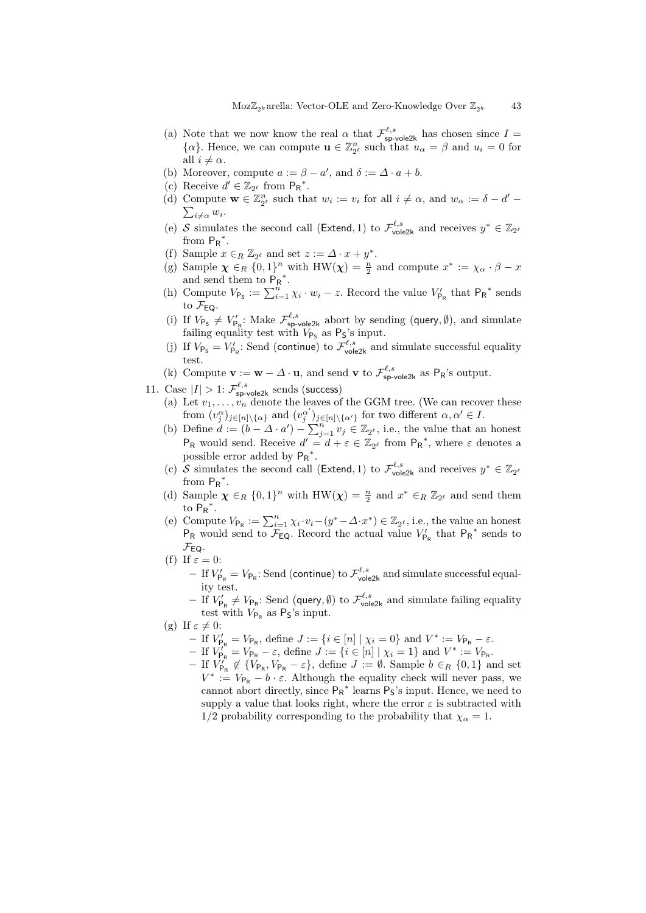(a) Note that we now know the real $\alpha$ that $\mathcal{F}^{\ell,s}_{\mathsf{sp\text{-}vole2k}}$ has chosen since $I = \{\alpha\}$. Hence, we can compute $\mathbf{u} \in \mathbb{Z}^n_{2^\ell}$ such that $u_\alpha = \beta$ and $u_i = 0$ for all $i \neq \alpha$.

(b) Moreover, compute $a := \beta - a'$, and $\delta := \Delta \cdot a + b$.

(c) Receive $d' \in \mathbb{Z}_{2^\ell}$ from $\mathsf{P_R}^*$.

(d) Compute $\mathbf{w} \in \mathbb{Z}^n_{2^\ell}$ such that $w_i := v_i$ for all $i \neq \alpha$, and $w_\alpha := \delta - d' - \sum_{i \neq \alpha} w_i$.

(e) $\mathcal{S}$ simulates the second call $(\mathsf{Extend}, 1)$ to $\mathcal{F}^{\ell,s}_{\mathsf{vole2k}}$ and receives $y^* \in \mathbb{Z}_{2^\ell}$ from $\mathsf{P_R}^*$.

(f) Sample $x \in_R \mathbb{Z}_{2^\ell}$ and set $z := \Delta \cdot x + y^*$.

(g) Sample $\boldsymbol{\chi} \in_R \{0,1\}^n$ with $\mathrm{HW}(\boldsymbol{\chi}) = \frac{n}{2}$ and compute $x^* := \chi_\alpha \cdot \beta - x$ and send them to $\mathsf{P_R}^*$.

(h) Compute $V_{\mathsf{P_S}} := \sum_{i=1}^n \chi_i \cdot w_i - z$. Record the value $V'_{\mathsf{P_R}}$ that $\mathsf{P_R}^*$ sends to $\mathcal{F}_{\mathsf{EQ}}$.

(i) If $V_{\mathsf{P_S}} \neq V'_{\mathsf{P_R}}$: Make $\mathcal{F}^{\ell,s}_{\mathsf{sp\text{-}vole2k}}$ abort by sending $(\mathsf{query}, \emptyset)$, and simulate failing equality test with $V_{\mathsf{P_S}}$ as $\mathsf{P_S}$'s input.

(j) If $V_{\mathsf{P_S}} = V'_{\mathsf{P_R}}$: Send $(\mathsf{continue})$ to $\mathcal{F}^{\ell,s}_{\mathsf{vole2k}}$ and simulate successful equality test.

(k) Compute $\mathbf{v} := \mathbf{w} - \Delta \cdot \mathbf{u}$, and send $\mathbf{v}$ to $\mathcal{F}^{\ell,s}_{\mathsf{sp\text{-}vole2k}}$ as $\mathsf{P_R}$'s output.

11. Case $|I| > 1$: $\mathcal{F}^{\ell,s}_{\mathsf{sp\text{-}vole2k}}$ sends $(\mathsf{success})$

(a) Let $v_1, \ldots, v_n$ denote the leaves of the GGM tree. (We can recover these from $(v^{\alpha}_j)_{j \in [n] \setminus \{\alpha\}}$ and $(v^{\alpha'}_j)_{j \in [n] \setminus \{\alpha'\}}$ for two different $\alpha, \alpha' \in I$.

(b) Define $d := (b - \Delta \cdot a') - \sum_{j=1}^n v_j \in \mathbb{Z}_{2^\ell}$, i.e., the value that an honest $\mathsf{P_R}$ would send. Receive $d' = d + \varepsilon \in \mathbb{Z}_{2^\ell}$ from $\mathsf{P_R}^*$, where $\varepsilon$ denotes a possible error added by $\mathsf{P_R}^*$.

(c) $\mathcal{S}$ simulates the second call $(\mathsf{Extend}, 1)$ to $\mathcal{F}^{\ell,s}_{\mathsf{vole2k}}$ and receives $y^* \in \mathbb{Z}_{2^\ell}$ from $\mathsf{P_R}^*$.

(d) Sample $\boldsymbol{\chi} \in_R \{0,1\}^n$ with $\mathrm{HW}(\boldsymbol{\chi}) = \frac{n}{2}$ and $x^* \in_R \mathbb{Z}_{2^\ell}$ and send them to $\mathsf{P_R}^*$.

(e) Compute $V_{\mathsf{P_R}} := \sum_{i=1}^n \chi_i \cdot v_i - (y^* - \Delta \cdot x^*) \in \mathbb{Z}_{2^\ell}$, i.e., the value an honest $\mathsf{P_R}$ would send to $\mathcal{F}_{\mathsf{EQ}}$. Record the actual value $V'_{\mathsf{P_R}}$ that $\mathsf{P_R}^*$ sends to $\mathcal{F}_{\mathsf{EQ}}$.

(f) If $\varepsilon = 0$:
   - If $V'_{\mathsf{P_R}} = V_{\mathsf{P_R}}$: Send $(\mathsf{continue})$ to $\mathcal{F}^{\ell,s}_{\mathsf{vole2k}}$ and simulate successful equality test.
   - If $V'_{\mathsf{P_R}} \neq V_{\mathsf{P_R}}$: Send $(\mathsf{query}, \emptyset)$ to $\mathcal{F}^{\ell,s}_{\mathsf{vole2k}}$ and simulate failing equality test with $V_{\mathsf{P_R}}$ as $\mathsf{P_S}$'s input.

(g) If $\varepsilon \neq 0$:
   - If $V'_{\mathsf{P_R}} = V_{\mathsf{P_R}}$, define $J := \{i \in [n] \mid \chi_i = 0\}$ and $V^* := V_{\mathsf{P_R}} - \varepsilon$.
   - If $V'_{\mathsf{P_R}} = V_{\mathsf{P_R}} - \varepsilon$, define $J := \{i \in [n] \mid \chi_i = 1\}$ and $V^* := V_{\mathsf{P_R}}$.
   - If $V'_{\mathsf{P_R}} \notin \{V_{\mathsf{P_R}}, V_{\mathsf{P_R}} - \varepsilon\}$, define $J := \emptyset$. Sample $b \in_R \{0,1\}$ and set $V^* := V_{\mathsf{P_R}} - b \cdot \varepsilon$. Although the equality check will never pass, we cannot abort directly, since $\mathsf{P_R}^*$ learns $\mathsf{P_S}$'s input. Hence, we need to supply a value that looks right, where the error $\varepsilon$ is subtracted with $1/2$ probability corresponding to the probability that $\chi_\alpha = 1$.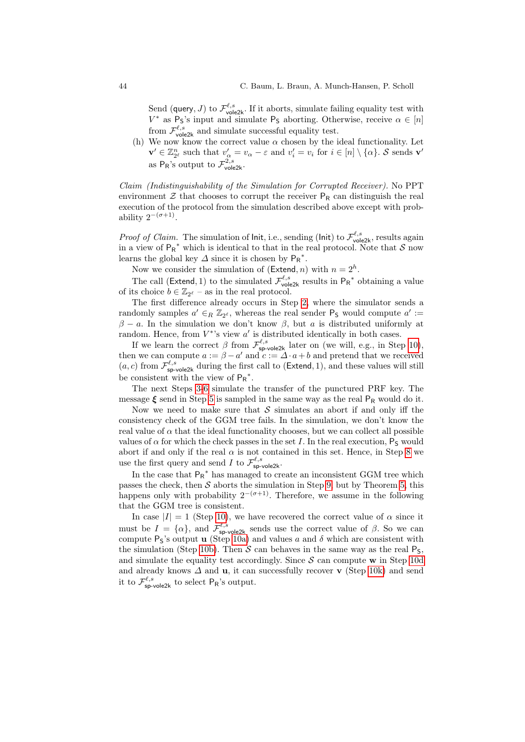Send (query, $J$) to $\mathcal{F}^{\ell,s}_{\text{vole2k}}$. If it aborts, simulate failing equality test with $V^*$ as $\mathsf{P_S}$'s input and simulate $\mathsf{P_S}$ aborting. Otherwise, receive $\alpha \in [n]$ from $\mathcal{F}^{\ell,s}_{\text{vole2k}}$ and simulate successful equality test.

(h) We now know the correct value $\alpha$ chosen by the ideal functionality. Let $\mathbf{v}' \in \mathbb{Z}^n_{2^\ell}$ such that $v'_\alpha = v_\alpha - \varepsilon$ and $v'_i = v_i$ for $i \in [n] \setminus \{\alpha\}$. $\mathcal{S}$ sends $\mathbf{v}'$ as $\mathsf{P_R}$'s output to $\mathcal{F}^{2,s}_{\text{vole2k}}$.

*Claim (Indistinguishability of the Simulation for Corrupted Receiver).* No PPT environment $\mathcal{Z}$ that chooses to corrupt the receiver $\mathsf{P_R}$ can distinguish the real execution of the protocol from the simulation described above except with probability $2^{-(\sigma+1)}$.

*Proof of Claim.* The simulation of Init, i.e., sending (Init) to $\mathcal{F}^{\ell,s}_{\text{vole2k}}$, results again in a view of $\mathsf{P_R}^*$ which is identical to that in the real protocol. Note that $\mathcal{S}$ now learns the global key $\Delta$ since it is chosen by $\mathsf{P_R}^*$.

Now we consider the simulation of (Extend, $n$) with $n = 2^h$.

The call (Extend, 1) to the simulated $\mathcal{F}^{\ell,s}_{\text{vole2k}}$ results in $\mathsf{P_R}^*$ obtaining a value of its choice $b \in \mathbb{Z}_{2^\ell}$ – as in the real protocol.

The first difference already occurs in Step 2, where the simulator sends a randomly samples $a' \in_R \mathbb{Z}_{2^\ell}$, whereas the real sender $\mathsf{P_S}$ would compute $a' := \beta - a$. In the simulation we don't know $\beta$, but $a$ is distributed uniformly at random. Hence, from $V^*$'s view $a'$ is distributed identically in both cases.

If we learn the correct $\beta$ from $\mathcal{F}^{\ell,s}_{\text{sp-vole2k}}$ later on (we will, e.g., in Step 10), then we can compute $a := \beta - a'$ and $c := \Delta \cdot a + b$ and pretend that we received $(a, c)$ from $\mathcal{F}^{\ell,s}_{\text{sp-vole2k}}$ during the first call to (Extend, 1), and these values will still be consistent with the view of $\mathsf{P_R}^*$.

The next Steps 3-6 simulate the transfer of the punctured PRF key. The message $\boldsymbol{\xi}$ send in Step 5 is sampled in the same way as the real $\mathsf{P_R}$ would do it.

Now we need to make sure that $\mathcal{S}$ simulates an abort if and only iff the consistency check of the GGM tree fails. In the simulation, we don't know the real value of $\alpha$ that the ideal functionality chooses, but we can collect all possible values of $\alpha$ for which the check passes in the set $I$. In the real execution, $\mathsf{P_S}$ would abort if and only if the real $\alpha$ is not contained in this set. Hence, in Step 8 we use the first query and send $I$ to $\mathcal{F}^{\ell,s}_{\text{sp-vole2k}}$.

In the case that $\mathsf{P_R}^*$ has managed to create an inconsistent GGM tree which passes the check, then $\mathcal{S}$ aborts the simulation in Step 9, but by Theorem 5, this happens only with probability $2^{-(\sigma+1)}$. Therefore, we assume in the following that the GGM tree is consistent.

In case $|I| = 1$ (Step 10), we have recovered the correct value of $\alpha$ since it must be $I = \{\alpha\}$, and $\mathcal{F}^{\ell,s}_{\text{sp-vole2k}}$ sends use the correct value of $\beta$. So we can compute $\mathsf{P_S}$'s output $\mathbf{u}$ (Step 10a) and values $a$ and $\delta$ which are consistent with the simulation (Step 10b). Then $\mathcal{S}$ can behaves in the same way as the real $\mathsf{P_S}$, and simulate the equality test accordingly. Since $\mathcal{S}$ can compute $\mathbf{w}$ in Step 10d and already knows $\Delta$ and $\mathbf{u}$, it can successfully recover $\mathbf{v}$ (Step 10k) and send it to $\mathcal{F}^{\ell,s}_{\text{sp-vole2k}}$ to select $\mathsf{P_R}$'s output.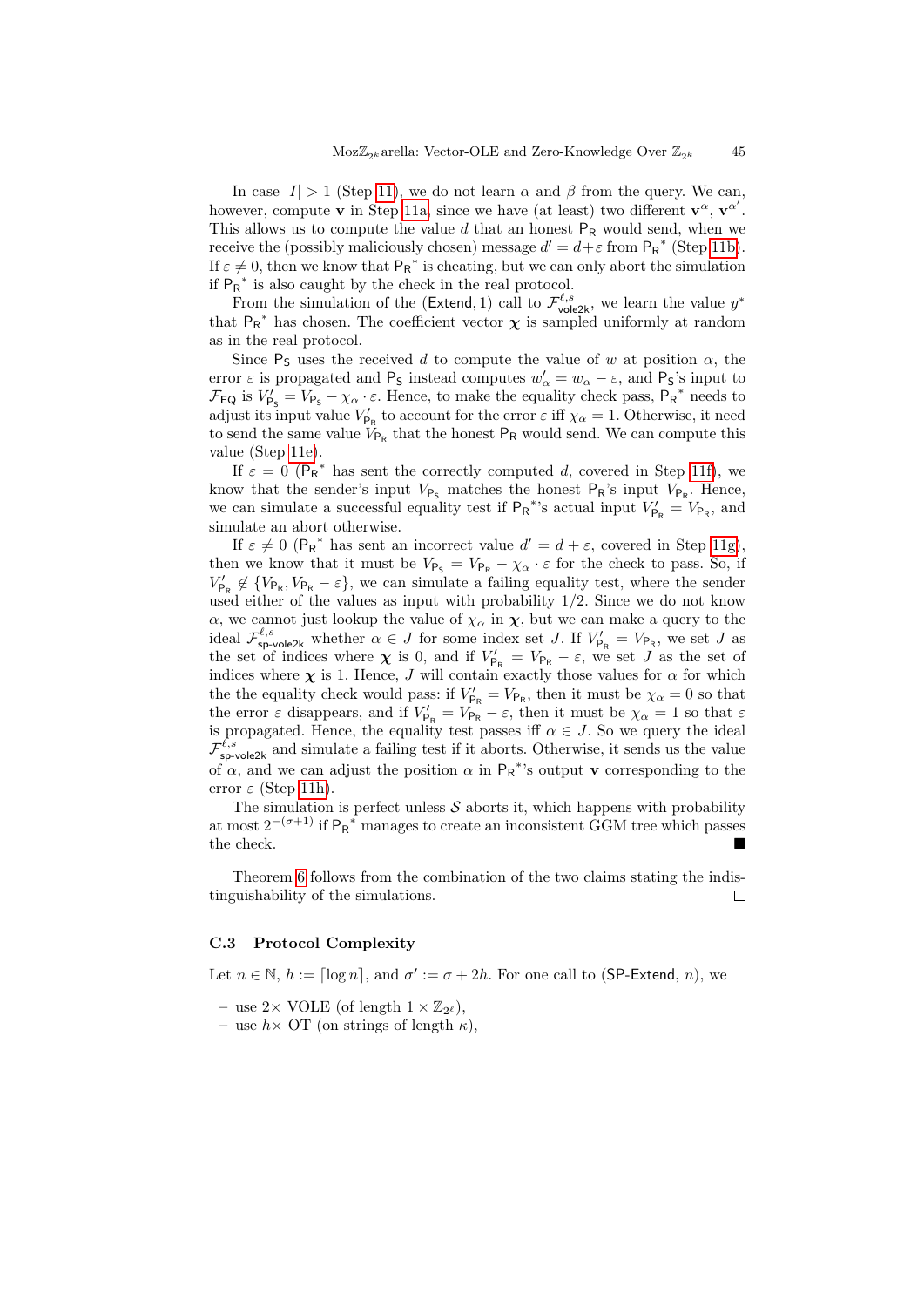In case $|I| > 1$ (Step 11), we do not learn $\alpha$ and $\beta$ from the query. We can, however, compute $\mathbf{v}$ in Step 11a, since we have (at least) two different $\mathbf{v}^{\alpha}$, $\mathbf{v}^{\alpha'}$. This allows us to compute the value $d$ that an honest $\mathsf{P_R}$ would send, when we receive the (possibly maliciously chosen) message $d' = d + \varepsilon$ from $\mathsf{P_R}^*$ (Step 11b). If $\varepsilon \neq 0$, then we know that $\mathsf{P_R}^*$ is cheating, but we can only abort the simulation if $\mathsf{P_R}^*$ is also caught by the check in the real protocol.

From the simulation of the $(\mathsf{Extend}, 1)$ call to $\mathcal{F}^{\ell,s}_{\mathsf{vole2k}}$, we learn the value $y^*$ that $\mathsf{P_R}^*$ has chosen. The coefficient vector $\boldsymbol{\chi}$ is sampled uniformly at random as in the real protocol.

Since $\mathsf{P_S}$ uses the received $d$ to compute the value of $w$ at position $\alpha$, the error $\varepsilon$ is propagated and $\mathsf{P_S}$ instead computes $w'_\alpha = w_\alpha - \varepsilon$, and $\mathsf{P_S}$'s input to $\mathcal{F}_{\mathsf{EQ}}$ is $V'_{\mathsf{P_S}} = V_{\mathsf{P_S}} - \chi_\alpha \cdot \varepsilon$. Hence, to make the equality check pass, $\mathsf{P_R}^*$ needs to adjust its input value $V'_{\mathsf{P_R}}$ to account for the error $\varepsilon$ iff $\chi_\alpha = 1$. Otherwise, it need to send the same value $V_{\mathsf{P_R}}$ that the honest $\mathsf{P_R}$ would send. We can compute this value (Step 11e).

If $\varepsilon = 0$ ($\mathsf{P_R}^*$ has sent the correctly computed $d$, covered in Step 11f), we know that the sender's input $V_{\mathsf{P_S}}$ matches the honest $\mathsf{P_R}$'s input $V_{\mathsf{P_R}}$. Hence, we can simulate a successful equality test if $\mathsf{P_R}^*$'s actual input $V'_{\mathsf{P_R}} = V_{\mathsf{P_R}}$, and simulate an abort otherwise.

If $\varepsilon \neq 0$ ($\mathsf{P_R}^*$ has sent an incorrect value $d' = d + \varepsilon$, covered in Step 11g), then we know that it must be $V_{\mathsf{P_S}} = V_{\mathsf{P_R}} - \chi_\alpha \cdot \varepsilon$ for the check to pass. So, if $V'_{\mathsf{P_R}} \notin \{V_{\mathsf{P_R}}, V_{\mathsf{P_R}} - \varepsilon\}$, we can simulate a failing equality test, where the sender used either of the values as input with probability $1/2$. Since we do not know $\alpha$, we cannot just lookup the value of $\chi_\alpha$ in $\boldsymbol{\chi}$, but we can make a query to the ideal $\mathcal{F}^{\ell,s}_{\mathsf{sp\text{-}vole2k}}$ whether $\alpha \in J$ for some index set $J$. If $V'_{\mathsf{P_R}} = V_{\mathsf{P_R}}$, we set $J$ as the set of indices where $\boldsymbol{\chi}$ is 0, and if $V'_{\mathsf{P_R}} = V_{\mathsf{P_R}} - \varepsilon$, we set $J$ as the set of indices where $\boldsymbol{\chi}$ is 1. Hence, $J$ will contain exactly those values for $\alpha$ for which the the equality check would pass: if $V'_{\mathsf{P_R}} = V_{\mathsf{P_R}}$, then it must be $\chi_\alpha = 0$ so that the error $\varepsilon$ disappears, and if $V'_{\mathsf{P_R}} = V_{\mathsf{P_R}} - \varepsilon$, then it must be $\chi_\alpha = 1$ so that $\varepsilon$ is propagated. Hence, the equality test passes iff $\alpha \in J$. So we query the ideal $\mathcal{F}^{\ell,s}_{\mathsf{sp\text{-}vole2k}}$ and simulate a failing test if it aborts. Otherwise, it sends us the value of $\alpha$, and we can adjust the position $\alpha$ in $\mathsf{P_R}^*$'s output $\mathbf{v}$ corresponding to the error $\varepsilon$ (Step 11h).

The simulation is perfect unless $\mathcal{S}$ aborts it, which happens with probability at most $2^{-(\sigma+1)}$ if $\mathsf{P_R}^*$ manages to create an inconsistent GGM tree which passes the check. ■

Theorem 6 follows from the combination of the two claims stating the indistinguishability of the simulations. □

### C.3 Protocol Complexity

Let $n \in \mathbb{N}$, $h := \lceil \log n \rceil$, and $\sigma' := \sigma + 2h$. For one call to $(\mathsf{SP\text{-}Extend}, n)$, we

- use $2\times$ VOLE (of length $1 \times \mathbb{Z}_{2^\ell}$),
- use $h\times$ OT (on strings of length $\kappa$),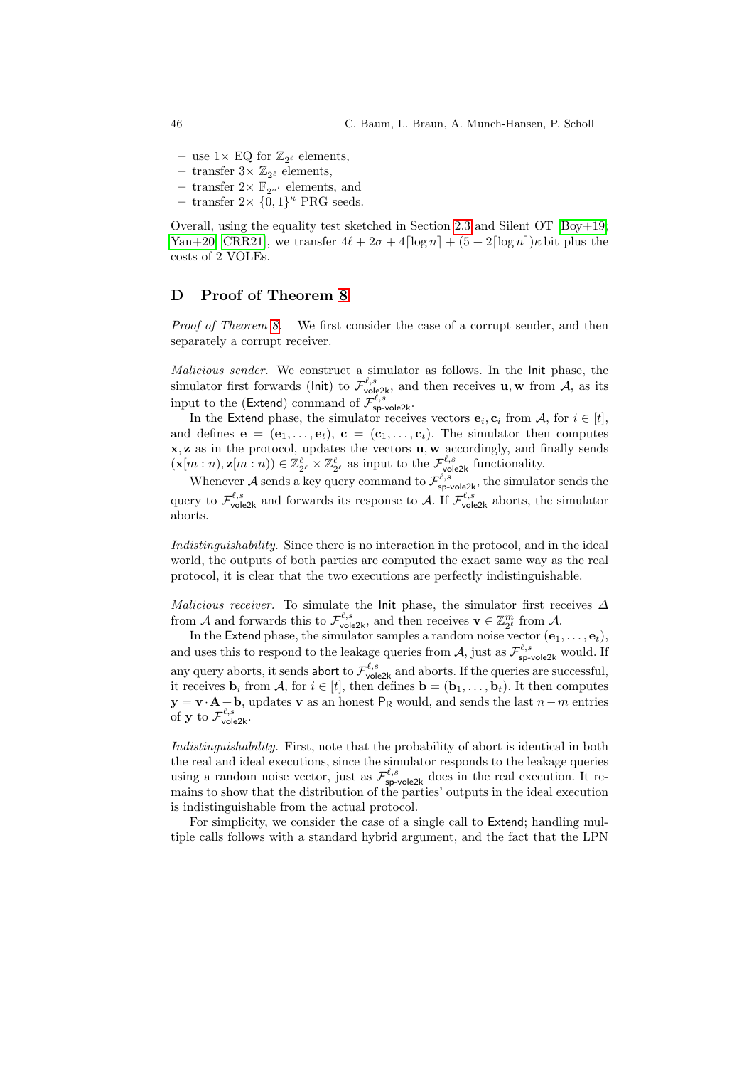- use $1\times$ EQ for $\mathbb{Z}_{2^\ell}$ elements,
- transfer $3\times$ $\mathbb{Z}_{2^\ell}$ elements,
- transfer $2\times$ $\mathbb{F}_{2^{\sigma'}}$ elements, and
- transfer $2\times$ $\{0,1\}^\kappa$ PRG seeds.

Overall, using the equality test sketched in Section 2.3 and Silent OT [Boy+19; Yan+20; CRR21], we transfer $4\ell + 2\sigma + 4\lceil \log n \rceil + (5 + 2\lceil \log n \rceil)\kappa$ bit plus the costs of 2 VOLEs.

## D Proof of Theorem 8

*Proof of Theorem 8.* We first consider the case of a corrupt sender, and then separately a corrupt receiver.

*Malicious sender.* We construct a simulator as follows. In the Init phase, the simulator first forwards (Init) to $\mathcal{F}^{\ell,s}_{\mathsf{vole2k}}$, and then receives $\mathbf{u}, \mathbf{w}$ from $\mathcal{A}$, as its input to the (Extend) command of $\mathcal{F}^{\ell,s}_{\mathsf{sp\text{-}vole2k}}$.

In the Extend phase, the simulator receives vectors $\mathbf{e}_i, \mathbf{c}_i$ from $\mathcal{A}$, for $i \in [t]$, and defines $\mathbf{e} = (\mathbf{e}_1, \dots, \mathbf{e}_t)$, $\mathbf{c} = (\mathbf{c}_1, \dots, \mathbf{c}_t)$. The simulator then computes $\mathbf{x}, \mathbf{z}$ as in the protocol, updates the vectors $\mathbf{u}, \mathbf{w}$ accordingly, and finally sends $(\mathbf{x}[m:n), \mathbf{z}[m:n)) \in \mathbb{Z}^\ell_{2^\ell} \times \mathbb{Z}^\ell_{2^\ell}$ as input to the $\mathcal{F}^{\ell,s}_{\mathsf{vole2k}}$ functionality.

Whenever $\mathcal{A}$ sends a key query command to $\mathcal{F}^{\ell,s}_{\mathsf{sp\text{-}vole2k}}$, the simulator sends the query to $\mathcal{F}^{\ell,s}_{\mathsf{vole2k}}$ and forwards its response to $\mathcal{A}$. If $\mathcal{F}^{\ell,s}_{\mathsf{vole2k}}$ aborts, the simulator aborts.

*Indistinguishability.* Since there is no interaction in the protocol, and in the ideal world, the outputs of both parties are computed the exact same way as the real protocol, it is clear that the two executions are perfectly indistinguishable.

*Malicious receiver.* To simulate the Init phase, the simulator first receives $\Delta$ from $\mathcal{A}$ and forwards this to $\mathcal{F}^{\ell,s}_{\mathsf{vole2k}}$, and then receives $\mathbf{v} \in \mathbb{Z}^m_{2^\ell}$ from $\mathcal{A}$.

In the Extend phase, the simulator samples a random noise vector $(\mathbf{e}_1, \dots, \mathbf{e}_t)$, and uses this to respond to the leakage queries from $\mathcal{A}$, just as $\mathcal{F}^{\ell,s}_{\mathsf{sp\text{-}vole2k}}$ would. If any query aborts, it sends abort to $\mathcal{F}^{\ell,s}_{\mathsf{vole2k}}$ and aborts. If the queries are successful, it receives $\mathbf{b}_i$ from $\mathcal{A}$, for $i \in [t]$, then defines $\mathbf{b} = (\mathbf{b}_1, \dots, \mathbf{b}_t)$. It then computes $\mathbf{y} = \mathbf{v} \cdot \mathbf{A} + \mathbf{b}$, updates $\mathbf{v}$ as an honest $\mathsf{P_R}$ would, and sends the last $n - m$ entries of $\mathbf{y}$ to $\mathcal{F}^{\ell,s}_{\mathsf{vole2k}}$.

*Indistinguishability.* First, note that the probability of abort is identical in both the real and ideal executions, since the simulator responds to the leakage queries using a random noise vector, just as $\mathcal{F}^{\ell,s}_{\mathsf{sp\text{-}vole2k}}$ does in the real execution. It remains to show that the distribution of the parties' outputs in the ideal execution is indistinguishable from the actual protocol.

For simplicity, we consider the case of a single call to Extend; handling multiple calls follows with a standard hybrid argument, and the fact that the LPN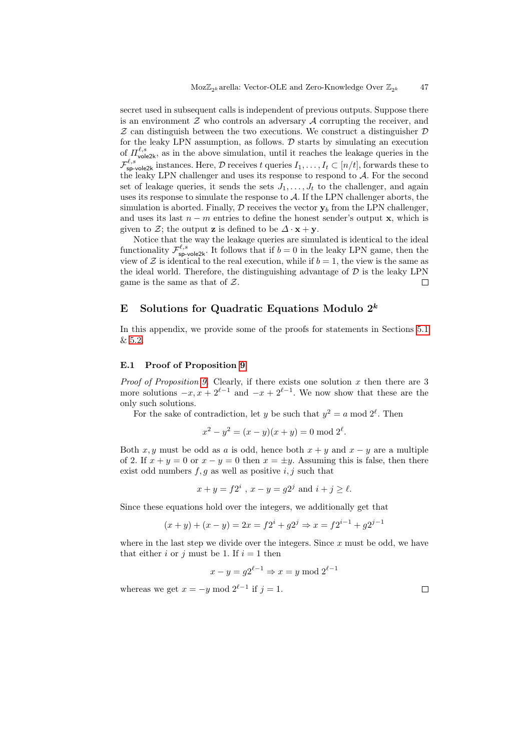secret used in subsequent calls is independent of previous outputs. Suppose there is an environment $\mathcal{Z}$ who controls an adversary $\mathcal{A}$ corrupting the receiver, and $\mathcal{Z}$ can distinguish between the two executions. We construct a distinguisher $\mathcal{D}$ for the leaky LPN assumption, as follows. $\mathcal{D}$ starts by simulating an execution of $\Pi^{\ell,s}_{\mathsf{vole2k}}$, as in the above simulation, until it reaches the leakage queries in the $\mathcal{F}^{\ell,s}_{\mathsf{sp\text{-}vole2k}}$ instances. Here, $\mathcal{D}$ receives $t$ queries $I_1, \ldots, I_t \subset [n/t]$, forwards these to the leaky LPN challenger and uses its response to respond to $\mathcal{A}$. For the second set of leakage queries, it sends the sets $J_1, \ldots, J_t$ to the challenger, and again uses its response to simulate the response to $\mathcal{A}$. If the LPN challenger aborts, the simulation is aborted. Finally, $\mathcal{D}$ receives the vector $\mathbf{y}_b$ from the LPN challenger, and uses its last $n - m$ entries to define the honest sender's output $\mathbf{x}$, which is given to $\mathcal{Z}$; the output $\mathbf{z}$ is defined to be $\Delta \cdot \mathbf{x} + \mathbf{y}$.

Notice that the way the leakage queries are simulated is identical to the ideal functionality $\mathcal{F}^{\ell,s}_{\mathsf{sp\text{-}vole2k}}$. It follows that if $b = 0$ in the leaky LPN game, then the view of $\mathcal{Z}$ is identical to the real execution, while if $b = 1$, the view is the same as the ideal world. Therefore, the distinguishing advantage of $\mathcal{D}$ is the leaky LPN game is the same as that of $\mathcal{Z}$. □

## E Solutions for Quadratic Equations Modulo $2^k$

In this appendix, we provide some of the proofs for statements in Sections 5.1 & 5.2.

### E.1 Proof of Proposition 9

*Proof of Proposition 9.* Clearly, if there exists one solution $x$ then there are 3 more solutions $-x, x + 2^{\ell-1}$ and $-x + 2^{\ell-1}$. We now show that these are the only such solutions.

For the sake of contradiction, let $y$ be such that $y^2 = a \bmod 2^\ell$. Then

$$x^2 - y^2 = (x - y)(x + y) = 0 \bmod 2^\ell.$$

Both $x, y$ must be odd as $a$ is odd, hence both $x + y$ and $x - y$ are a multiple of 2. If $x + y = 0$ or $x - y = 0$ then $x = \pm y$. Assuming this is false, then there exist odd numbers $f, g$ as well as positive $i, j$ such that

$$x + y = f2^i \ , \ x - y = g2^j \text{ and } i + j \geq \ell.$$

Since these equations hold over the integers, we additionally get that

$$(x + y) + (x - y) = 2x = f2^i + g2^j \Rightarrow x = f2^{i-1} + g2^{j-1}$$

where in the last step we divide over the integers. Since $x$ must be odd, we have that either $i$ or $j$ must be 1. If $i = 1$ then

$$x - y = g2^{\ell-1} \Rightarrow x = y \bmod 2^{\ell-1}$$

whereas we get $x = -y \bmod 2^{\ell-1}$ if $j = 1$. □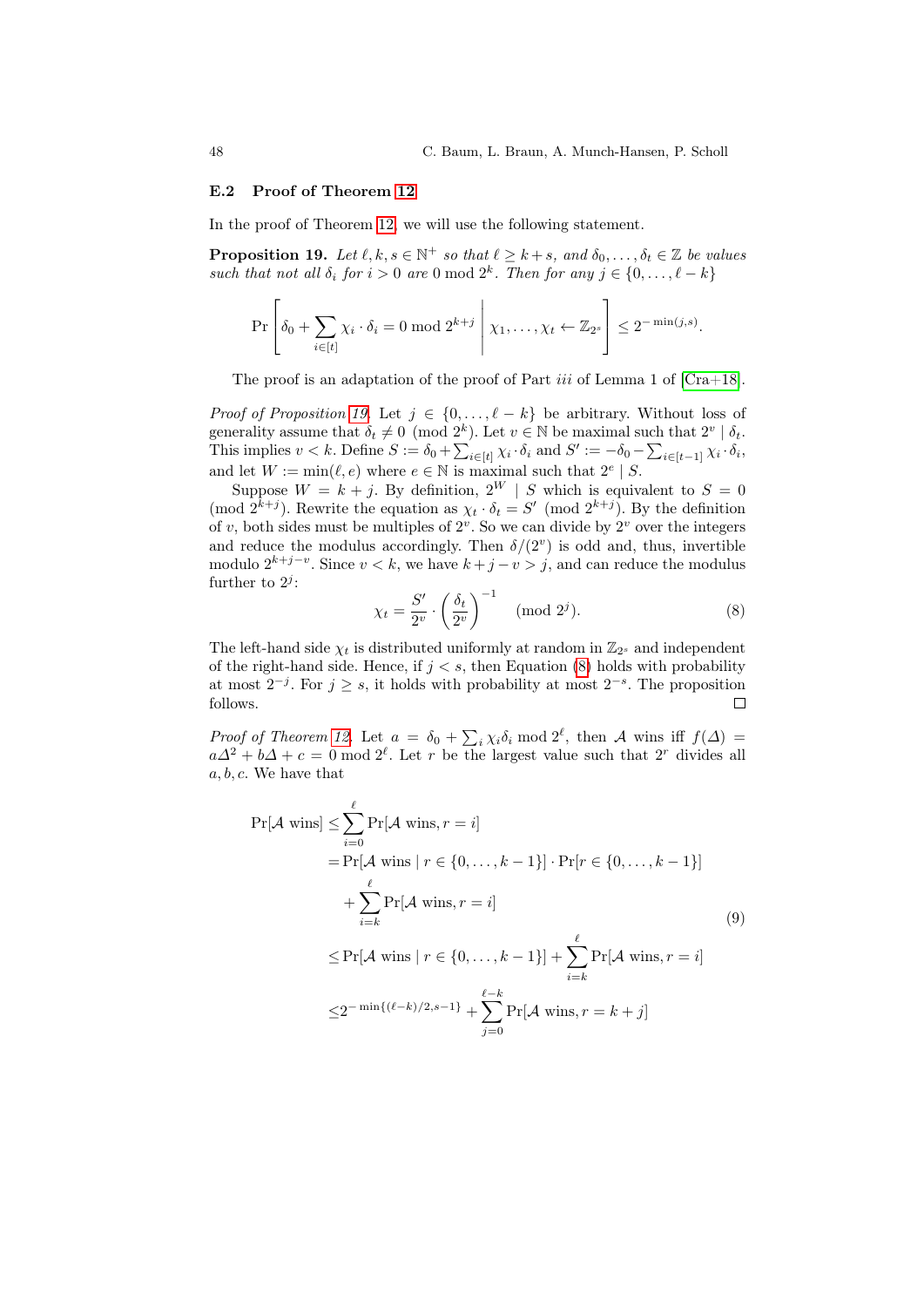### E.2 Proof of Theorem 12

In the proof of Theorem 12, we will use the following statement.

**Proposition 19.** *Let $\ell, k, s \in \mathbb{N}^+$ so that $\ell \geq k+s$, and $\delta_0, \ldots, \delta_t \in \mathbb{Z}$ be values such that not all $\delta_i$ for $i > 0$ are $0 \bmod 2^k$. Then for any $j \in \{0, \ldots, \ell - k\}$*

$$\Pr\left[\delta_0 + \sum_{i \in [t]} \chi_i \cdot \delta_i = 0 \bmod 2^{k+j} \;\middle|\; \chi_1, \ldots, \chi_t \leftarrow \mathbb{Z}_{2^s}\right] \leq 2^{-\min(j,s)}.$$

The proof is an adaptation of the proof of Part *iii* of Lemma 1 of [Cra+18].

*Proof of Proposition 19.* Let $j \in \{0, \ldots, \ell - k\}$ be arbitrary. Without loss of generality assume that $\delta_t \not\equiv 0 \pmod{2^k}$. Let $v \in \mathbb{N}$ be maximal such that $2^v \mid \delta_t$. This implies $v < k$. Define $S := \delta_0 + \sum_{i \in [t]} \chi_i \cdot \delta_i$ and $S' := -\delta_0 - \sum_{i \in [t-1]} \chi_i \cdot \delta_i$, and let $W := \min(\ell, e)$ where $e \in \mathbb{N}$ is maximal such that $2^e \mid S$.

Suppose $W = k + j$. By definition, $2^W \mid S$ which is equivalent to $S = 0 \pmod{2^{k+j}}$. Rewrite the equation as $\chi_t \cdot \delta_t = S' \pmod{2^{k+j}}$. By the definition of $v$, both sides must be multiples of $2^v$. So we can divide by $2^v$ over the integers and reduce the modulus accordingly. Then $\delta/(2^v)$ is odd and, thus, invertible modulo $2^{k+j-v}$. Since $v < k$, we have $k + j - v > j$, and can reduce the modulus further to $2^j$:

$$\chi_t = \frac{S'}{2^v} \cdot \left(\frac{\delta_t}{2^v}\right)^{-1} \pmod{2^j}. \tag{8}$$

The left-hand side $\chi_t$ is distributed uniformly at random in $\mathbb{Z}_{2^s}$ and independent of the right-hand side. Hence, if $j < s$, then Equation (8) holds with probability at most $2^{-j}$. For $j \geq s$, it holds with probability at most $2^{-s}$. The proposition follows. $\square$

*Proof of Theorem 12.* Let $a = \delta_0 + \sum_i \chi_i \delta_i \bmod 2^\ell$, then $\mathcal{A}$ wins iff $f(\Delta) = a\Delta^2 + b\Delta + c = 0 \bmod 2^\ell$. Let $r$ be the largest value such that $2^r$ divides all $a, b, c$. We have that

$$\begin{aligned}
\Pr[\mathcal{A} \text{ wins}] \leq& \sum_{i=0}^{\ell} \Pr[\mathcal{A} \text{ wins}, r = i] \\
=& \Pr[\mathcal{A} \text{ wins} \mid r \in \{0, \ldots, k-1\}] \cdot \Pr[r \in \{0, \ldots, k-1\}] \\
&+ \sum_{i=k}^{\ell} \Pr[\mathcal{A} \text{ wins}, r = i] \\
\leq& \Pr[\mathcal{A} \text{ wins} \mid r \in \{0, \ldots, k-1\}] + \sum_{i=k}^{\ell} \Pr[\mathcal{A} \text{ wins}, r = i] \\
\leq& 2^{-\min\{(\ell-k)/2, s-1\}} + \sum_{j=0}^{\ell-k} \Pr[\mathcal{A} \text{ wins}, r = k + j]
\end{aligned} \tag{9}$$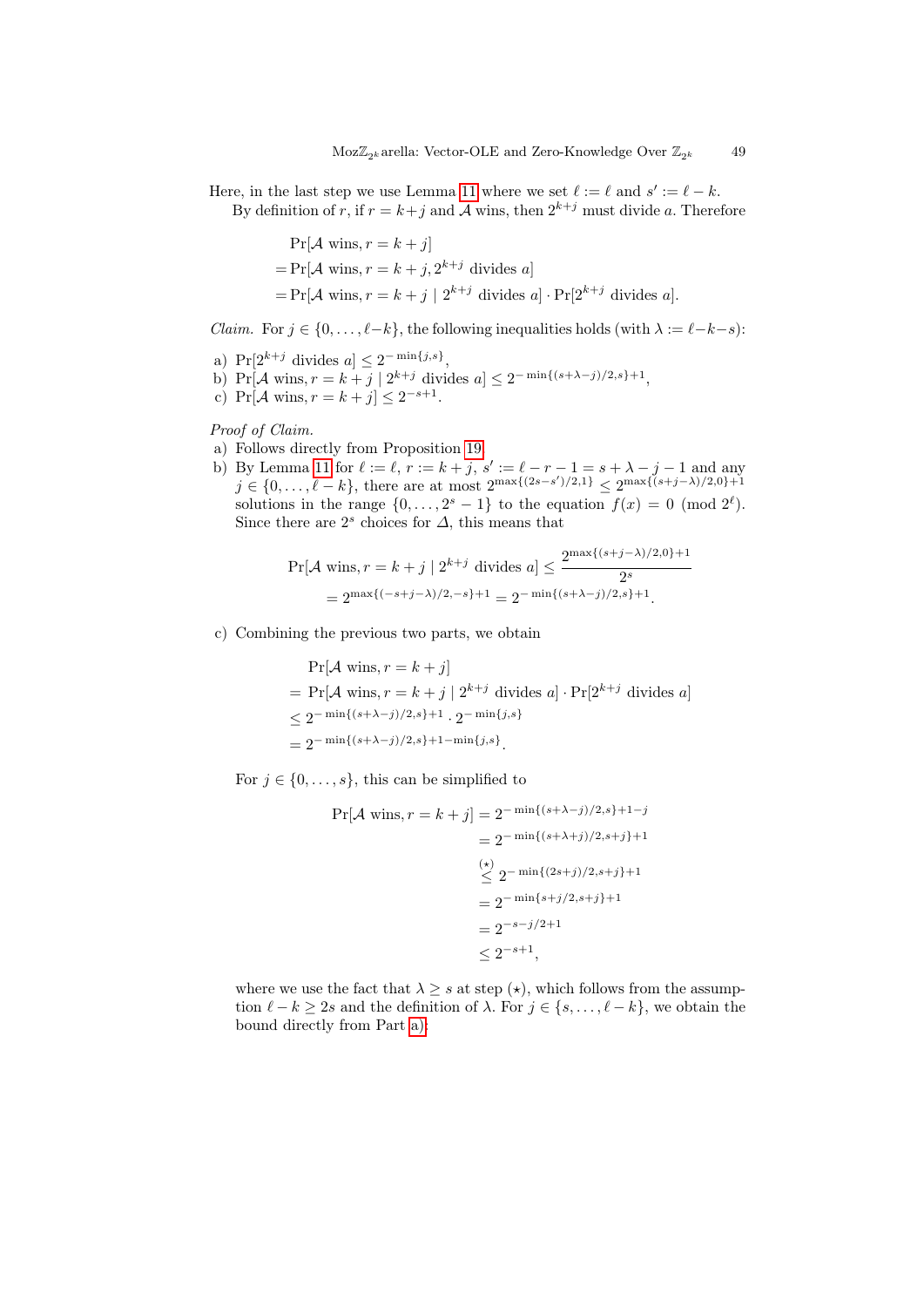Here, in the last step we use Lemma 11 where we set $\ell := \ell$ and $s' := \ell - k$.

By definition of $r$, if $r = k+j$ and $\mathcal{A}$ wins, then $2^{k+j}$ must divide $a$. Therefore

$$
\begin{aligned}
&\Pr[\mathcal{A} \text{ wins}, r = k+j] \\
&= \Pr[\mathcal{A} \text{ wins}, r = k+j, 2^{k+j} \text{ divides } a] \\
&= \Pr[\mathcal{A} \text{ wins}, r = k+j \mid 2^{k+j} \text{ divides } a] \cdot \Pr[2^{k+j} \text{ divides } a].
\end{aligned}
$$

*Claim.* For $j \in \{0, \ldots, \ell-k\}$, the following inequalities holds (with $\lambda := \ell-k-s$):

a) $\Pr[2^{k+j} \text{ divides } a] \leq 2^{-\min\{j,s\}}$,
b) $\Pr[\mathcal{A} \text{ wins}, r = k+j \mid 2^{k+j} \text{ divides } a] \leq 2^{-\min\{(s+\lambda-j)/2, s\}+1}$,
c) $\Pr[\mathcal{A} \text{ wins}, r = k+j] \leq 2^{-s+1}$.

*Proof of Claim.*

a) Follows directly from Proposition 19.

b) By Lemma 11 for $\ell := \ell$, $r := k+j$, $s' := \ell - r - 1 = s + \lambda - j - 1$ and any $j \in \{0, \ldots, \ell - k\}$, there are at most $2^{\max\{(2s-s')/2, 1\}} \leq 2^{\max\{(s+j-\lambda)/2, 0\}+1}$ solutions in the range $\{0, \ldots, 2^s - 1\}$ to the equation $f(x) = 0 \pmod{2^\ell}$. Since there are $2^s$ choices for $\Delta$, this means that

$$
\begin{aligned}
\Pr[\mathcal{A} \text{ wins}, r = k+j \mid 2^{k+j} \text{ divides } a] &\leq \frac{2^{\max\{(s+j-\lambda)/2, 0\}+1}}{2^s} \\
&= 2^{\max\{(-s+j-\lambda)/2, -s\}+1} = 2^{-\min\{(s+\lambda-j)/2, s\}+1}.
\end{aligned}
$$

c) Combining the previous two parts, we obtain

$$
\begin{aligned}
&\Pr[\mathcal{A} \text{ wins}, r = k+j] \\
&= \Pr[\mathcal{A} \text{ wins}, r = k+j \mid 2^{k+j} \text{ divides } a] \cdot \Pr[2^{k+j} \text{ divides } a] \\
&\leq 2^{-\min\{(s+\lambda-j)/2, s\}+1} \cdot 2^{-\min\{j,s\}} \\
&= 2^{-\min\{(s+\lambda-j)/2, s\}+1-\min\{j,s\}}.
\end{aligned}
$$

For $j \in \{0, \ldots, s\}$, this can be simplified to

$$
\begin{aligned}
\Pr[\mathcal{A} \text{ wins}, r = k+j] &= 2^{-\min\{(s+\lambda-j)/2, s\}+1-j} \\
&= 2^{-\min\{(s+\lambda+j)/2, s+j\}+1} \\
&\overset{(\star)}{\leq} 2^{-\min\{(2s+j)/2, s+j\}+1} \\
&= 2^{-\min\{s+j/2, s+j\}+1} \\
&= 2^{-s-j/2+1} \\
&\leq 2^{-s+1},
\end{aligned}
$$

where we use the fact that $\lambda \geq s$ at step $(\star)$, which follows from the assumption $\ell - k \geq 2s$ and the definition of $\lambda$. For $j \in \{s, \ldots, \ell - k\}$, we obtain the bound directly from Part a):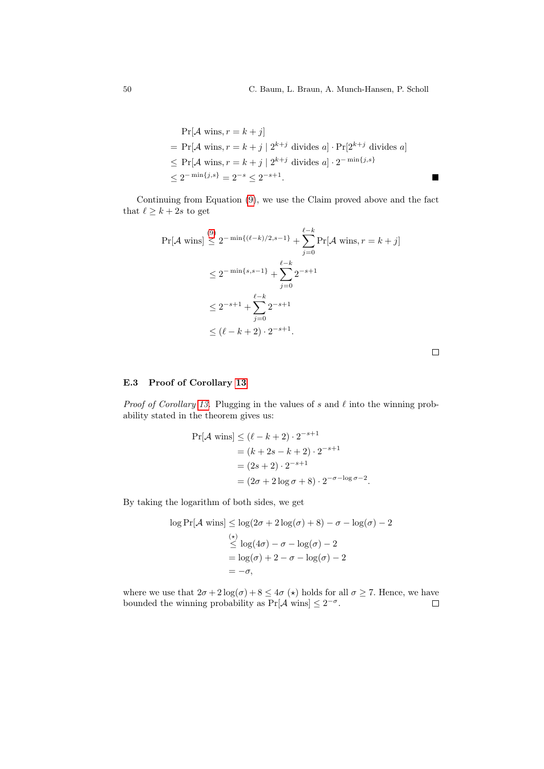$$
\begin{aligned}
&\Pr[\mathcal{A} \text{ wins}, r = k+j] \\
&= \Pr[\mathcal{A} \text{ wins}, r = k+j \mid 2^{k+j} \text{ divides } a] \cdot \Pr[2^{k+j} \text{ divides } a] \\
&\leq \Pr[\mathcal{A} \text{ wins}, r = k+j \mid 2^{k+j} \text{ divides } a] \cdot 2^{-\min\{j,s\}} \\
&\leq 2^{-\min\{j,s\}} = 2^{-s} \leq 2^{-s+1}. \qquad \blacksquare
\end{aligned}
$$

Continuing from Equation (9), we use the Claim proved above and the fact that $\ell \geq k + 2s$ to get

$$
\begin{aligned}
\Pr[\mathcal{A} \text{ wins}] &\overset{(9)}{\leq} 2^{-\min\{(\ell-k)/2, s-1\}} + \sum_{j=0}^{\ell-k} \Pr[\mathcal{A} \text{ wins}, r = k+j] \\
&\leq 2^{-\min\{s, s-1\}} + \sum_{j=0}^{\ell-k} 2^{-s+1} \\
&\leq 2^{-s+1} + \sum_{j=0}^{\ell-k} 2^{-s+1} \\
&\leq (\ell - k + 2) \cdot 2^{-s+1}.
\end{aligned}
$$

$\square$

### E.3 Proof of Corollary 13

*Proof of Corollary 13.* Plugging in the values of $s$ and $\ell$ into the winning probability stated in the theorem gives us:

$$
\begin{aligned}
\Pr[\mathcal{A} \text{ wins}] &\leq (\ell - k + 2) \cdot 2^{-s+1} \\
&= (k + 2s - k + 2) \cdot 2^{-s+1} \\
&= (2s + 2) \cdot 2^{-s+1} \\
&= (2\sigma + 2\log\sigma + 8) \cdot 2^{-\sigma - \log\sigma - 2}.
\end{aligned}
$$

By taking the logarithm of both sides, we get

$$
\begin{aligned}
\log \Pr[\mathcal{A} \text{ wins}] &\leq \log(2\sigma + 2\log(\sigma) + 8) - \sigma - \log(\sigma) - 2 \\
&\overset{(\star)}{\leq} \log(4\sigma) - \sigma - \log(\sigma) - 2 \\
&= \log(\sigma) + 2 - \sigma - \log(\sigma) - 2 \\
&= -\sigma,
\end{aligned}
$$

where we use that $2\sigma + 2\log(\sigma) + 8 \leq 4\sigma$ $(\star)$ holds for all $\sigma \geq 7$. Hence, we have bounded the winning probability as $\Pr[\mathcal{A} \text{ wins}] \leq 2^{-\sigma}$. $\square$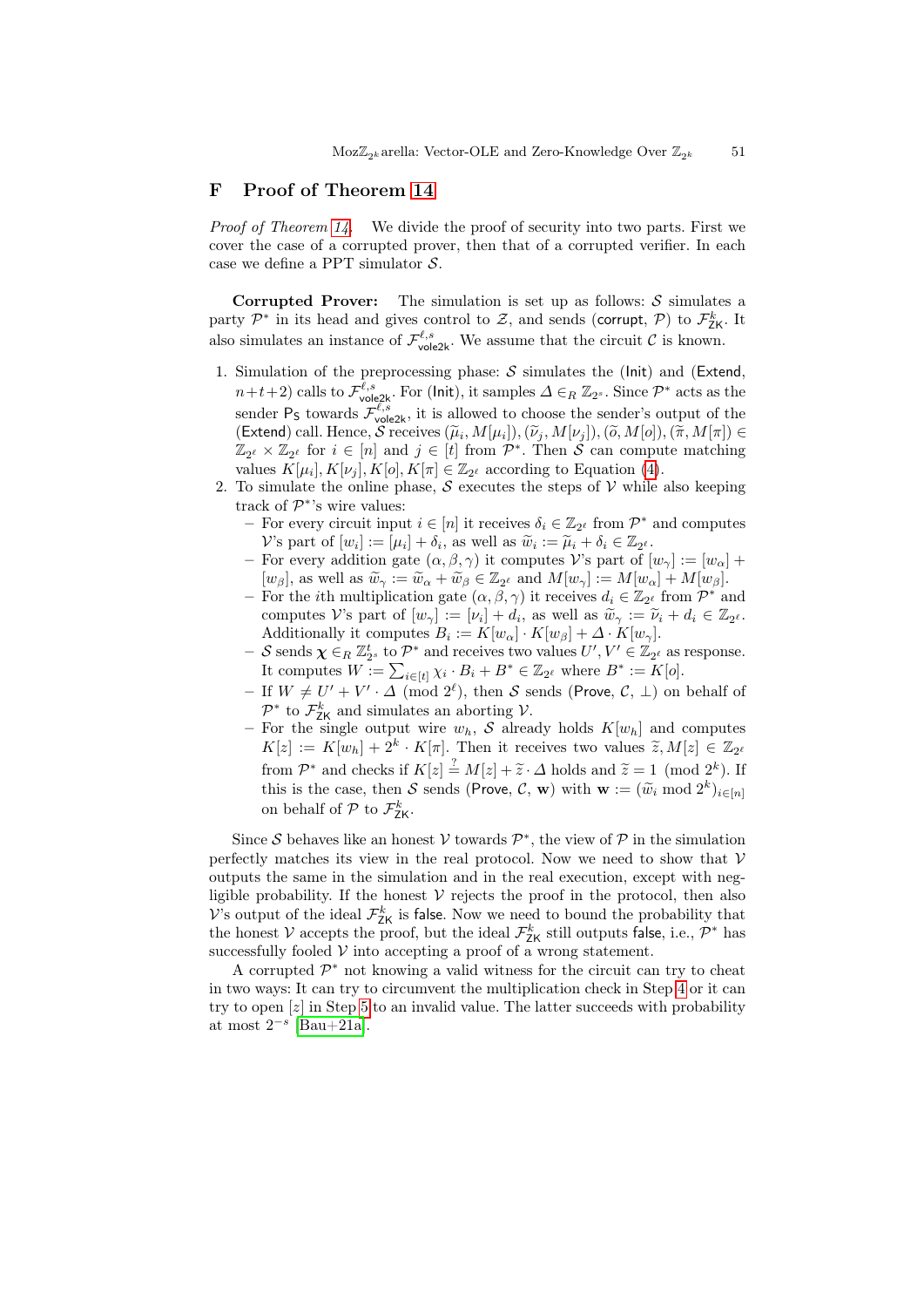## F Proof of Theorem 14

*Proof of Theorem 14.* We divide the proof of security into two parts. First we cover the case of a corrupted prover, then that of a corrupted verifier. In each case we define a PPT simulator $\mathcal{S}$.

**Corrupted Prover:** The simulation is set up as follows: $\mathcal{S}$ simulates a party $\mathcal{P}^*$ in its head and gives control to $\mathcal{Z}$, and sends $(\mathsf{corrupt}, \mathcal{P})$ to $\mathcal{F}^k_{\mathsf{ZK}}$. It also simulates an instance of $\mathcal{F}^{\ell,s}_{\mathsf{vole2k}}$. We assume that the circuit $\mathcal{C}$ is known.

1. Simulation of the preprocessing phase: $\mathcal{S}$ simulates the $(\mathsf{Init})$ and $(\mathsf{Extend}, n+t+2)$ calls to $\mathcal{F}^{\ell,s}_{\mathsf{vole2k}}$. For $(\mathsf{Init})$, it samples $\Delta \in_R \mathbb{Z}_{2^s}$. Since $\mathcal{P}^*$ acts as the sender $\mathsf{P_S}$ towards $\mathcal{F}^{\ell,s}_{\mathsf{vole2k}}$, it is allowed to choose the sender's output of the $(\mathsf{Extend})$ call. Hence, $\mathcal{S}$ receives $(\widetilde{\mu}_i, M[\mu_i]), (\widetilde{\nu}_j, M[\nu_j]), (\widetilde{o}, M[o]), (\widetilde{\pi}, M[\pi]) \in \mathbb{Z}_{2^\ell} \times \mathbb{Z}_{2^\ell}$ for $i \in [n]$ and $j \in [t]$ from $\mathcal{P}^*$. Then $\mathcal{S}$ can compute matching values $K[\mu_i], K[\nu_j], K[o], K[\pi] \in \mathbb{Z}_{2^\ell}$ according to Equation (4).
2. To simulate the online phase, $\mathcal{S}$ executes the steps of $\mathcal{V}$ while also keeping track of $\mathcal{P}^*$'s wire values:
   - For every circuit input $i \in [n]$ it receives $\delta_i \in \mathbb{Z}_{2^\ell}$ from $\mathcal{P}^*$ and computes $\mathcal{V}$'s part of $[w_i] := [\mu_i] + \delta_i$, as well as $\widetilde{w}_i := \widetilde{\mu}_i + \delta_i \in \mathbb{Z}_{2^\ell}$.
   - For every addition gate $(\alpha, \beta, \gamma)$ it computes $\mathcal{V}$'s part of $[w_\gamma] := [w_\alpha] + [w_\beta]$, as well as $\widetilde{w}_\gamma := \widetilde{w}_\alpha + \widetilde{w}_\beta \in \mathbb{Z}_{2^\ell}$ and $M[w_\gamma] := M[w_\alpha] + M[w_\beta]$.
   - For the $i$th multiplication gate $(\alpha, \beta, \gamma)$ it receives $d_i \in \mathbb{Z}_{2^\ell}$ from $\mathcal{P}^*$ and computes $\mathcal{V}$'s part of $[w_\gamma] := [\nu_i] + d_i$, as well as $\widetilde{w}_\gamma := \widetilde{\nu}_i + d_i \in \mathbb{Z}_{2^\ell}$. Additionally it computes $B_i := K[w_\alpha] \cdot K[w_\beta] + \Delta \cdot K[w_\gamma]$.
   - $\mathcal{S}$ sends $\boldsymbol{\chi} \in_R \mathbb{Z}^t_{2^s}$ to $\mathcal{P}^*$ and receives two values $U', V' \in \mathbb{Z}_{2^\ell}$ as response. It computes $W := \sum_{i \in [t]} \chi_i \cdot B_i + B^* \in \mathbb{Z}_{2^\ell}$ where $B^* := K[o]$.
   - If $W \neq U' + V' \cdot \Delta \pmod{2^\ell}$, then $\mathcal{S}$ sends $(\mathsf{Prove}, \mathcal{C}, \bot)$ on behalf of $\mathcal{P}^*$ to $\mathcal{F}^k_{\mathsf{ZK}}$ and simulates an aborting $\mathcal{V}$.
   - For the single output wire $w_h$, $\mathcal{S}$ already holds $K[w_h]$ and computes $K[z] := K[w_h] + 2^k \cdot K[\pi]$. Then it receives two values $\widetilde{z}, M[z] \in \mathbb{Z}_{2^\ell}$ from $\mathcal{P}^*$ and checks if $K[z] \stackrel{?}{=} M[z] + \widetilde{z} \cdot \Delta$ holds and $\widetilde{z} = 1 \pmod{2^k}$. If this is the case, then $\mathcal{S}$ sends $(\mathsf{Prove}, \mathcal{C}, \mathbf{w})$ with $\mathbf{w} := (\widetilde{w}_i \bmod 2^k)_{i \in [n]}$ on behalf of $\mathcal{P}$ to $\mathcal{F}^k_{\mathsf{ZK}}$.

Since $\mathcal{S}$ behaves like an honest $\mathcal{V}$ towards $\mathcal{P}^*$, the view of $\mathcal{P}$ in the simulation perfectly matches its view in the real protocol. Now we need to show that $\mathcal{V}$ outputs the same in the simulation and in the real execution, except with negligible probability. If the honest $\mathcal{V}$ rejects the proof in the protocol, then also $\mathcal{V}$'s output of the ideal $\mathcal{F}^k_{\mathsf{ZK}}$ is $\mathsf{false}$. Now we need to bound the probability that the honest $\mathcal{V}$ accepts the proof, but the ideal $\mathcal{F}^k_{\mathsf{ZK}}$ still outputs $\mathsf{false}$, i.e., $\mathcal{P}^*$ has successfully fooled $\mathcal{V}$ into accepting a proof of a wrong statement.

A corrupted $\mathcal{P}^*$ not knowing a valid witness for the circuit can try to cheat in two ways: It can try to circumvent the multiplication check in Step 4 or it can try to open $[z]$ in Step 5 to an invalid value. The latter succeeds with probability at most $2^{-s}$ [Bau+21a].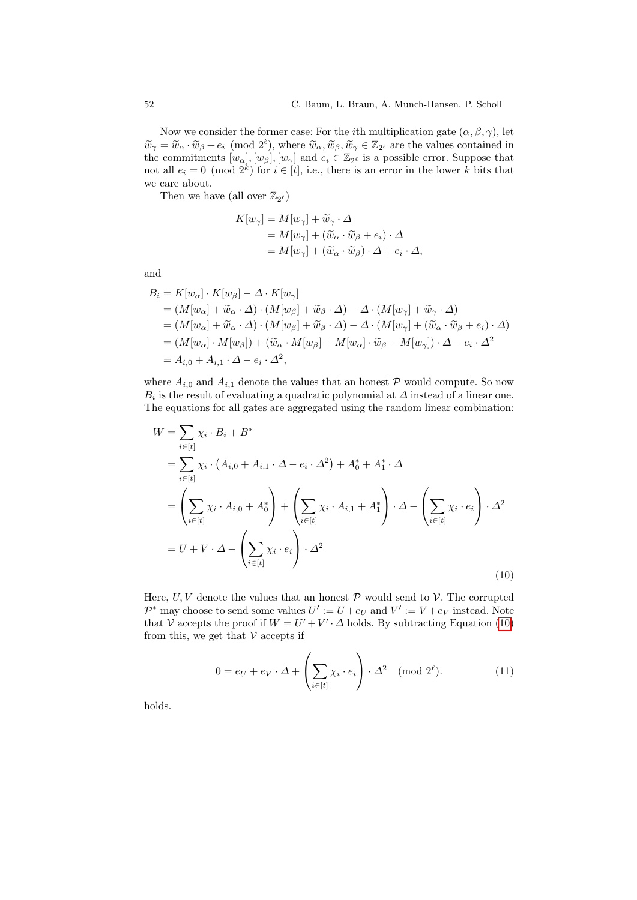Now we consider the former case: For the $i$th multiplication gate $(\alpha, \beta, \gamma)$, let $\widetilde{w}_\gamma = \widetilde{w}_\alpha \cdot \widetilde{w}_\beta + e_i \pmod{2^\ell}$, where $\widetilde{w}_\alpha, \widetilde{w}_\beta, \widetilde{w}_\gamma \in \mathbb{Z}_{2^\ell}$ are the values contained in the commitments $[w_\alpha], [w_\beta], [w_\gamma]$ and $e_i \in \mathbb{Z}_{2^\ell}$ is a possible error. Suppose that not all $e_i = 0 \pmod{2^k}$ for $i \in [t]$, i.e., there is an error in the lower $k$ bits that we care about.

Then we have (all over $\mathbb{Z}_{2^\ell}$)

$$
\begin{aligned}
K[w_\gamma] &= M[w_\gamma] + \widetilde{w}_\gamma \cdot \Delta \\
&= M[w_\gamma] + (\widetilde{w}_\alpha \cdot \widetilde{w}_\beta + e_i) \cdot \Delta \\
&= M[w_\gamma] + (\widetilde{w}_\alpha \cdot \widetilde{w}_\beta) \cdot \Delta + e_i \cdot \Delta,
\end{aligned}
$$

and

$$
\begin{aligned}
B_i &= K[w_\alpha] \cdot K[w_\beta] - \Delta \cdot K[w_\gamma] \\
&= (M[w_\alpha] + \widetilde{w}_\alpha \cdot \Delta) \cdot (M[w_\beta] + \widetilde{w}_\beta \cdot \Delta) - \Delta \cdot (M[w_\gamma] + \widetilde{w}_\gamma \cdot \Delta) \\
&= (M[w_\alpha] + \widetilde{w}_\alpha \cdot \Delta) \cdot (M[w_\beta] + \widetilde{w}_\beta \cdot \Delta) - \Delta \cdot (M[w_\gamma] + (\widetilde{w}_\alpha \cdot \widetilde{w}_\beta + e_i) \cdot \Delta) \\
&= (M[w_\alpha] \cdot M[w_\beta]) + (\widetilde{w}_\alpha \cdot M[w_\beta] + M[w_\alpha] \cdot \widetilde{w}_\beta - M[w_\gamma]) \cdot \Delta - e_i \cdot \Delta^2 \\
&= A_{i,0} + A_{i,1} \cdot \Delta - e_i \cdot \Delta^2,
\end{aligned}
$$

where $A_{i,0}$ and $A_{i,1}$ denote the values that an honest $\mathcal{P}$ would compute. So now $B_i$ is the result of evaluating a quadratic polynomial at $\Delta$ instead of a linear one. The equations for all gates are aggregated using the random linear combination:

$$
\begin{aligned}
W &= \sum_{i \in [t]} \chi_i \cdot B_i + B^* \\
&= \sum_{i \in [t]} \chi_i \cdot \left(A_{i,0} + A_{i,1} \cdot \Delta - e_i \cdot \Delta^2\right) + A_0^* + A_1^* \cdot \Delta \\
&= \left(\sum_{i \in [t]} \chi_i \cdot A_{i,0} + A_0^*\right) + \left(\sum_{i \in [t]} \chi_i \cdot A_{i,1} + A_1^*\right) \cdot \Delta - \left(\sum_{i \in [t]} \chi_i \cdot e_i\right) \cdot \Delta^2 \\
&= U + V \cdot \Delta - \left(\sum_{i \in [t]} \chi_i \cdot e_i\right) \cdot \Delta^2
\end{aligned}
\tag{10}
$$

Here, $U, V$ denote the values that an honest $\mathcal{P}$ would send to $\mathcal{V}$. The corrupted $\mathcal{P}^*$ may choose to send some values $U' := U + e_U$ and $V' := V + e_V$ instead. Note that $\mathcal{V}$ accepts the proof if $W = U' + V' \cdot \Delta$ holds. By subtracting Equation (10) from this, we get that $\mathcal{V}$ accepts if

$$
0 = e_U + e_V \cdot \Delta + \left(\sum_{i \in [t]} \chi_i \cdot e_i\right) \cdot \Delta^2 \pmod{2^\ell}. \tag{11}
$$

holds.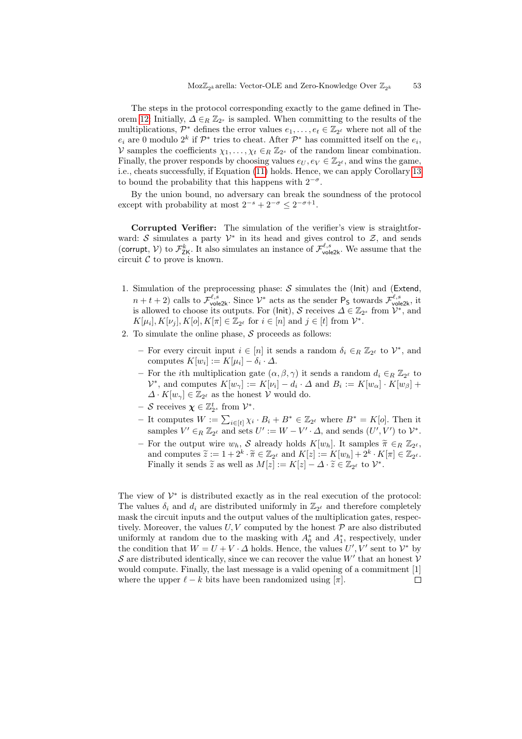The steps in the protocol corresponding exactly to the game defined in Theorem 12. Initially, $\Delta \in_R \mathbb{Z}_{2^s}$ is sampled. When committing to the results of the multiplications, $\mathcal{P}^*$ defines the error values $e_1, \ldots, e_t \in \mathbb{Z}_{2^\ell}$ where not all of the $e_i$ are 0 modulo $2^k$ if $\mathcal{P}^*$ tries to cheat. After $\mathcal{P}^*$ has committed itself on the $e_i$, $\mathcal{V}$ samples the coefficients $\chi_1, \ldots, \chi_t \in_R \mathbb{Z}_{2^s}$ of the random linear combination. Finally, the prover responds by choosing values $e_U, e_V \in \mathbb{Z}_{2^\ell}$, and wins the game, i.e., cheats successfully, if Equation (11) holds. Hence, we can apply Corollary 13 to bound the probability that this happens with $2^{-\sigma}$.

By the union bound, no adversary can break the soundness of the protocol except with probability at most $2^{-s} + 2^{-\sigma} \leq 2^{-\sigma+1}$.

**Corrupted Verifier:** The simulation of the verifier's view is straightforward: $\mathcal{S}$ simulates a party $\mathcal{V}^*$ in its head and gives control to $\mathcal{Z}$, and sends $(\mathsf{corrupt}, \mathcal{V})$ to $\mathcal{F}^k_{\mathsf{ZK}}$. It also simulates an instance of $\mathcal{F}^{\ell,s}_{\mathsf{vole2k}}$. We assume that the circuit $\mathcal{C}$ to prove is known.

1. Simulation of the preprocessing phase: $\mathcal{S}$ simulates the $(\mathsf{Init})$ and $(\mathsf{Extend}, n+t+2)$ calls to $\mathcal{F}^{\ell,s}_{\mathsf{vole2k}}$. Since $\mathcal{V}^*$ acts as the sender $\mathsf{P_S}$ towards $\mathcal{F}^{\ell,s}_{\mathsf{vole2k}}$, it is allowed to choose its outputs. For $(\mathsf{Init})$, $\mathcal{S}$ receives $\Delta \in \mathbb{Z}_{2^s}$ from $\mathcal{V}^*$, and $K[\mu_i], K[\nu_j], K[o], K[\pi] \in \mathbb{Z}_{2^\ell}$ for $i \in [n]$ and $j \in [t]$ from $\mathcal{V}^*$.
2. To simulate the online phase, $\mathcal{S}$ proceeds as follows:
   - For every circuit input $i \in [n]$ it sends a random $\delta_i \in_R \mathbb{Z}_{2^\ell}$ to $\mathcal{V}^*$, and computes $K[w_i] := K[\mu_i] - \delta_i \cdot \Delta$.
   - For the $i$th multiplication gate $(\alpha, \beta, \gamma)$ it sends a random $d_i \in_R \mathbb{Z}_{2^\ell}$ to $\mathcal{V}^*$, and computes $K[w_\gamma] := K[\nu_i] - d_i \cdot \Delta$ and $B_i := K[w_\alpha] \cdot K[w_\beta] + \Delta \cdot K[w_\gamma] \in \mathbb{Z}_{2^\ell}$ as the honest $\mathcal{V}$ would do.
   - $\mathcal{S}$ receives $\boldsymbol{\chi} \in \mathbb{Z}^t_{2^s}$ from $\mathcal{V}^*$.
   - It computes $W := \sum_{i \in [t]} \chi_i \cdot B_i + B^* \in \mathbb{Z}_{2^\ell}$ where $B^* = K[o]$. Then it samples $V' \in_R \mathbb{Z}_{2^\ell}$ and sets $U' := W - V' \cdot \Delta$, and sends $(U', V')$ to $\mathcal{V}^*$.
   - For the output wire $w_h$, $\mathcal{S}$ already holds $K[w_h]$. It samples $\widetilde{\pi} \in_R \mathbb{Z}_{2^\ell}$, and computes $\widetilde{z} := 1 + 2^k \cdot \widetilde{\pi} \in \mathbb{Z}_{2^\ell}$ and $K[z] := K[w_h] + 2^k \cdot K[\pi] \in \mathbb{Z}_{2^\ell}$. Finally it sends $\widetilde{z}$ as well as $M[z] := K[z] - \Delta \cdot \widetilde{z} \in \mathbb{Z}_{2^\ell}$ to $\mathcal{V}^*$.

The view of $\mathcal{V}^*$ is distributed exactly as in the real execution of the protocol: The values $\delta_i$ and $d_i$ are distributed uniformly in $\mathbb{Z}_{2^\ell}$ and therefore completely mask the circuit inputs and the output values of the multiplication gates, respectively. Moreover, the values $U, V$ computed by the honest $\mathcal{P}$ are also distributed uniformly at random due to the masking with $A^*_0$ and $A^*_1$, respectively, under the condition that $W = U + V \cdot \Delta$ holds. Hence, the values $U', V'$ sent to $\mathcal{V}^*$ by $\mathcal{S}$ are distributed identically, since we can recover the value $W'$ that an honest $\mathcal{V}$ would compute. Finally, the last message is a valid opening of a commitment [1] where the upper $\ell - k$ bits have been randomized using $[\pi]$. □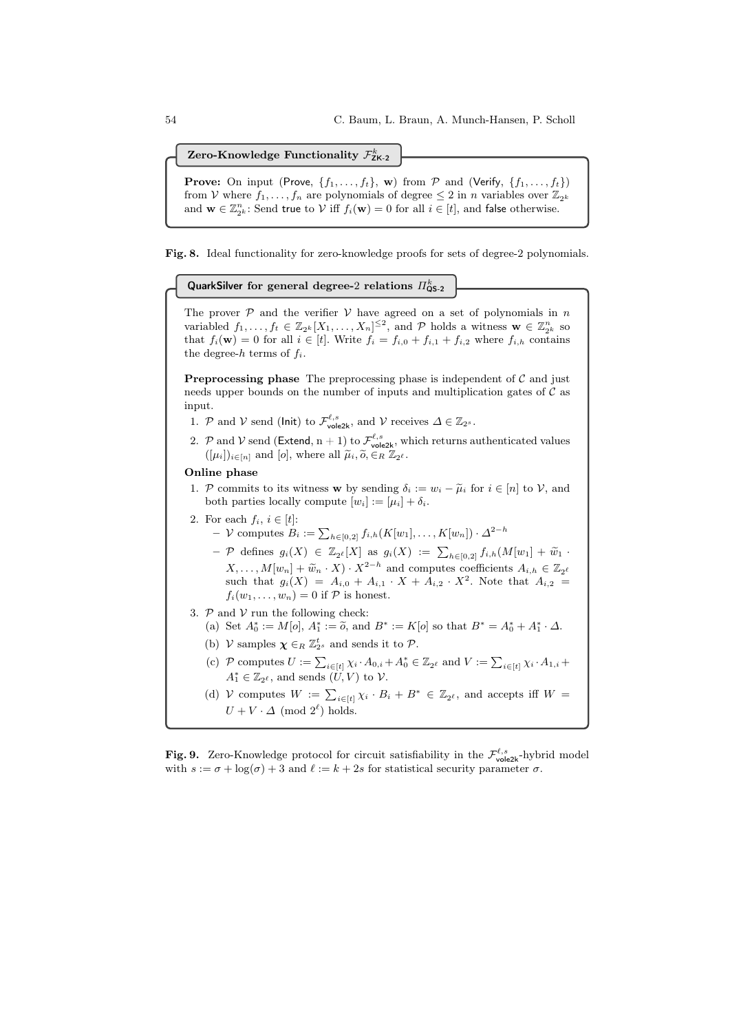**Zero-Knowledge Functionality $\mathcal{F}^k_{\mathsf{ZK\text{-}2}}$**

**Prove:** On input (Prove, $\{f_1, \ldots, f_t\}$, $\mathbf{w}$) from $\mathcal{P}$ and (Verify, $\{f_1, \ldots, f_t\}$) from $\mathcal{V}$ where $f_1, \ldots, f_n$ are polynomials of degree $\leq 2$ in $n$ variables over $\mathbb{Z}_{2^k}$ and $\mathbf{w} \in \mathbb{Z}^n_{2^k}$: Send true to $\mathcal{V}$ iff $f_i(\mathbf{w}) = 0$ for all $i \in [t]$, and false otherwise.

**Fig. 8.** Ideal functionality for zero-knowledge proofs for sets of degree-2 polynomials.

**QuarkSilver for general degree-2 relations $\Pi^k_{\mathsf{QS\text{-}2}}$**

The prover $\mathcal{P}$ and the verifier $\mathcal{V}$ have agreed on a set of polynomials in $n$ variabled $f_1, \ldots, f_t \in \mathbb{Z}_{2^k}[X_1, \ldots, X_n]^{\leq 2}$, and $\mathcal{P}$ holds a witness $\mathbf{w} \in \mathbb{Z}^n_{2^k}$ so that $f_i(\mathbf{w}) = 0$ for all $i \in [t]$. Write $f_i = f_{i,0} + f_{i,1} + f_{i,2}$ where $f_{i,h}$ contains the degree-$h$ terms of $f_i$.

**Preprocessing phase** The preprocessing phase is independent of $\mathcal{C}$ and just needs upper bounds on the number of inputs and multiplication gates of $\mathcal{C}$ as input.

1. $\mathcal{P}$ and $\mathcal{V}$ send (Init) to $\mathcal{F}^{\ell,s}_{\mathsf{vole2k}}$, and $\mathcal{V}$ receives $\Delta \in \mathbb{Z}_{2^s}$.
2. $\mathcal{P}$ and $\mathcal{V}$ send (Extend, n + 1) to $\mathcal{F}^{\ell,s}_{\mathsf{vole2k}}$, which returns authenticated values $([\mu_i])_{i\in[n]}$ and $[o]$, where all $\widetilde{\mu}_i, \widetilde{o}, \in_R \mathbb{Z}_{2^\ell}$.

**Online phase**

1. $\mathcal{P}$ commits to its witness $\mathbf{w}$ by sending $\delta_i := w_i - \widetilde{\mu}_i$ for $i \in [n]$ to $\mathcal{V}$, and both parties locally compute $[w_i] := [\mu_i] + \delta_i$.
2. For each $f_i$, $i \in [t]$:
   - $\mathcal{V}$ computes $B_i := \sum_{h\in[0,2]} f_{i,h}(K[w_1], \ldots, K[w_n]) \cdot \Delta^{2-h}$
   - $\mathcal{P}$ defines $g_i(X) \in \mathbb{Z}_{2^\ell}[X]$ as $g_i(X) := \sum_{h\in[0,2]} f_{i,h}(M[w_1] + \widetilde{w}_1 \cdot X, \ldots, M[w_n] + \widetilde{w}_n \cdot X) \cdot X^{2-h}$ and computes coefficients $A_{i,h} \in \mathbb{Z}_{2^\ell}$ such that $g_i(X) = A_{i,0} + A_{i,1} \cdot X + A_{i,2} \cdot X^2$. Note that $A_{i,2} = f_i(w_1, \ldots, w_n) = 0$ if $\mathcal{P}$ is honest.
3. $\mathcal{P}$ and $\mathcal{V}$ run the following check:
   (a) Set $A^*_0 := M[o]$, $A^*_1 := \widetilde{o}$, and $B^* := K[o]$ so that $B^* = A^*_0 + A^*_1 \cdot \Delta$.
   (b) $\mathcal{V}$ samples $\boldsymbol{\chi} \in_R \mathbb{Z}^t_{2^s}$ and sends it to $\mathcal{P}$.
   (c) $\mathcal{P}$ computes $U := \sum_{i\in[t]} \chi_i \cdot A_{0,i} + A^*_0 \in \mathbb{Z}_{2^\ell}$ and $V := \sum_{i\in[t]} \chi_i \cdot A_{1,i} + A^*_1 \in \mathbb{Z}_{2^\ell}$, and sends $(U, V)$ to $\mathcal{V}$.
   (d) $\mathcal{V}$ computes $W := \sum_{i\in[t]} \chi_i \cdot B_i + B^* \in \mathbb{Z}_{2^\ell}$, and accepts iff $W = U + V \cdot \Delta \pmod{2^\ell}$ holds.

**Fig. 9.** Zero-Knowledge protocol for circuit satisfiability in the $\mathcal{F}^{\ell,s}_{\mathsf{vole2k}}$-hybrid model with $s := \sigma + \log(\sigma) + 3$ and $\ell := k + 2s$ for statistical security parameter $\sigma$.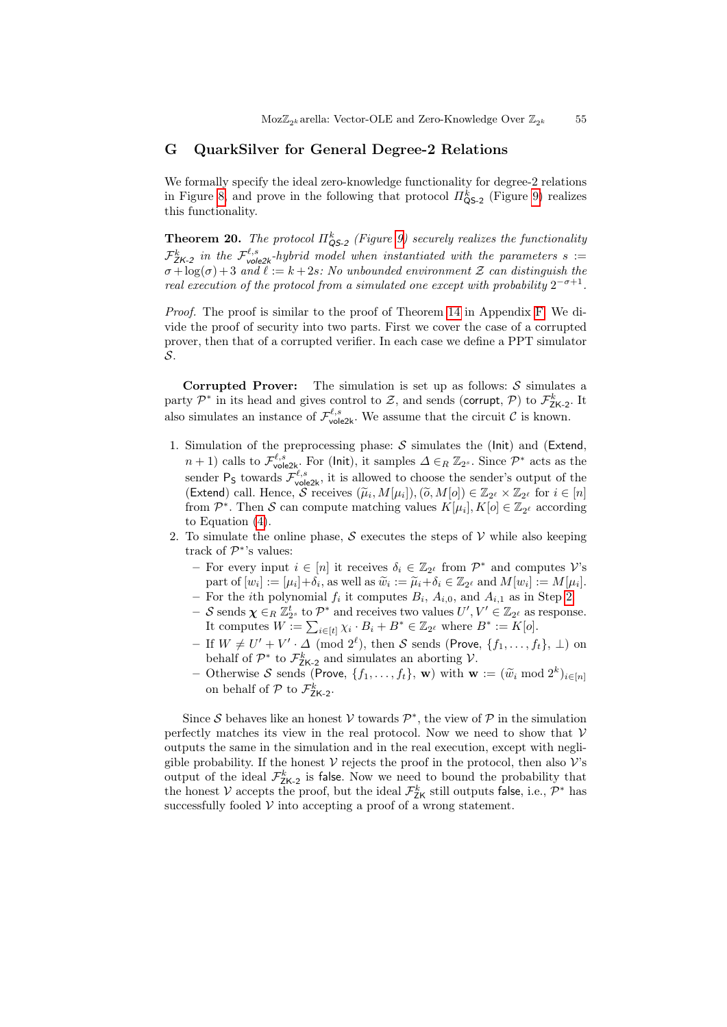## G QuarkSilver for General Degree-2 Relations

We formally specify the ideal zero-knowledge functionality for degree-2 relations in Figure 8, and prove in the following that protocol $\Pi^k_{\mathsf{QS\text{-}2}}$ (Figure 9) realizes this functionality.

**Theorem 20.** *The protocol $\Pi^k_{\mathsf{QS\text{-}2}}$ (Figure 9) securely realizes the functionality $\mathcal{F}^k_{\mathsf{ZK\text{-}2}}$ in the $\mathcal{F}^{\ell,s}_{\mathsf{vole2k}}$-hybrid model when instantiated with the parameters $s := \sigma + \log(\sigma) + 3$ and $\ell := k + 2s$: No unbounded environment $\mathcal{Z}$ can distinguish the real execution of the protocol from a simulated one except with probability $2^{-\sigma+1}$.*

*Proof.* The proof is similar to the proof of Theorem 14 in Appendix F. We divide the proof of security into two parts. First we cover the case of a corrupted prover, then that of a corrupted verifier. In each case we define a PPT simulator $\mathcal{S}$.

**Corrupted Prover:** The simulation is set up as follows: $\mathcal{S}$ simulates a party $\mathcal{P}^*$ in its head and gives control to $\mathcal{Z}$, and sends ($\mathsf{corrupt}$, $\mathcal{P}$) to $\mathcal{F}^k_{\mathsf{ZK\text{-}2}}$. It also simulates an instance of $\mathcal{F}^{\ell,s}_{\mathsf{vole2k}}$. We assume that the circuit $\mathcal{C}$ is known.

1. Simulation of the preprocessing phase: $\mathcal{S}$ simulates the ($\mathsf{Init}$) and ($\mathsf{Extend}$, $n+1$) calls to $\mathcal{F}^{\ell,s}_{\mathsf{vole2k}}$. For ($\mathsf{Init}$), it samples $\Delta \in_R \mathbb{Z}_{2^s}$. Since $\mathcal{P}^*$ acts as the sender $\mathsf{P_S}$ towards $\mathcal{F}^{\ell,s}_{\mathsf{vole2k}}$, it is allowed to choose the sender's output of the ($\mathsf{Extend}$) call. Hence, $\mathcal{S}$ receives $(\widetilde{\mu}_i, M[\mu_i]), (\widetilde{o}, M[o]) \in \mathbb{Z}_{2^\ell} \times \mathbb{Z}_{2^\ell}$ for $i \in [n]$ from $\mathcal{P}^*$. Then $\mathcal{S}$ can compute matching values $K[\mu_i], K[o] \in \mathbb{Z}_{2^\ell}$ according to Equation (4).
2. To simulate the online phase, $\mathcal{S}$ executes the steps of $\mathcal{V}$ while also keeping track of $\mathcal{P}^*$'s values:
   - For every input $i \in [n]$ it receives $\delta_i \in \mathbb{Z}_{2^\ell}$ from $\mathcal{P}^*$ and computes $\mathcal{V}$'s part of $[w_i] := [\mu_i] + \delta_i$, as well as $\widetilde{w}_i := \widetilde{\mu}_i + \delta_i \in \mathbb{Z}_{2^\ell}$ and $M[w_i] := M[\mu_i]$.
   - For the $i$th polynomial $f_i$ it computes $B_i$, $A_{i,0}$, and $A_{i,1}$ as in Step 2.
   - $\mathcal{S}$ sends $\boldsymbol{\chi} \in_R \mathbb{Z}^t_{2^s}$ to $\mathcal{P}^*$ and receives two values $U', V' \in \mathbb{Z}_{2^\ell}$ as response. It computes $W := \sum_{i \in [t]} \chi_i \cdot B_i + B^* \in \mathbb{Z}_{2^\ell}$ where $B^* := K[o]$.
   - If $W \neq U' + V' \cdot \Delta \pmod{2^\ell}$, then $\mathcal{S}$ sends ($\mathsf{Prove}$, $\{f_1, \dots, f_t\}$, $\bot$) on behalf of $\mathcal{P}^*$ to $\mathcal{F}^k_{\mathsf{ZK\text{-}2}}$ and simulates an aborting $\mathcal{V}$.
   - Otherwise $\mathcal{S}$ sends ($\mathsf{Prove}$, $\{f_1, \dots, f_t\}$, $\mathbf{w}$) with $\mathbf{w} := (\widetilde{w}_i \bmod 2^k)_{i \in [n]}$ on behalf of $\mathcal{P}$ to $\mathcal{F}^k_{\mathsf{ZK\text{-}2}}$.

Since $\mathcal{S}$ behaves like an honest $\mathcal{V}$ towards $\mathcal{P}^*$, the view of $\mathcal{P}$ in the simulation perfectly matches its view in the real protocol. Now we need to show that $\mathcal{V}$ outputs the same in the simulation and in the real execution, except with negligible probability. If the honest $\mathcal{V}$ rejects the proof in the protocol, then also $\mathcal{V}$'s output of the ideal $\mathcal{F}^k_{\mathsf{ZK\text{-}2}}$ is $\mathsf{false}$. Now we need to bound the probability that the honest $\mathcal{V}$ accepts the proof, but the ideal $\mathcal{F}^k_{\mathsf{ZK}}$ still outputs $\mathsf{false}$, i.e., $\mathcal{P}^*$ has successfully fooled $\mathcal{V}$ into accepting a proof of a wrong statement.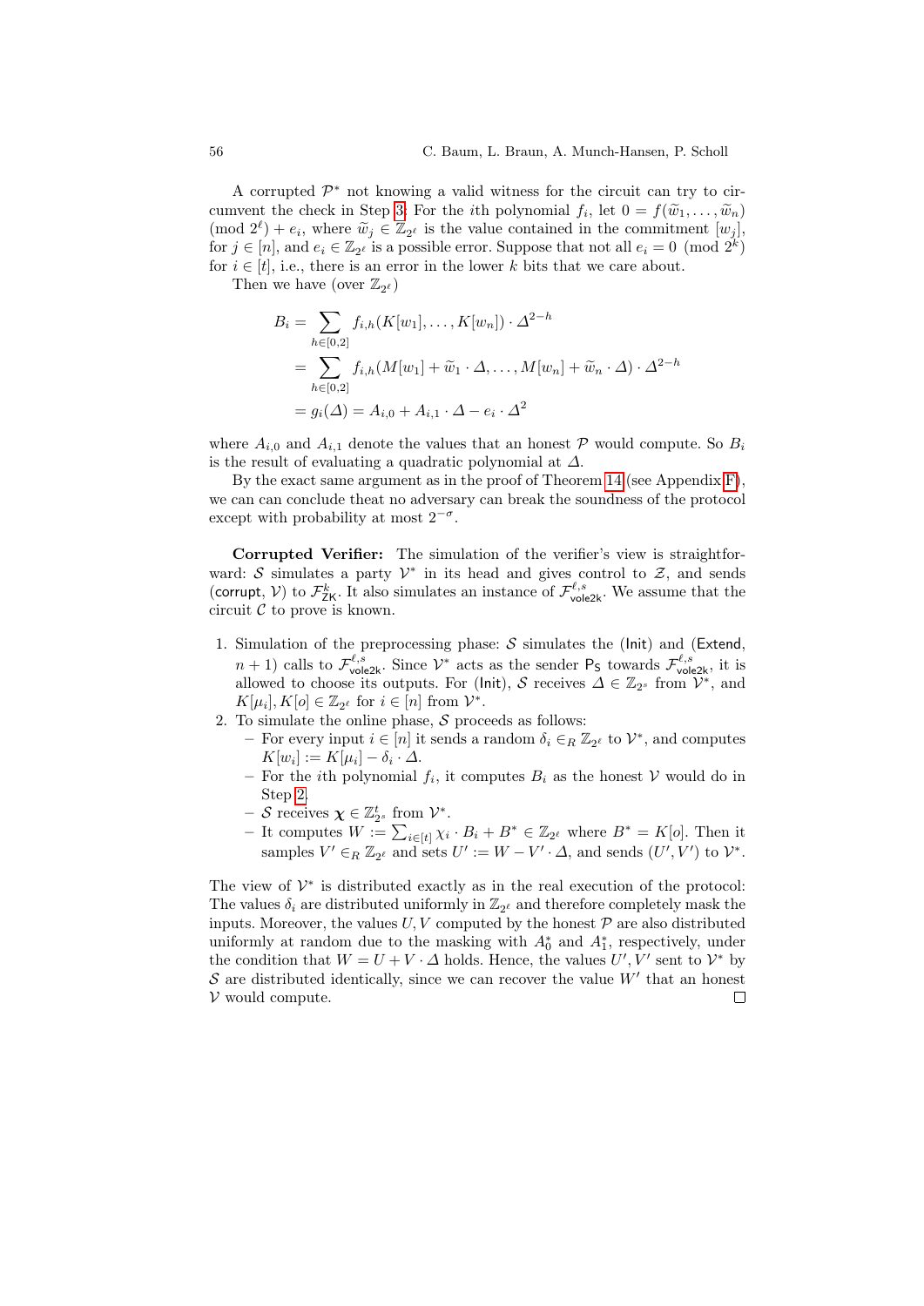A corrupted $\mathcal{P}^*$ not knowing a valid witness for the circuit can try to circumvent the check in Step 3: For the $i$th polynomial $f_i$, let $0 = f(\widetilde{w}_1, \ldots, \widetilde{w}_n) \pmod{2^\ell} + e_i$, where $\widetilde{w}_j \in \mathbb{Z}_{2^\ell}$ is the value contained in the commitment $[w_j]$, for $j \in [n]$, and $e_i \in \mathbb{Z}_{2^\ell}$ is a possible error. Suppose that not all $e_i = 0 \pmod{2^k}$ for $i \in [t]$, i.e., there is an error in the lower $k$ bits that we care about.

Then we have (over $\mathbb{Z}_{2^\ell}$)

$$
\begin{aligned}
B_i &= \sum_{h \in [0,2]} f_{i,h}(K[w_1], \ldots, K[w_n]) \cdot \Delta^{2-h} \\
&= \sum_{h \in [0,2]} f_{i,h}(M[w_1] + \widetilde{w}_1 \cdot \Delta, \ldots, M[w_n] + \widetilde{w}_n \cdot \Delta) \cdot \Delta^{2-h} \\
&= g_i(\Delta) = A_{i,0} + A_{i,1} \cdot \Delta - e_i \cdot \Delta^2
\end{aligned}
$$

where $A_{i,0}$ and $A_{i,1}$ denote the values that an honest $\mathcal{P}$ would compute. So $B_i$ is the result of evaluating a quadratic polynomial at $\Delta$.

By the exact same argument as in the proof of Theorem 14 (see Appendix F), we can can conclude theat no adversary can break the soundness of the protocol except with probability at most $2^{-\sigma}$.

**Corrupted Verifier:** The simulation of the verifier's view is straightforward: $\mathcal{S}$ simulates a party $\mathcal{V}^*$ in its head and gives control to $\mathcal{Z}$, and sends $(\mathsf{corrupt}, \mathcal{V})$ to $\mathcal{F}^k_{\mathsf{ZK}}$. It also simulates an instance of $\mathcal{F}^{\ell,s}_{\mathsf{vole2k}}$. We assume that the circuit $\mathcal{C}$ to prove is known.

1. Simulation of the preprocessing phase: $\mathcal{S}$ simulates the $(\mathsf{Init})$ and $(\mathsf{Extend}, n+1)$ calls to $\mathcal{F}^{\ell,s}_{\mathsf{vole2k}}$. Since $\mathcal{V}^*$ acts as the sender $\mathsf{P_S}$ towards $\mathcal{F}^{\ell,s}_{\mathsf{vole2k}}$, it is allowed to choose its outputs. For $(\mathsf{Init})$, $\mathcal{S}$ receives $\Delta \in \mathbb{Z}_{2^s}$ from $\mathcal{V}^*$, and $K[\mu_i], K[o] \in \mathbb{Z}_{2^\ell}$ for $i \in [n]$ from $\mathcal{V}^*$.
2. To simulate the online phase, $\mathcal{S}$ proceeds as follows:
   - For every input $i \in [n]$ it sends a random $\delta_i \in_R \mathbb{Z}_{2^\ell}$ to $\mathcal{V}^*$, and computes $K[w_i] := K[\mu_i] - \delta_i \cdot \Delta$.
   - For the $i$th polynomial $f_i$, it computes $B_i$ as the honest $\mathcal{V}$ would do in Step 2.
   - $\mathcal{S}$ receives $\boldsymbol{\chi} \in \mathbb{Z}^t_{2^s}$ from $\mathcal{V}^*$.
   - It computes $W := \sum_{i \in [t]} \chi_i \cdot B_i + B^* \in \mathbb{Z}_{2^\ell}$ where $B^* = K[o]$. Then it samples $V' \in_R \mathbb{Z}_{2^\ell}$ and sets $U' := W - V' \cdot \Delta$, and sends $(U', V')$ to $\mathcal{V}^*$.

The view of $\mathcal{V}^*$ is distributed exactly as in the real execution of the protocol: The values $\delta_i$ are distributed uniformly in $\mathbb{Z}_{2^\ell}$ and therefore completely mask the inputs. Moreover, the values $U, V$ computed by the honest $\mathcal{P}$ are also distributed uniformly at random due to the masking with $A_0^*$ and $A_1^*$, respectively, under the condition that $W = U + V \cdot \Delta$ holds. Hence, the values $U', V'$ sent to $\mathcal{V}^*$ by $\mathcal{S}$ are distributed identically, since we can recover the value $W'$ that an honest $\mathcal{V}$ would compute. □